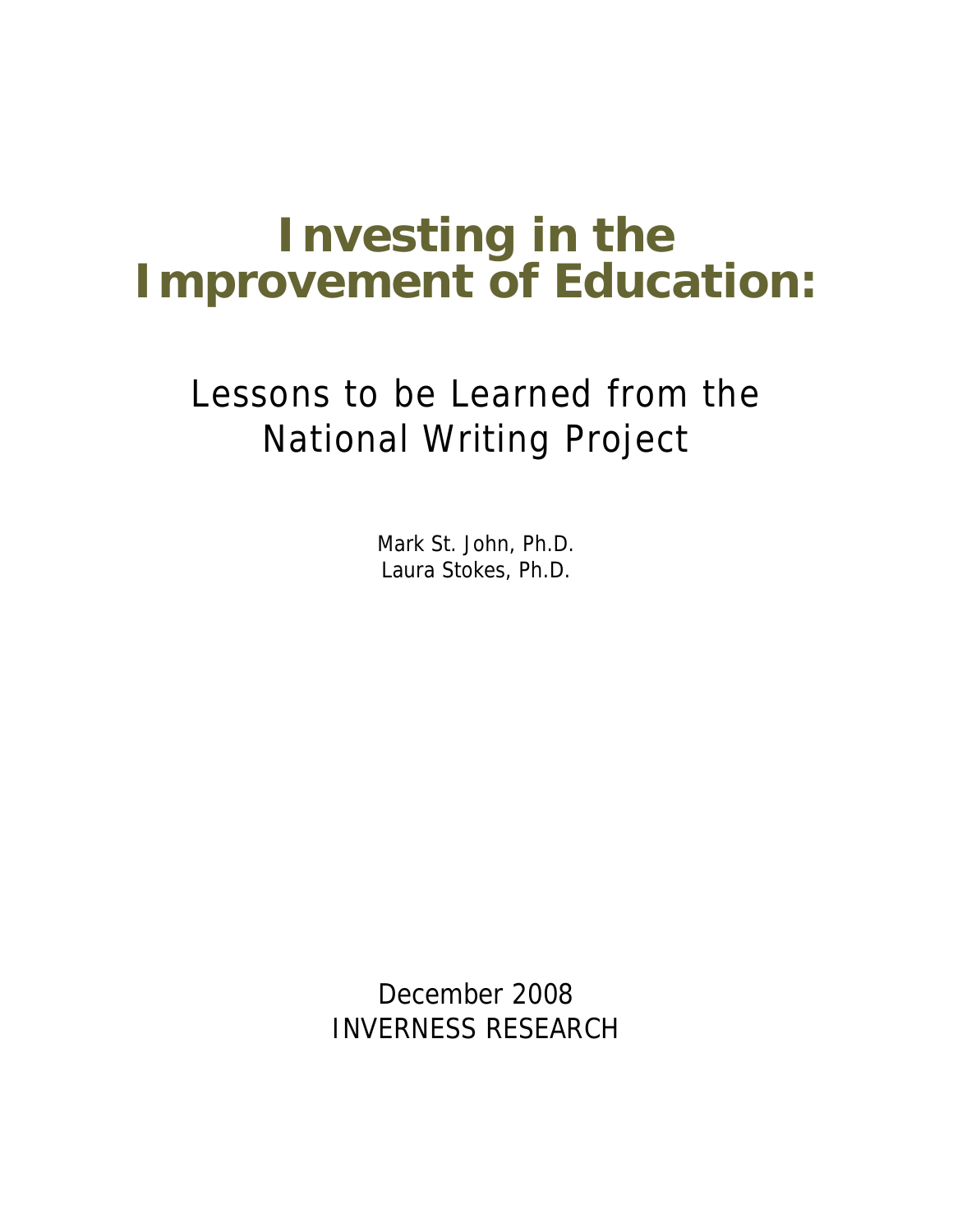# Investing in the Improvement of Education:

## Lessons to be Learned from the National Writing Project

Mark St. John, Ph.D.
Laura Stokes, Ph.D.

December 2008
INVERNESS RESEARCH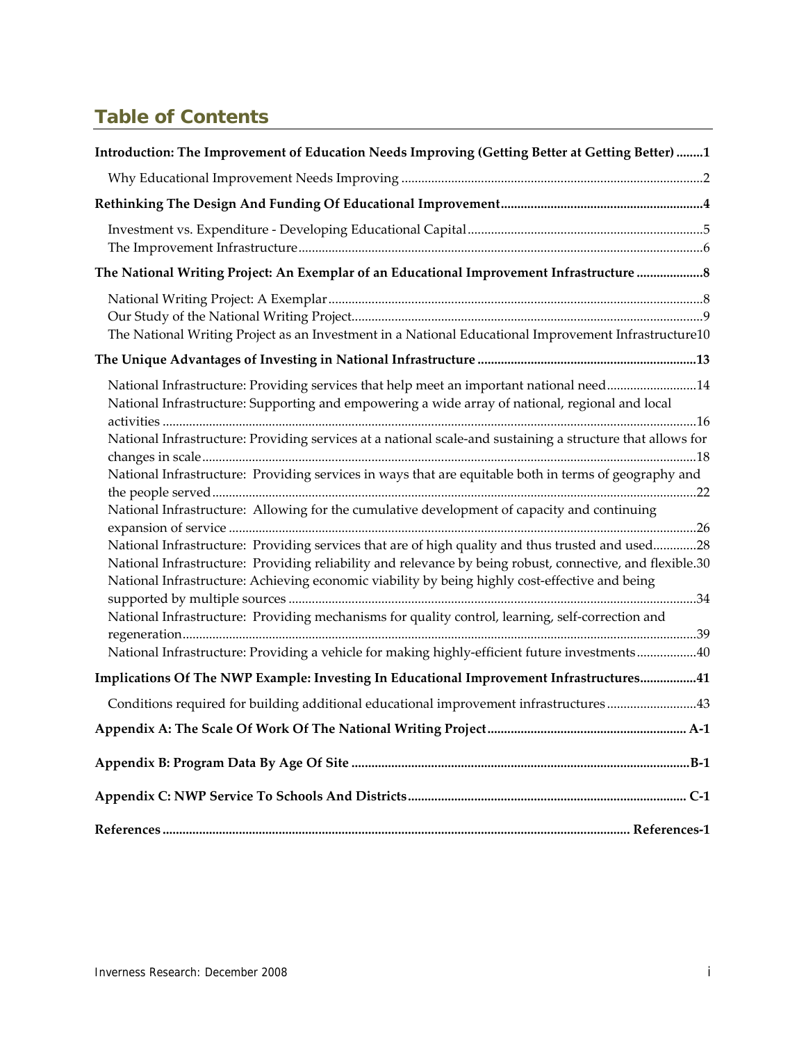## Table of Contents

**Introduction: The Improvement of Education Needs Improving (Getting Better at Getting Better) ........1**

Why Educational Improvement Needs Improving ........2

**Rethinking The Design And Funding Of Educational Improvement........4**

Investment vs. Expenditure - Developing Educational Capital........5
The Improvement Infrastructure........6

**The National Writing Project: An Exemplar of an Educational Improvement Infrastructure ........8**

National Writing Project: A Exemplar........8
Our Study of the National Writing Project........9
The National Writing Project as an Investment in a National Educational Improvement Infrastructure10

**The Unique Advantages of Investing in National Infrastructure ........13**

National Infrastructure: Providing services that help meet an important national need........14
National Infrastructure: Supporting and empowering a wide array of national, regional and local activities ........16
National Infrastructure: Providing services at a national scale-and sustaining a structure that allows for changes in scale........18
National Infrastructure: Providing services in ways that are equitable both in terms of geography and the people served........22
National Infrastructure: Allowing for the cumulative development of capacity and continuing expansion of service ........26
National Infrastructure: Providing services that are of high quality and thus trusted and used........28
National Infrastructure: Providing reliability and relevance by being robust, connective, and flexible.30
National Infrastructure: Achieving economic viability by being highly cost-effective and being supported by multiple sources ........34
National Infrastructure: Providing mechanisms for quality control, learning, self-correction and regeneration........39
National Infrastructure: Providing a vehicle for making highly-efficient future investments........40

**Implications Of The NWP Example: Investing In Educational Improvement Infrastructures........41**

Conditions required for building additional educational improvement infrastructures........43

**Appendix A: The Scale Of Work Of The National Writing Project........ A-1**

**Appendix B: Program Data By Age Of Site ........B-1**

**Appendix C: NWP Service To Schools And Districts........ C-1**

**References ........ References-1**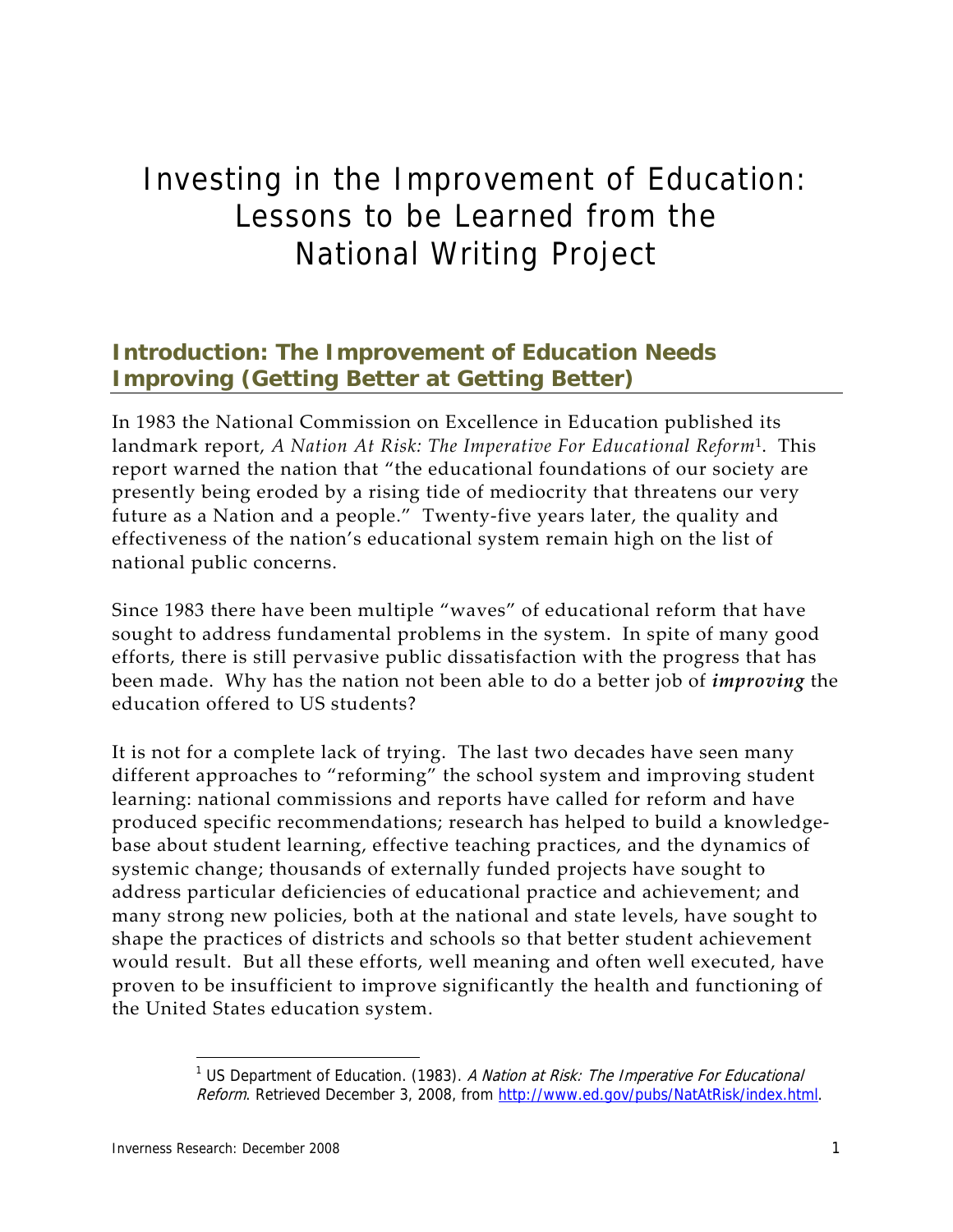# Investing in the Improvement of Education: Lessons to be Learned from the National Writing Project

## Introduction: The Improvement of Education Needs Improving (Getting Better at Getting Better)

In 1983 the National Commission on Excellence in Education published its landmark report, *A Nation At Risk: The Imperative For Educational Reform*[1]. This report warned the nation that "the educational foundations of our society are presently being eroded by a rising tide of mediocrity that threatens our very future as a Nation and a people." Twenty-five years later, the quality and effectiveness of the nation's educational system remain high on the list of national public concerns.

Since 1983 there have been multiple "waves" of educational reform that have sought to address fundamental problems in the system. In spite of many good efforts, there is still pervasive public dissatisfaction with the progress that has been made. Why has the nation not been able to do a better job of ***improving*** the education offered to US students?

It is not for a complete lack of trying. The last two decades have seen many different approaches to "reforming" the school system and improving student learning: national commissions and reports have called for reform and have produced specific recommendations; research has helped to build a knowledge-base about student learning, effective teaching practices, and the dynamics of systemic change; thousands of externally funded projects have sought to address particular deficiencies of educational practice and achievement; and many strong new policies, both at the national and state levels, have sought to shape the practices of districts and schools so that better student achievement would result. But all these efforts, well meaning and often well executed, have proven to be insufficient to improve significantly the health and functioning of the United States education system.

[1] US Department of Education. (1983). *A Nation at Risk: The Imperative For Educational Reform*. Retrieved December 3, 2008, from http://www.ed.gov/pubs/NatAtRisk/index.html.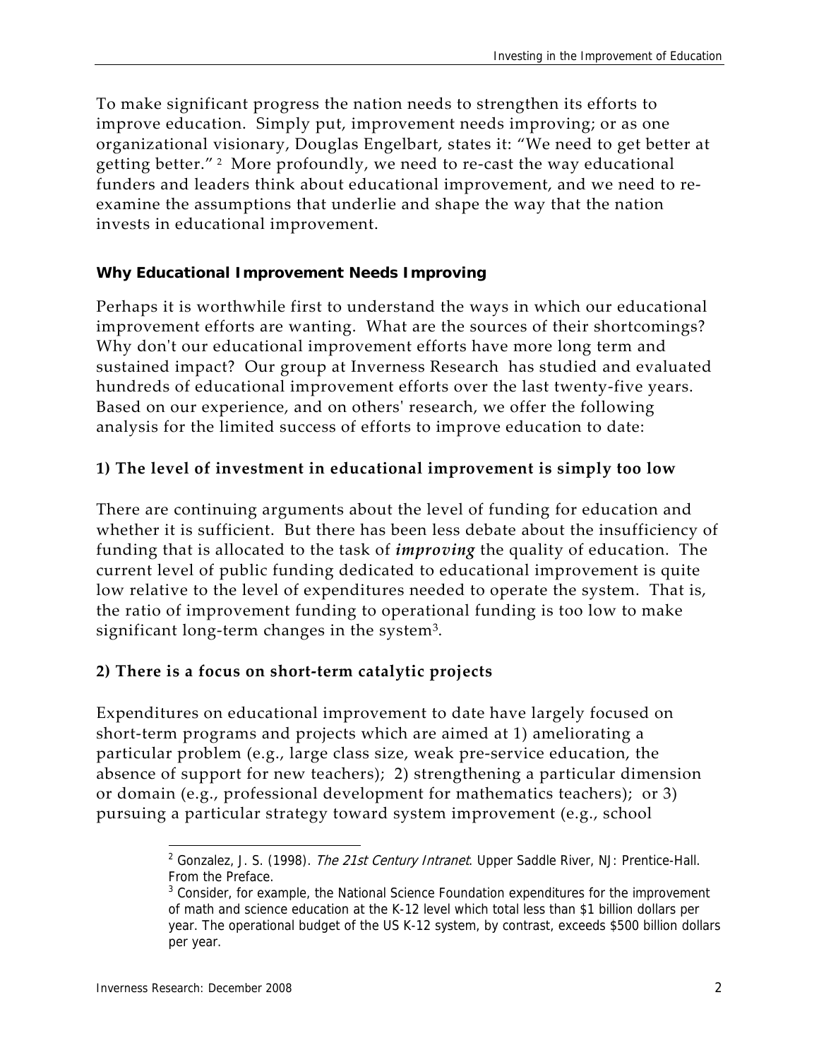To make significant progress the nation needs to strengthen its efforts to improve education. Simply put, improvement needs improving; or as one organizational visionary, Douglas Engelbart, states it: "We need to get better at getting better." [2] More profoundly, we need to re-cast the way educational funders and leaders think about educational improvement, and we need to re-examine the assumptions that underlie and shape the way that the nation invests in educational improvement.

### Why Educational Improvement Needs Improving

Perhaps it is worthwhile first to understand the ways in which our educational improvement efforts are wanting. What are the sources of their shortcomings? Why don't our educational improvement efforts have more long term and sustained impact? Our group at Inverness Research has studied and evaluated hundreds of educational improvement efforts over the last twenty-five years. Based on our experience, and on others' research, we offer the following analysis for the limited success of efforts to improve education to date:

#### 1) The level of investment in educational improvement is simply too low

There are continuing arguments about the level of funding for education and whether it is sufficient. But there has been less debate about the insufficiency of funding that is allocated to the task of ***improving*** the quality of education. The current level of public funding dedicated to educational improvement is quite low relative to the level of expenditures needed to operate the system. That is, the ratio of improvement funding to operational funding is too low to make significant long-term changes in the system[3].

#### 2) There is a focus on short-term catalytic projects

Expenditures on educational improvement to date have largely focused on short-term programs and projects which are aimed at 1) ameliorating a particular problem (e.g., large class size, weak pre-service education, the absence of support for new teachers); 2) strengthening a particular dimension or domain (e.g., professional development for mathematics teachers); or 3) pursuing a particular strategy toward system improvement (e.g., school

---

[2] Gonzalez, J. S. (1998). *The 21st Century Intranet*. Upper Saddle River, NJ: Prentice-Hall. From the Preface.

[3] Consider, for example, the National Science Foundation expenditures for the improvement of math and science education at the K-12 level which total less than $1 billion dollars per year. The operational budget of the US K-12 system, by contrast, exceeds $500 billion dollars per year.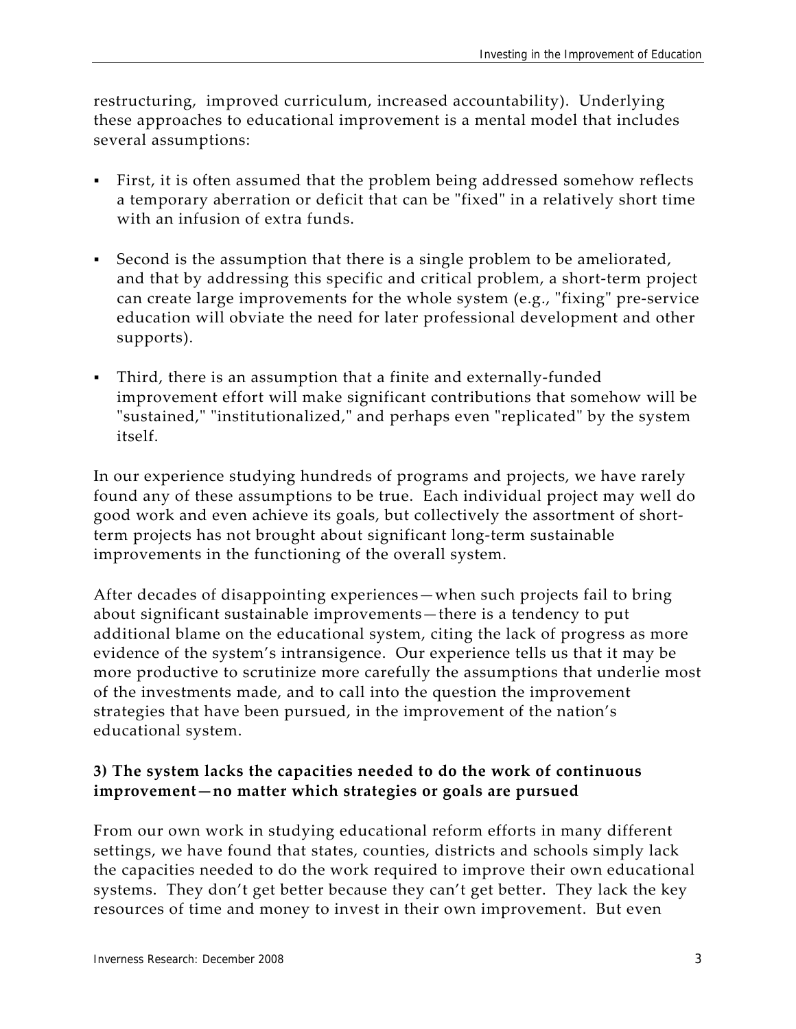restructuring, improved curriculum, increased accountability). Underlying these approaches to educational improvement is a mental model that includes several assumptions:

- First, it is often assumed that the problem being addressed somehow reflects a temporary aberration or deficit that can be "fixed" in a relatively short time with an infusion of extra funds.

- Second is the assumption that there is a single problem to be ameliorated, and that by addressing this specific and critical problem, a short-term project can create large improvements for the whole system (e.g., "fixing" pre-service education will obviate the need for later professional development and other supports).

- Third, there is an assumption that a finite and externally-funded improvement effort will make significant contributions that somehow will be "sustained," "institutionalized," and perhaps even "replicated" by the system itself.

In our experience studying hundreds of programs and projects, we have rarely found any of these assumptions to be true. Each individual project may well do good work and even achieve its goals, but collectively the assortment of short-term projects has not brought about significant long-term sustainable improvements in the functioning of the overall system.

After decades of disappointing experiences—when such projects fail to bring about significant sustainable improvements—there is a tendency to put additional blame on the educational system, citing the lack of progress as more evidence of the system's intransigence. Our experience tells us that it may be more productive to scrutinize more carefully the assumptions that underlie most of the investments made, and to call into the question the improvement strategies that have been pursued, in the improvement of the nation's educational system.

**3) The system lacks the capacities needed to do the work of continuous improvement—no matter which strategies or goals are pursued**

From our own work in studying educational reform efforts in many different settings, we have found that states, counties, districts and schools simply lack the capacities needed to do the work required to improve their own educational systems. They don't get better because they can't get better. They lack the key resources of time and money to invest in their own improvement. But even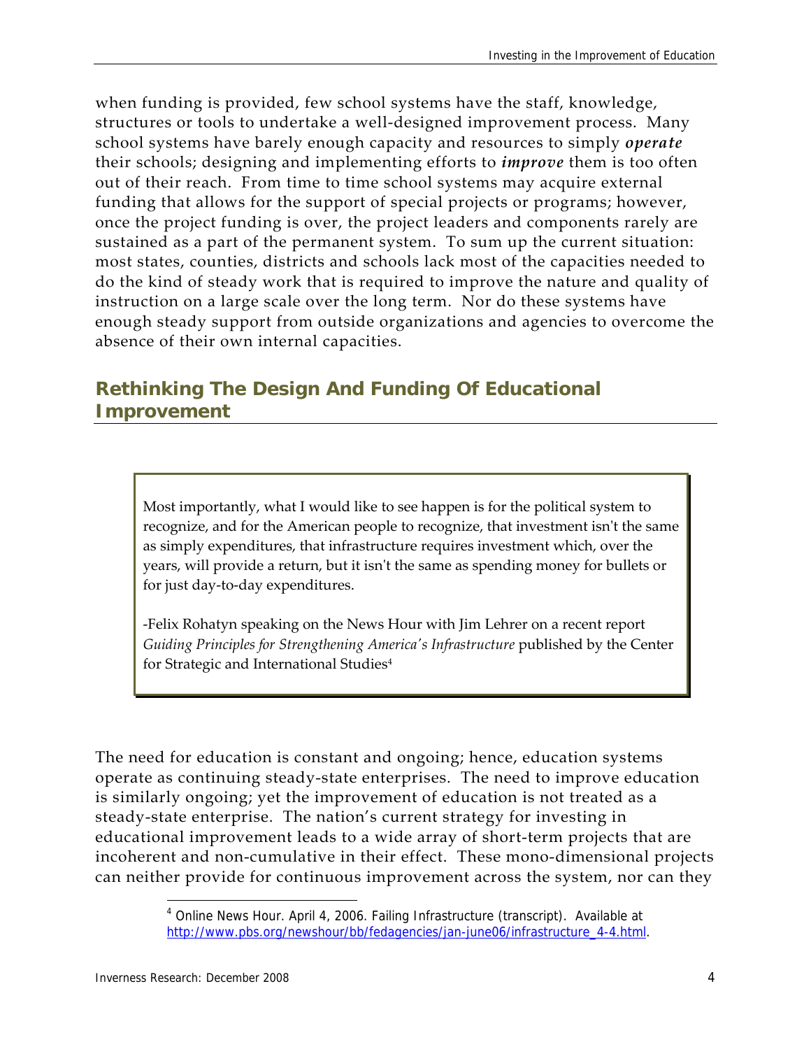when funding is provided, few school systems have the staff, knowledge, structures or tools to undertake a well-designed improvement process. Many school systems have barely enough capacity and resources to simply ***operate*** their schools; designing and implementing efforts to ***improve*** them is too often out of their reach. From time to time school systems may acquire external funding that allows for the support of special projects or programs; however, once the project funding is over, the project leaders and components rarely are sustained as a part of the permanent system. To sum up the current situation: most states, counties, districts and schools lack most of the capacities needed to do the kind of steady work that is required to improve the nature and quality of instruction on a large scale over the long term. Nor do these systems have enough steady support from outside organizations and agencies to overcome the absence of their own internal capacities.

## Rethinking The Design And Funding Of Educational Improvement

> Most importantly, what I would like to see happen is for the political system to recognize, and for the American people to recognize, that investment isn't the same as simply expenditures, that infrastructure requires investment which, over the years, will provide a return, but it isn't the same as spending money for bullets or for just day-to-day expenditures.
>
> -Felix Rohatyn speaking on the News Hour with Jim Lehrer on a recent report *Guiding Principles for Strengthening America's Infrastructure* published by the Center for Strategic and International Studies[4]

The need for education is constant and ongoing; hence, education systems operate as continuing steady-state enterprises. The need to improve education is similarly ongoing; yet the improvement of education is not treated as a steady-state enterprise. The nation's current strategy for investing in educational improvement leads to a wide array of short-term projects that are incoherent and non-cumulative in their effect. These mono-dimensional projects can neither provide for continuous improvement across the system, nor can they

[4] Online News Hour. April 4, 2006. Failing Infrastructure (transcript). Available at http://www.pbs.org/newshour/bb/fedagencies/jan-june06/infrastructure_4-4.html.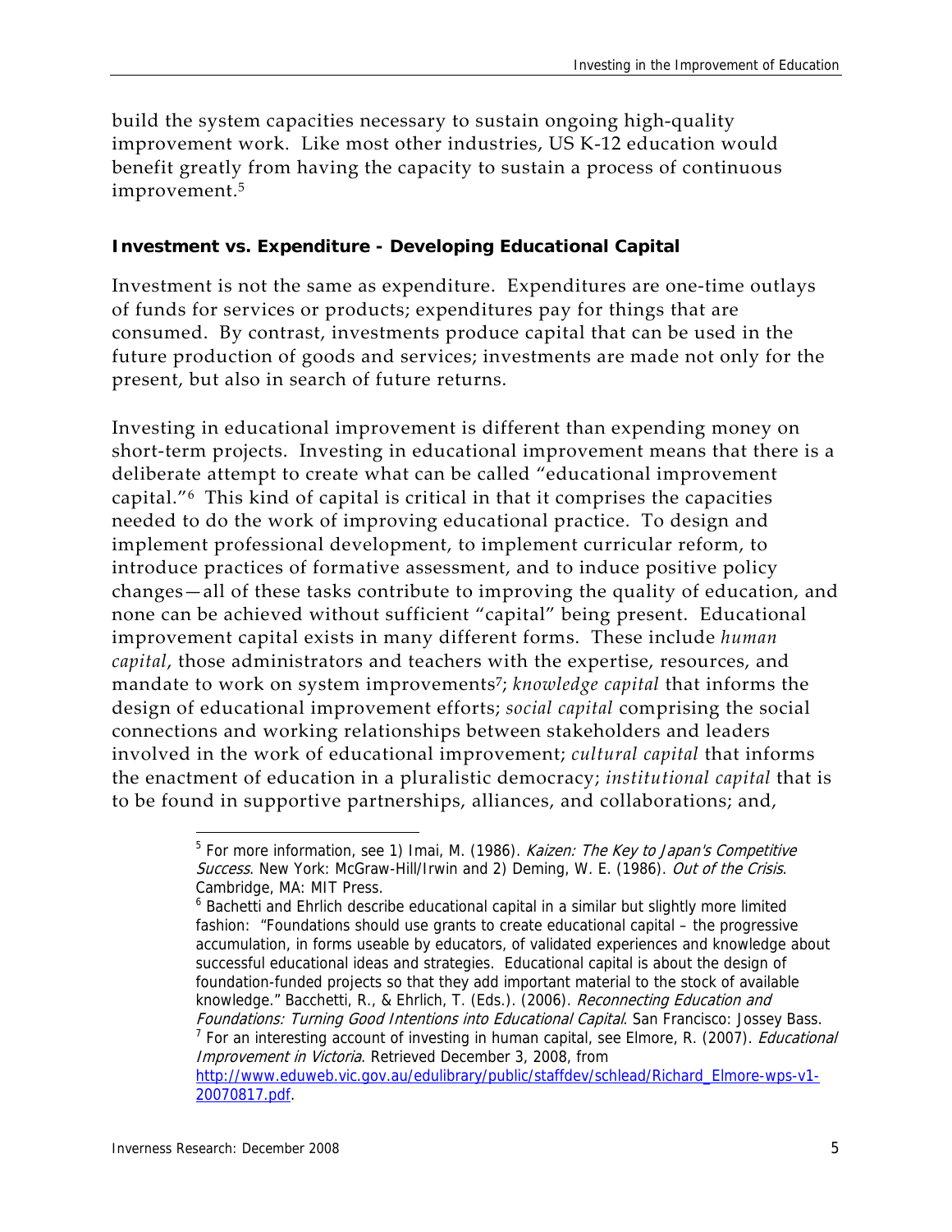build the system capacities necessary to sustain ongoing high-quality improvement work. Like most other industries, US K-12 education would benefit greatly from having the capacity to sustain a process of continuous improvement.[5]

**Investment vs. Expenditure - Developing Educational Capital**

Investment is not the same as expenditure. Expenditures are one-time outlays of funds for services or products; expenditures pay for things that are consumed. By contrast, investments produce capital that can be used in the future production of goods and services; investments are made not only for the present, but also in search of future returns.

Investing in educational improvement is different than expending money on short-term projects. Investing in educational improvement means that there is a deliberate attempt to create what can be called "educational improvement capital."[6] This kind of capital is critical in that it comprises the capacities needed to do the work of improving educational practice. To design and implement professional development, to implement curricular reform, to introduce practices of formative assessment, and to induce positive policy changes—all of these tasks contribute to improving the quality of education, and none can be achieved without sufficient "capital" being present. Educational improvement capital exists in many different forms. These include *human capital*, those administrators and teachers with the expertise, resources, and mandate to work on system improvements[7]; *knowledge capital* that informs the design of educational improvement efforts; *social capital* comprising the social connections and working relationships between stakeholders and leaders involved in the work of educational improvement; *cultural capital* that informs the enactment of education in a pluralistic democracy; *institutional capital* that is to be found in supportive partnerships, alliances, and collaborations; and,

---

[5] For more information, see 1) Imai, M. (1986). *Kaizen: The Key to Japan's Competitive Success*. New York: McGraw-Hill/Irwin and 2) Deming, W. E. (1986). *Out of the Crisis*. Cambridge, MA: MIT Press.

[6] Bachetti and Ehrlich describe educational capital in a similar but slightly more limited fashion: "Foundations should use grants to create educational capital – the progressive accumulation, in forms useable by educators, of validated experiences and knowledge about successful educational ideas and strategies. Educational capital is about the design of foundation-funded projects so that they add important material to the stock of available knowledge." Bacchetti, R., & Ehrlich, T. (Eds.). (2006). *Reconnecting Education and Foundations: Turning Good Intentions into Educational Capital*. San Francisco: Jossey Bass.

[7] For an interesting account of investing in human capital, see Elmore, R. (2007). *Educational Improvement in Victoria*. Retrieved December 3, 2008, from http://www.eduweb.vic.gov.au/edulibrary/public/staffdev/schlead/Richard_Elmore-wps-v1-20070817.pdf.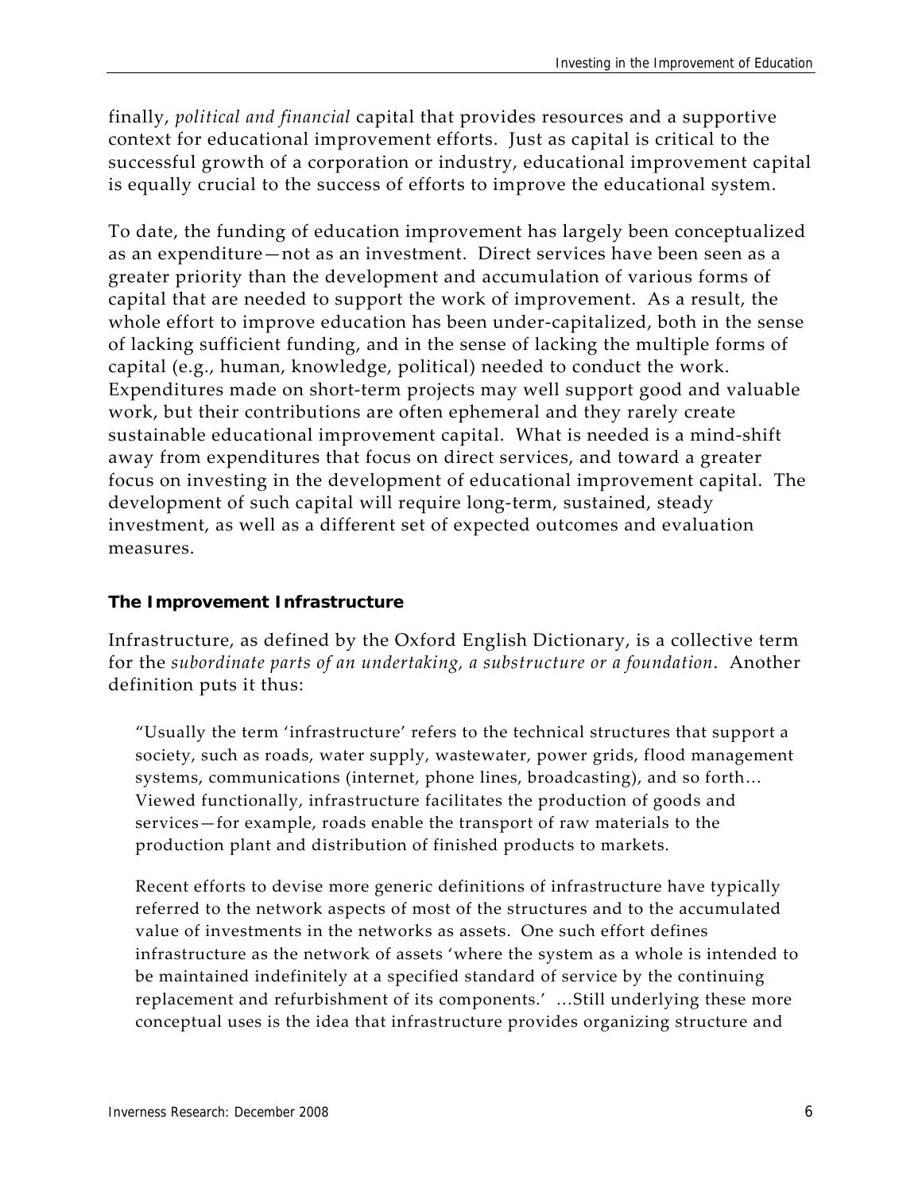finally, *political and financial* capital that provides resources and a supportive context for educational improvement efforts. Just as capital is critical to the successful growth of a corporation or industry, educational improvement capital is equally crucial to the success of efforts to improve the educational system.

To date, the funding of education improvement has largely been conceptualized as an expenditure—not as an investment. Direct services have been seen as a greater priority than the development and accumulation of various forms of capital that are needed to support the work of improvement. As a result, the whole effort to improve education has been under-capitalized, both in the sense of lacking sufficient funding, and in the sense of lacking the multiple forms of capital (e.g., human, knowledge, political) needed to conduct the work. Expenditures made on short-term projects may well support good and valuable work, but their contributions are often ephemeral and they rarely create sustainable educational improvement capital. What is needed is a mind-shift away from expenditures that focus on direct services, and toward a greater focus on investing in the development of educational improvement capital. The development of such capital will require long-term, sustained, steady investment, as well as a different set of expected outcomes and evaluation measures.

### The Improvement Infrastructure

Infrastructure, as defined by the Oxford English Dictionary, is a collective term for the *subordinate parts of an undertaking, a substructure or a foundation*. Another definition puts it thus:

> "Usually the term 'infrastructure' refers to the technical structures that support a society, such as roads, water supply, wastewater, power grids, flood management systems, communications (internet, phone lines, broadcasting), and so forth… Viewed functionally, infrastructure facilitates the production of goods and services—for example, roads enable the transport of raw materials to the production plant and distribution of finished products to markets.
>
> Recent efforts to devise more generic definitions of infrastructure have typically referred to the network aspects of most of the structures and to the accumulated value of investments in the networks as assets. One such effort defines infrastructure as the network of assets 'where the system as a whole is intended to be maintained indefinitely at a specified standard of service by the continuing replacement and refurbishment of its components.' …Still underlying these more conceptual uses is the idea that infrastructure provides organizing structure and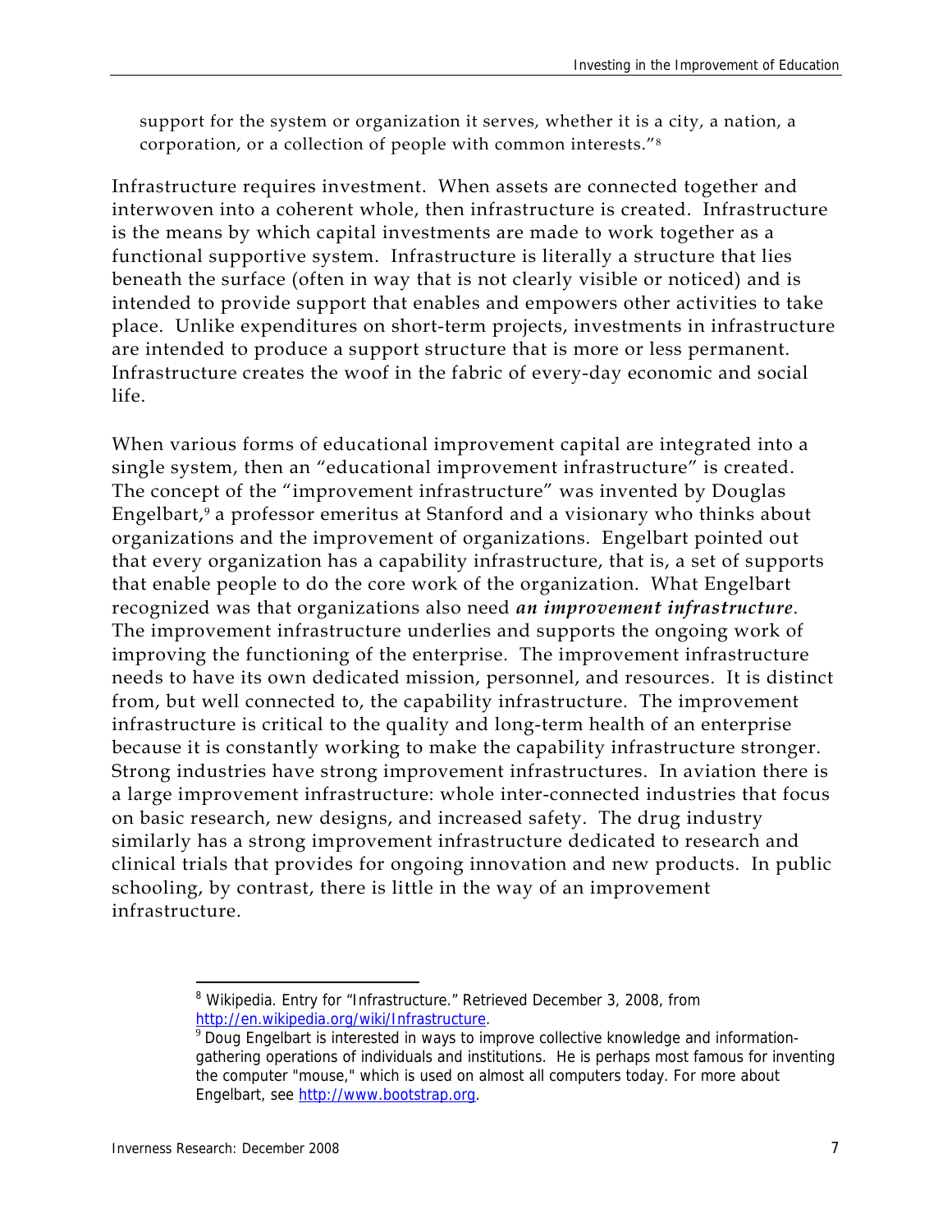support for the system or organization it serves, whether it is a city, a nation, a corporation, or a collection of people with common interests."[8]

Infrastructure requires investment. When assets are connected together and interwoven into a coherent whole, then infrastructure is created. Infrastructure is the means by which capital investments are made to work together as a functional supportive system. Infrastructure is literally a structure that lies beneath the surface (often in way that is not clearly visible or noticed) and is intended to provide support that enables and empowers other activities to take place. Unlike expenditures on short-term projects, investments in infrastructure are intended to produce a support structure that is more or less permanent. Infrastructure creates the woof in the fabric of every-day economic and social life.

When various forms of educational improvement capital are integrated into a single system, then an "educational improvement infrastructure" is created. The concept of the "improvement infrastructure" was invented by Douglas Engelbart,[9] a professor emeritus at Stanford and a visionary who thinks about organizations and the improvement of organizations. Engelbart pointed out that every organization has a capability infrastructure, that is, a set of supports that enable people to do the core work of the organization. What Engelbart recognized was that organizations also need ***an improvement infrastructure***. The improvement infrastructure underlies and supports the ongoing work of improving the functioning of the enterprise. The improvement infrastructure needs to have its own dedicated mission, personnel, and resources. It is distinct from, but well connected to, the capability infrastructure. The improvement infrastructure is critical to the quality and long-term health of an enterprise because it is constantly working to make the capability infrastructure stronger. Strong industries have strong improvement infrastructures. In aviation there is a large improvement infrastructure: whole inter-connected industries that focus on basic research, new designs, and increased safety. The drug industry similarly has a strong improvement infrastructure dedicated to research and clinical trials that provides for ongoing innovation and new products. In public schooling, by contrast, there is little in the way of an improvement infrastructure.

---

[8] Wikipedia. Entry for "Infrastructure." Retrieved December 3, 2008, from http://en.wikipedia.org/wiki/Infrastructure.

[9] Doug Engelbart is interested in ways to improve collective knowledge and information-gathering operations of individuals and institutions. He is perhaps most famous for inventing the computer "mouse," which is used on almost all computers today. For more about Engelbart, see http://www.bootstrap.org.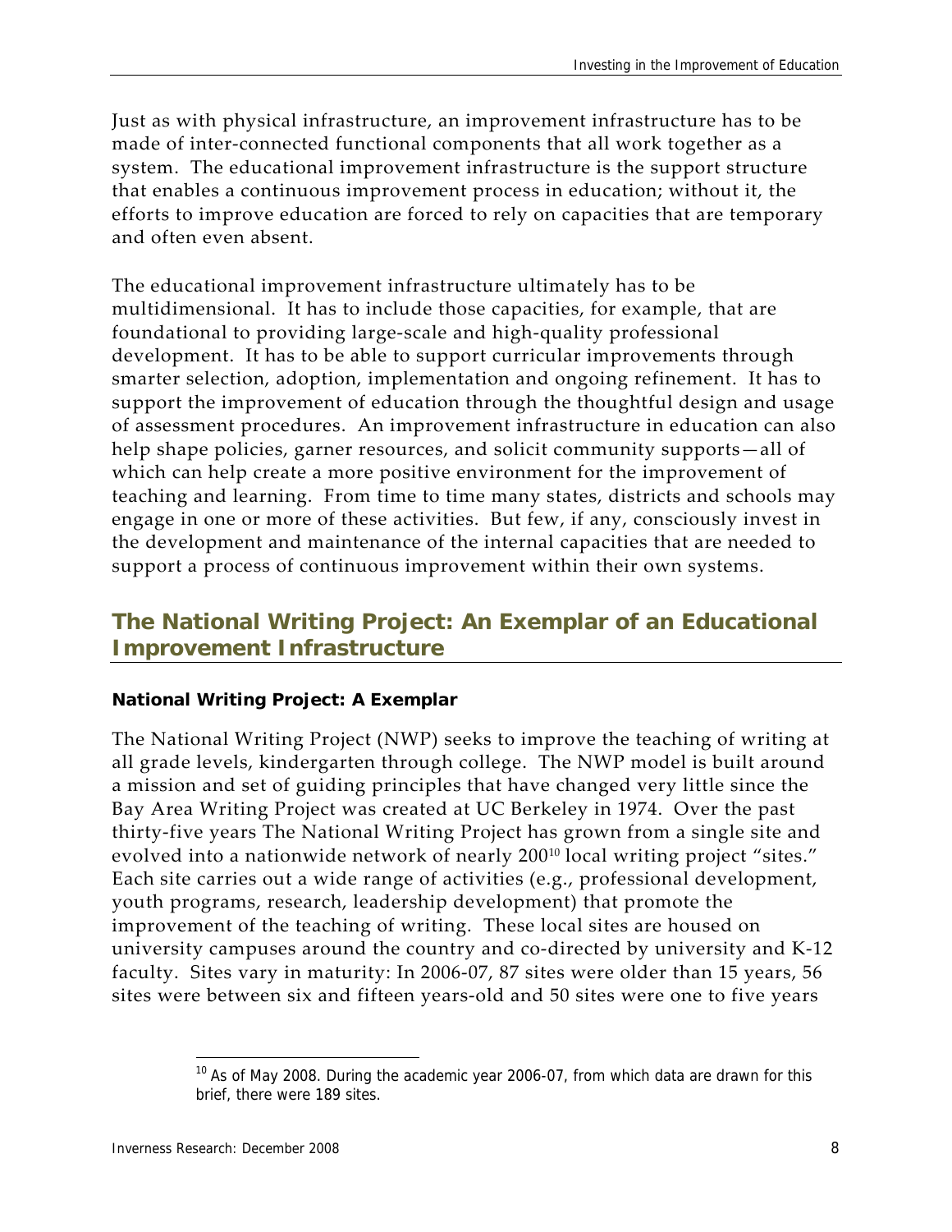Just as with physical infrastructure, an improvement infrastructure has to be made of inter-connected functional components that all work together as a system. The educational improvement infrastructure is the support structure that enables a continuous improvement process in education; without it, the efforts to improve education are forced to rely on capacities that are temporary and often even absent.

The educational improvement infrastructure ultimately has to be multidimensional. It has to include those capacities, for example, that are foundational to providing large-scale and high-quality professional development. It has to be able to support curricular improvements through smarter selection, adoption, implementation and ongoing refinement. It has to support the improvement of education through the thoughtful design and usage of assessment procedures. An improvement infrastructure in education can also help shape policies, garner resources, and solicit community supports—all of which can help create a more positive environment for the improvement of teaching and learning. From time to time many states, districts and schools may engage in one or more of these activities. But few, if any, consciously invest in the development and maintenance of the internal capacities that are needed to support a process of continuous improvement within their own systems.

## The National Writing Project: An Exemplar of an Educational Improvement Infrastructure

### National Writing Project: A Exemplar

The National Writing Project (NWP) seeks to improve the teaching of writing at all grade levels, kindergarten through college. The NWP model is built around a mission and set of guiding principles that have changed very little since the Bay Area Writing Project was created at UC Berkeley in 1974. Over the past thirty-five years The National Writing Project has grown from a single site and evolved into a nationwide network of nearly 200[10] local writing project "sites." Each site carries out a wide range of activities (e.g., professional development, youth programs, research, leadership development) that promote the improvement of the teaching of writing. These local sites are housed on university campuses around the country and co-directed by university and K-12 faculty. Sites vary in maturity: In 2006-07, 87 sites were older than 15 years, 56 sites were between six and fifteen years-old and 50 sites were one to five years

[10] As of May 2008. During the academic year 2006-07, from which data are drawn for this brief, there were 189 sites.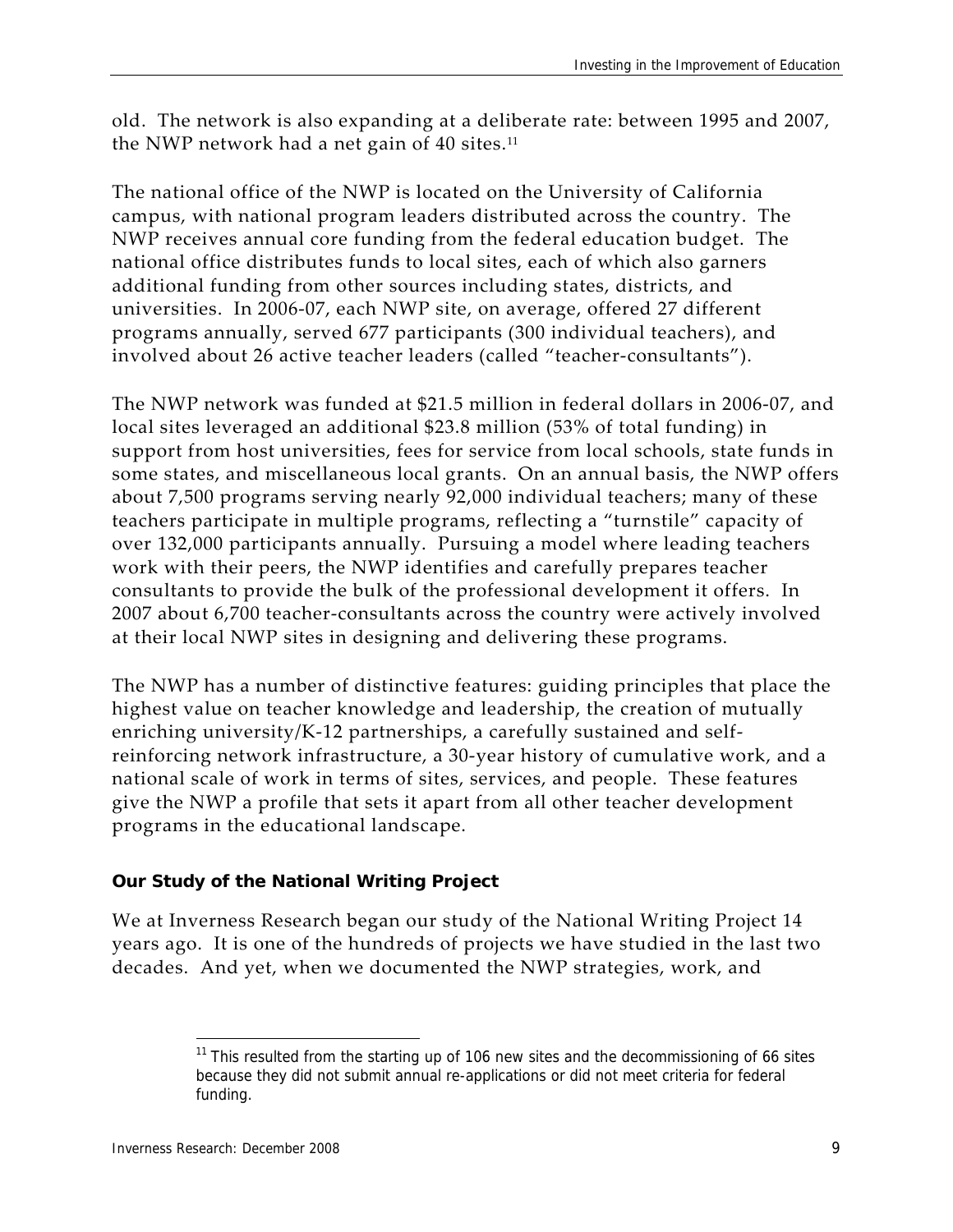old. The network is also expanding at a deliberate rate: between 1995 and 2007, the NWP network had a net gain of 40 sites.[11]

The national office of the NWP is located on the University of California campus, with national program leaders distributed across the country. The NWP receives annual core funding from the federal education budget. The national office distributes funds to local sites, each of which also garners additional funding from other sources including states, districts, and universities. In 2006-07, each NWP site, on average, offered 27 different programs annually, served 677 participants (300 individual teachers), and involved about 26 active teacher leaders (called "teacher-consultants").

The NWP network was funded at $21.5 million in federal dollars in 2006-07, and local sites leveraged an additional $23.8 million (53% of total funding) in support from host universities, fees for service from local schools, state funds in some states, and miscellaneous local grants. On an annual basis, the NWP offers about 7,500 programs serving nearly 92,000 individual teachers; many of these teachers participate in multiple programs, reflecting a "turnstile" capacity of over 132,000 participants annually. Pursuing a model where leading teachers work with their peers, the NWP identifies and carefully prepares teacher consultants to provide the bulk of the professional development it offers. In 2007 about 6,700 teacher-consultants across the country were actively involved at their local NWP sites in designing and delivering these programs.

The NWP has a number of distinctive features: guiding principles that place the highest value on teacher knowledge and leadership, the creation of mutually enriching university/K-12 partnerships, a carefully sustained and self-reinforcing network infrastructure, a 30-year history of cumulative work, and a national scale of work in terms of sites, services, and people. These features give the NWP a profile that sets it apart from all other teacher development programs in the educational landscape.

### Our Study of the National Writing Project

We at Inverness Research began our study of the National Writing Project 14 years ago. It is one of the hundreds of projects we have studied in the last two decades. And yet, when we documented the NWP strategies, work, and

[11] This resulted from the starting up of 106 new sites and the decommissioning of 66 sites because they did not submit annual re-applications or did not meet criteria for federal funding.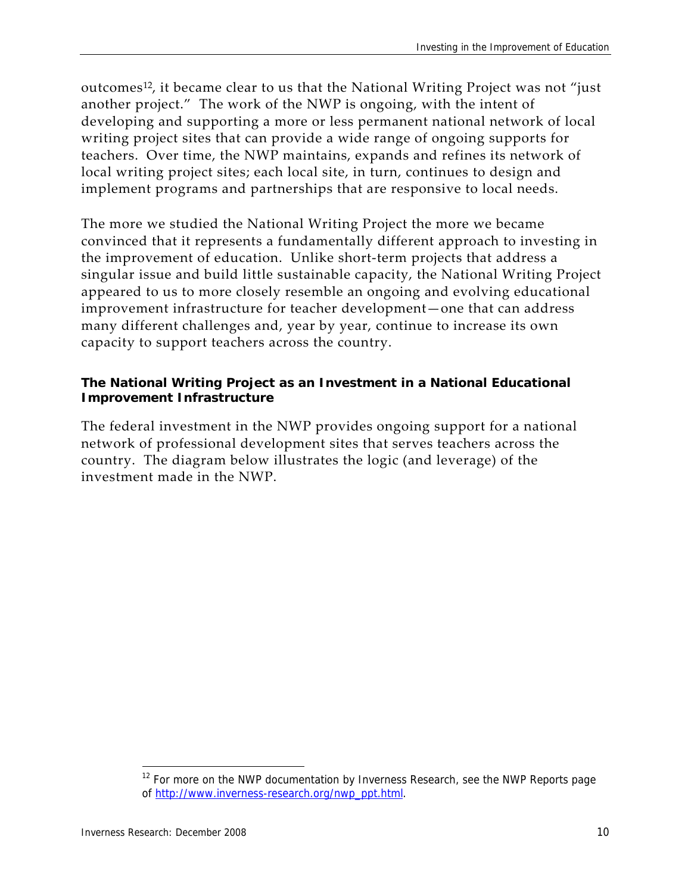outcomes[12], it became clear to us that the National Writing Project was not "just another project." The work of the NWP is ongoing, with the intent of developing and supporting a more or less permanent national network of local writing project sites that can provide a wide range of ongoing supports for teachers. Over time, the NWP maintains, expands and refines its network of local writing project sites; each local site, in turn, continues to design and implement programs and partnerships that are responsive to local needs.

The more we studied the National Writing Project the more we became convinced that it represents a fundamentally different approach to investing in the improvement of education. Unlike short-term projects that address a singular issue and build little sustainable capacity, the National Writing Project appeared to us to more closely resemble an ongoing and evolving educational improvement infrastructure for teacher development—one that can address many different challenges and, year by year, continue to increase its own capacity to support teachers across the country.

**The National Writing Project as an Investment in a National Educational Improvement Infrastructure**

The federal investment in the NWP provides ongoing support for a national network of professional development sites that serves teachers across the country. The diagram below illustrates the logic (and leverage) of the investment made in the NWP.

[12] For more on the NWP documentation by Inverness Research, see the NWP Reports page of http://www.inverness-research.org/nwp_ppt.html.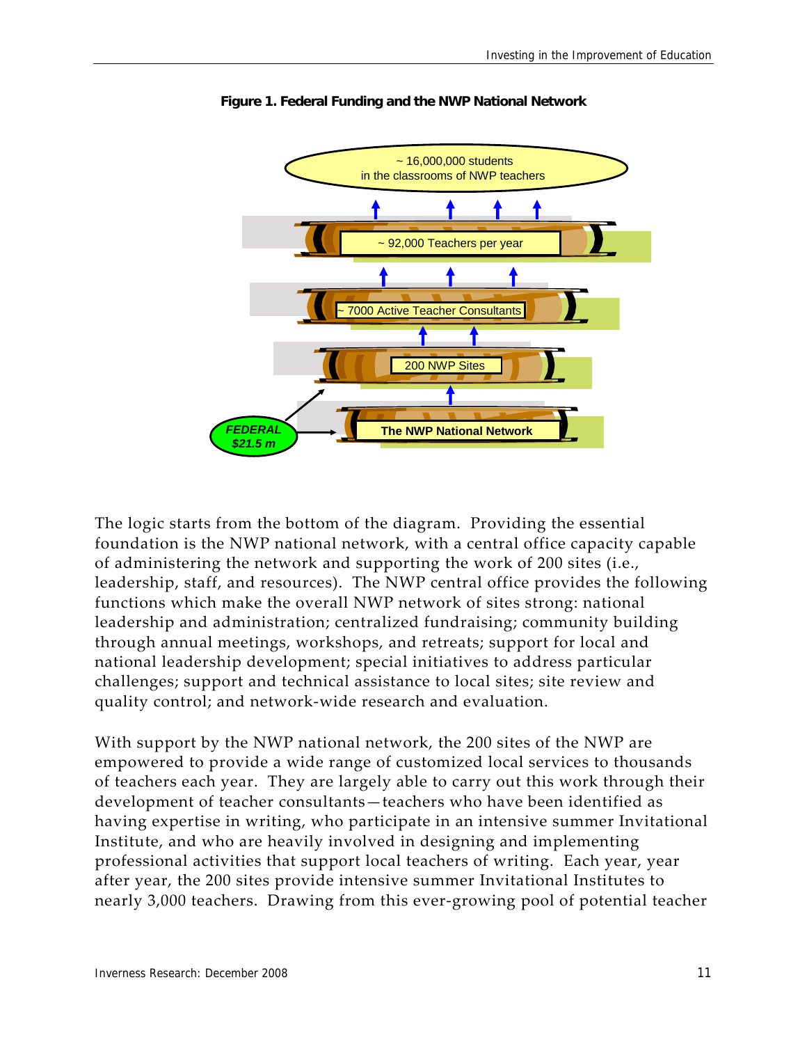**Figure 1. Federal Funding and the NWP National Network**

~ 16,000,000 students in the classrooms of NWP teachers

~ 92,000 Teachers per year

~ 7000 Active Teacher Consultants

200 NWP Sites

The NWP National Network

FEDERAL $21.5 m

The logic starts from the bottom of the diagram. Providing the essential foundation is the NWP national network, with a central office capacity capable of administering the network and supporting the work of 200 sites (i.e., leadership, staff, and resources). The NWP central office provides the following functions which make the overall NWP network of sites strong: national leadership and administration; centralized fundraising; community building through annual meetings, workshops, and retreats; support for local and national leadership development; special initiatives to address particular challenges; support and technical assistance to local sites; site review and quality control; and network-wide research and evaluation.

With support by the NWP national network, the 200 sites of the NWP are empowered to provide a wide range of customized local services to thousands of teachers each year. They are largely able to carry out this work through their development of teacher consultants—teachers who have been identified as having expertise in writing, who participate in an intensive summer Invitational Institute, and who are heavily involved in designing and implementing professional activities that support local teachers of writing. Each year, year after year, the 200 sites provide intensive summer Invitational Institutes to nearly 3,000 teachers. Drawing from this ever-growing pool of potential teacher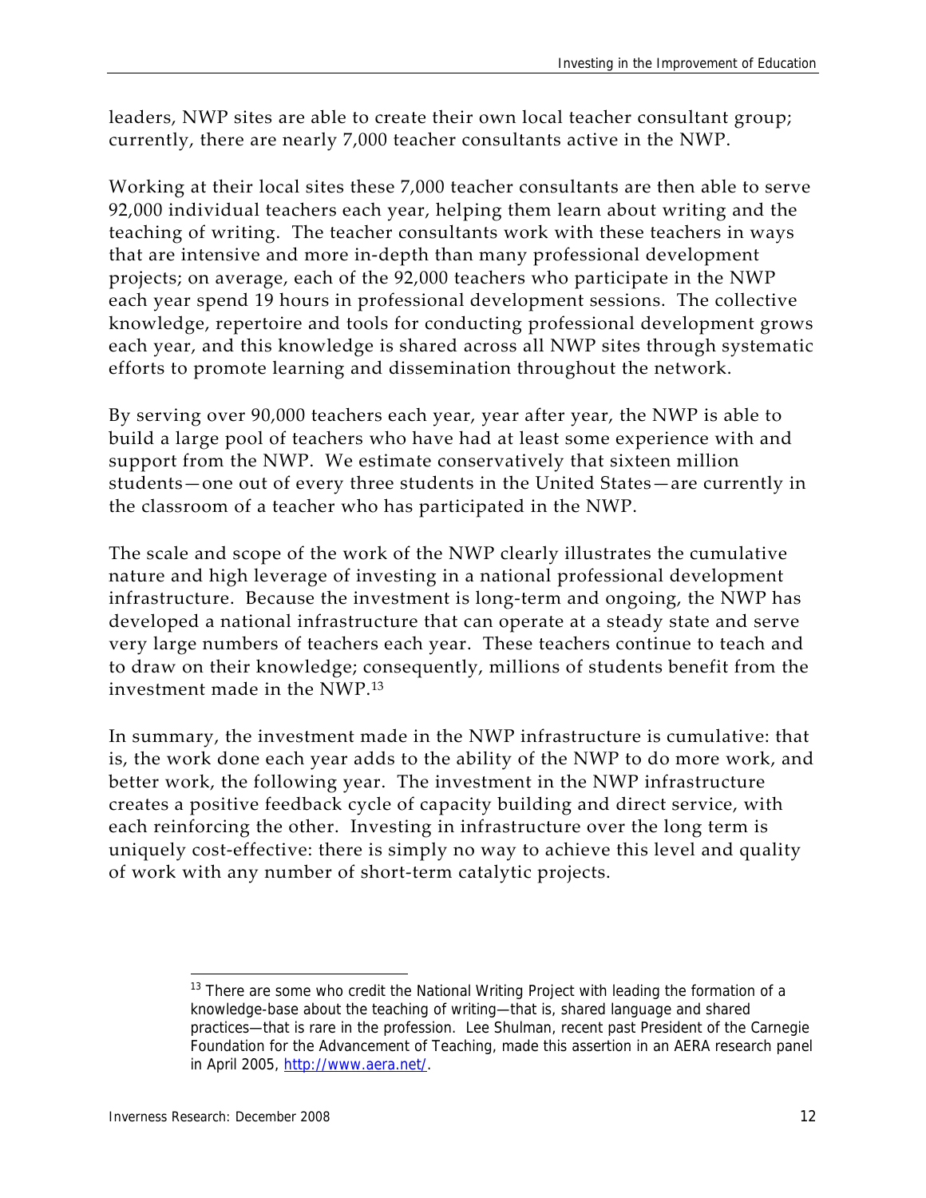leaders, NWP sites are able to create their own local teacher consultant group; currently, there are nearly 7,000 teacher consultants active in the NWP.

Working at their local sites these 7,000 teacher consultants are then able to serve 92,000 individual teachers each year, helping them learn about writing and the teaching of writing. The teacher consultants work with these teachers in ways that are intensive and more in-depth than many professional development projects; on average, each of the 92,000 teachers who participate in the NWP each year spend 19 hours in professional development sessions. The collective knowledge, repertoire and tools for conducting professional development grows each year, and this knowledge is shared across all NWP sites through systematic efforts to promote learning and dissemination throughout the network.

By serving over 90,000 teachers each year, year after year, the NWP is able to build a large pool of teachers who have had at least some experience with and support from the NWP. We estimate conservatively that sixteen million students—one out of every three students in the United States—are currently in the classroom of a teacher who has participated in the NWP.

The scale and scope of the work of the NWP clearly illustrates the cumulative nature and high leverage of investing in a national professional development infrastructure. Because the investment is long-term and ongoing, the NWP has developed a national infrastructure that can operate at a steady state and serve very large numbers of teachers each year. These teachers continue to teach and to draw on their knowledge; consequently, millions of students benefit from the investment made in the NWP.[13]

In summary, the investment made in the NWP infrastructure is cumulative: that is, the work done each year adds to the ability of the NWP to do more work, and better work, the following year. The investment in the NWP infrastructure creates a positive feedback cycle of capacity building and direct service, with each reinforcing the other. Investing in infrastructure over the long term is uniquely cost-effective: there is simply no way to achieve this level and quality of work with any number of short-term catalytic projects.

---

[13] There are some who credit the National Writing Project with leading the formation of a knowledge-base about the teaching of writing—that is, shared language and shared practices—that is rare in the profession. Lee Shulman, recent past President of the Carnegie Foundation for the Advancement of Teaching, made this assertion in an AERA research panel in April 2005, http://www.aera.net/.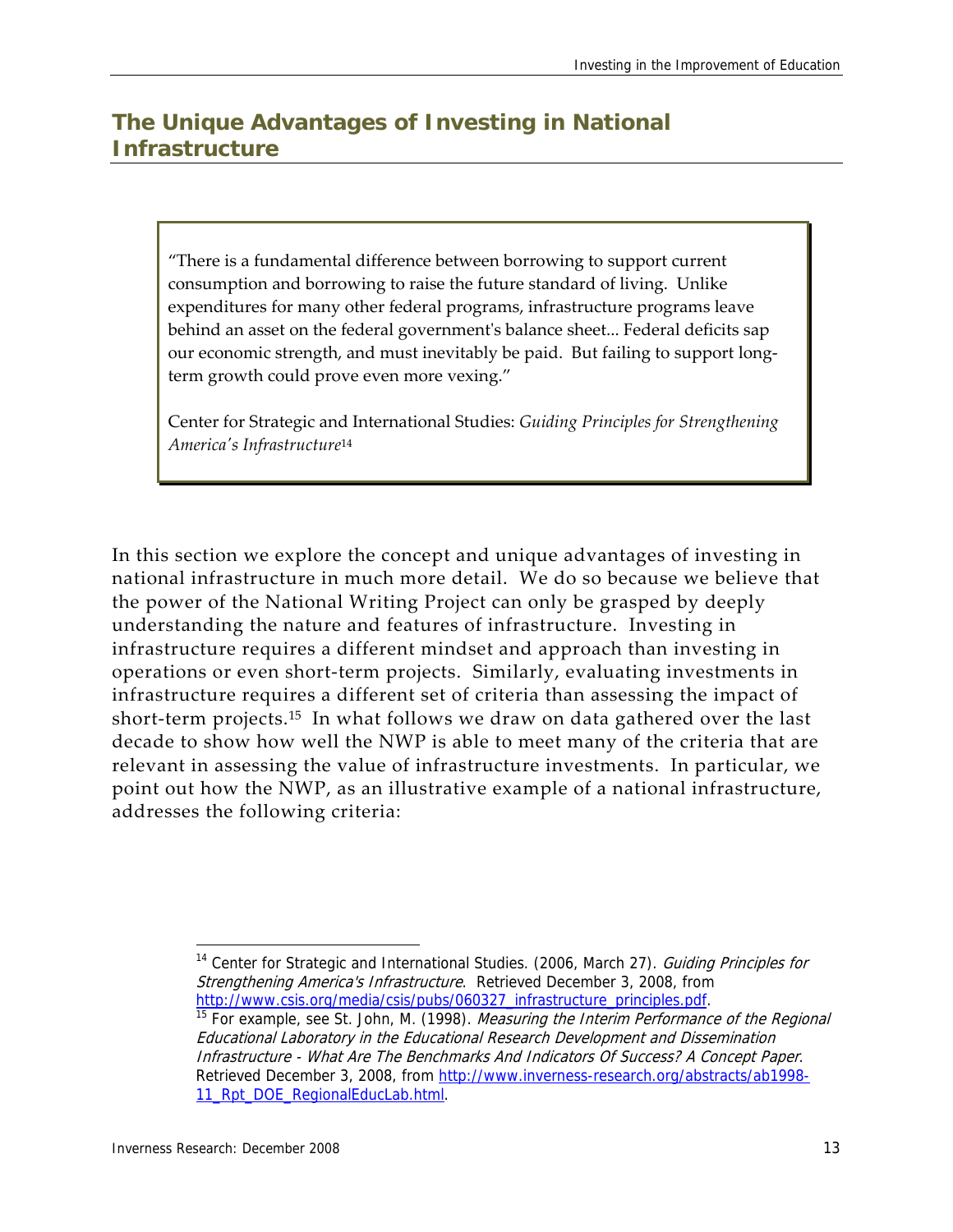## The Unique Advantages of Investing in National Infrastructure

> "There is a fundamental difference between borrowing to support current consumption and borrowing to raise the future standard of living. Unlike expenditures for many other federal programs, infrastructure programs leave behind an asset on the federal government's balance sheet... Federal deficits sap our economic strength, and must inevitably be paid. But failing to support long-term growth could prove even more vexing."
>
> Center for Strategic and International Studies: *Guiding Principles for Strengthening America's Infrastructure*[14]

In this section we explore the concept and unique advantages of investing in national infrastructure in much more detail. We do so because we believe that the power of the National Writing Project can only be grasped by deeply understanding the nature and features of infrastructure. Investing in infrastructure requires a different mindset and approach than investing in operations or even short-term projects. Similarly, evaluating investments in infrastructure requires a different set of criteria than assessing the impact of short-term projects.[15] In what follows we draw on data gathered over the last decade to show how well the NWP is able to meet many of the criteria that are relevant in assessing the value of infrastructure investments. In particular, we point out how the NWP, as an illustrative example of a national infrastructure, addresses the following criteria:

---

[14] Center for Strategic and International Studies. (2006, March 27). *Guiding Principles for Strengthening America's Infrastructure*. Retrieved December 3, 2008, from http://www.csis.org/media/csis/pubs/060327_infrastructure_principles.pdf.

[15] For example, see St. John, M. (1998). *Measuring the Interim Performance of the Regional Educational Laboratory in the Educational Research Development and Dissemination Infrastructure - What Are The Benchmarks And Indicators Of Success? A Concept Paper*. Retrieved December 3, 2008, from http://www.inverness-research.org/abstracts/ab1998-11_Rpt_DOE_RegionalEducLab.html.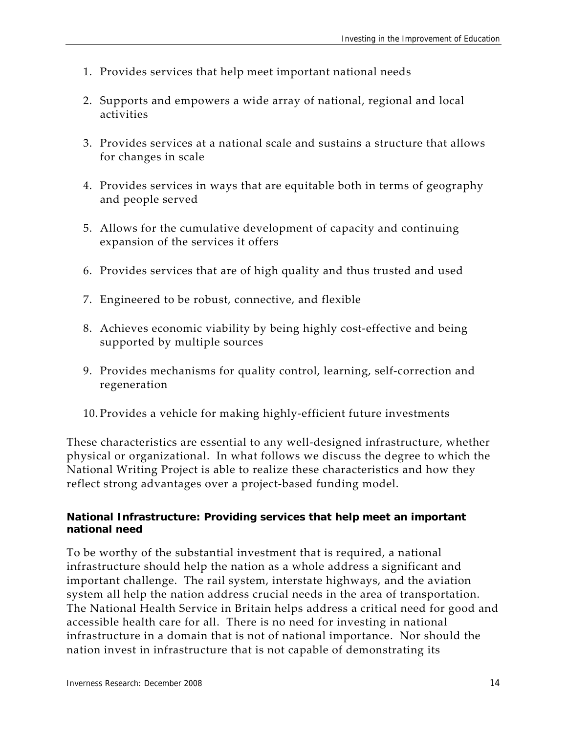1. Provides services that help meet important national needs

2. Supports and empowers a wide array of national, regional and local activities

3. Provides services at a national scale and sustains a structure that allows for changes in scale

4. Provides services in ways that are equitable both in terms of geography and people served

5. Allows for the cumulative development of capacity and continuing expansion of the services it offers

6. Provides services that are of high quality and thus trusted and used

7. Engineered to be robust, connective, and flexible

8. Achieves economic viability by being highly cost-effective and being supported by multiple sources

9. Provides mechanisms for quality control, learning, self-correction and regeneration

10. Provides a vehicle for making highly-efficient future investments

These characteristics are essential to any well-designed infrastructure, whether physical or organizational. In what follows we discuss the degree to which the National Writing Project is able to realize these characteristics and how they reflect strong advantages over a project-based funding model.

**National Infrastructure: Providing services that help meet an important national need**

To be worthy of the substantial investment that is required, a national infrastructure should help the nation as a whole address a significant and important challenge. The rail system, interstate highways, and the aviation system all help the nation address crucial needs in the area of transportation. The National Health Service in Britain helps address a critical need for good and accessible health care for all. There is no need for investing in national infrastructure in a domain that is not of national importance. Nor should the nation invest in infrastructure that is not capable of demonstrating its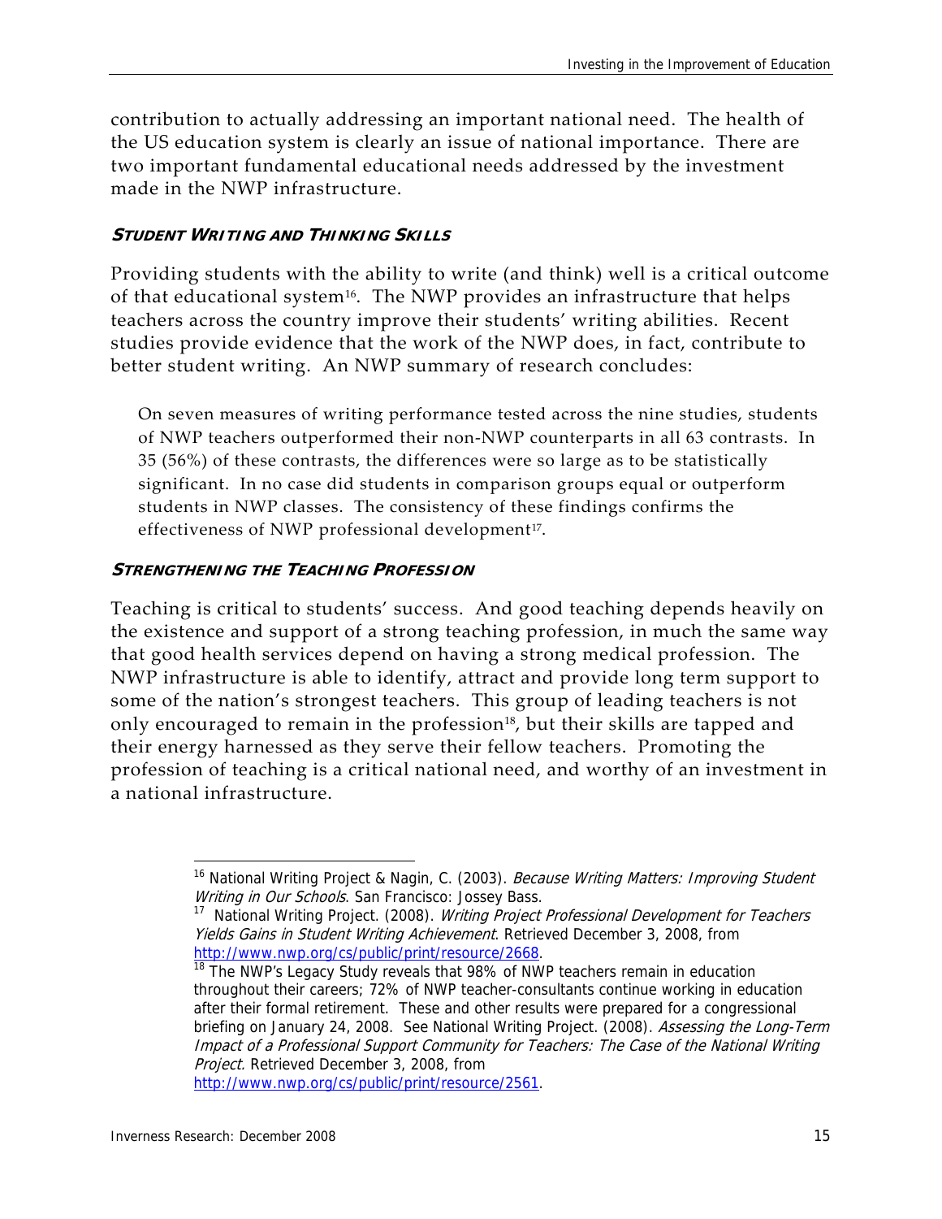contribution to actually addressing an important national need. The health of the US education system is clearly an issue of national importance. There are two important fundamental educational needs addressed by the investment made in the NWP infrastructure.

### *Student Writing and Thinking Skills*

Providing students with the ability to write (and think) well is a critical outcome of that educational system[16]. The NWP provides an infrastructure that helps teachers across the country improve their students' writing abilities. Recent studies provide evidence that the work of the NWP does, in fact, contribute to better student writing. An NWP summary of research concludes:

> On seven measures of writing performance tested across the nine studies, students of NWP teachers outperformed their non-NWP counterparts in all 63 contrasts. In 35 (56%) of these contrasts, the differences were so large as to be statistically significant. In no case did students in comparison groups equal or outperform students in NWP classes. The consistency of these findings confirms the effectiveness of NWP professional development[17].

### *Strengthening the Teaching Profession*

Teaching is critical to students' success. And good teaching depends heavily on the existence and support of a strong teaching profession, in much the same way that good health services depend on having a strong medical profession. The NWP infrastructure is able to identify, attract and provide long term support to some of the nation's strongest teachers. This group of leading teachers is not only encouraged to remain in the profession[18], but their skills are tapped and their energy harnessed as they serve their fellow teachers. Promoting the profession of teaching is a critical national need, and worthy of an investment in a national infrastructure.

---

[16] National Writing Project & Nagin, C. (2003). *Because Writing Matters: Improving Student Writing in Our Schools*. San Francisco: Jossey Bass.

[17] National Writing Project. (2008). *Writing Project Professional Development for Teachers Yields Gains in Student Writing Achievement*. Retrieved December 3, 2008, from http://www.nwp.org/cs/public/print/resource/2668.

[18] The NWP's Legacy Study reveals that 98% of NWP teachers remain in education throughout their careers; 72% of NWP teacher-consultants continue working in education after their formal retirement. These and other results were prepared for a congressional briefing on January 24, 2008. See National Writing Project. (2008). *Assessing the Long-Term Impact of a Professional Support Community for Teachers: The Case of the National Writing Project*. Retrieved December 3, 2008, from http://www.nwp.org/cs/public/print/resource/2561.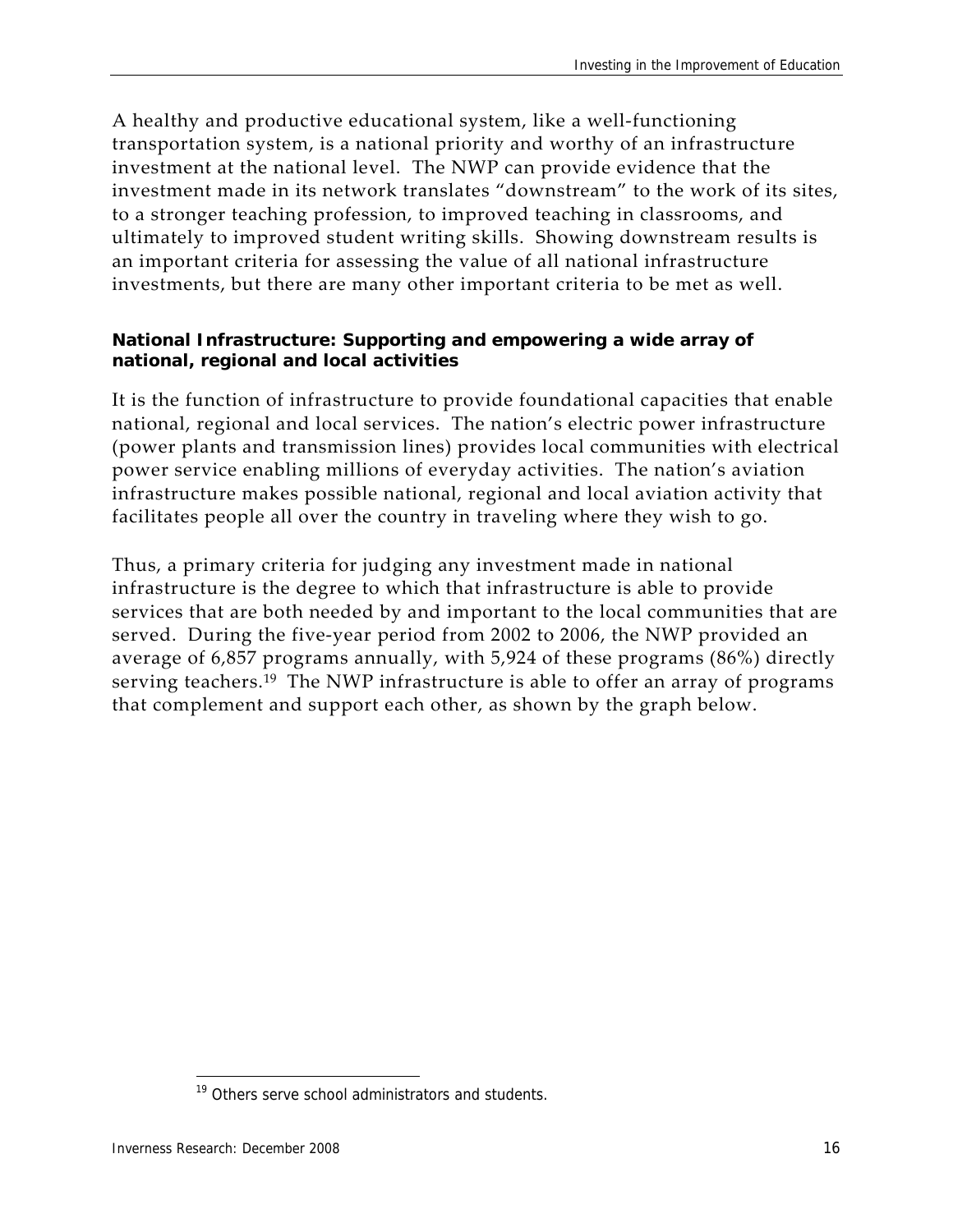A healthy and productive educational system, like a well-functioning transportation system, is a national priority and worthy of an infrastructure investment at the national level. The NWP can provide evidence that the investment made in its network translates "downstream" to the work of its sites, to a stronger teaching profession, to improved teaching in classrooms, and ultimately to improved student writing skills. Showing downstream results is an important criteria for assessing the value of all national infrastructure investments, but there are many other important criteria to be met as well.

**National Infrastructure: Supporting and empowering a wide array of national, regional and local activities**

It is the function of infrastructure to provide foundational capacities that enable national, regional and local services. The nation's electric power infrastructure (power plants and transmission lines) provides local communities with electrical power service enabling millions of everyday activities. The nation's aviation infrastructure makes possible national, regional and local aviation activity that facilitates people all over the country in traveling where they wish to go.

Thus, a primary criteria for judging any investment made in national infrastructure is the degree to which that infrastructure is able to provide services that are both needed by and important to the local communities that are served. During the five-year period from 2002 to 2006, the NWP provided an average of 6,857 programs annually, with 5,924 of these programs (86%) directly serving teachers.[19] The NWP infrastructure is able to offer an array of programs that complement and support each other, as shown by the graph below.

[19] Others serve school administrators and students.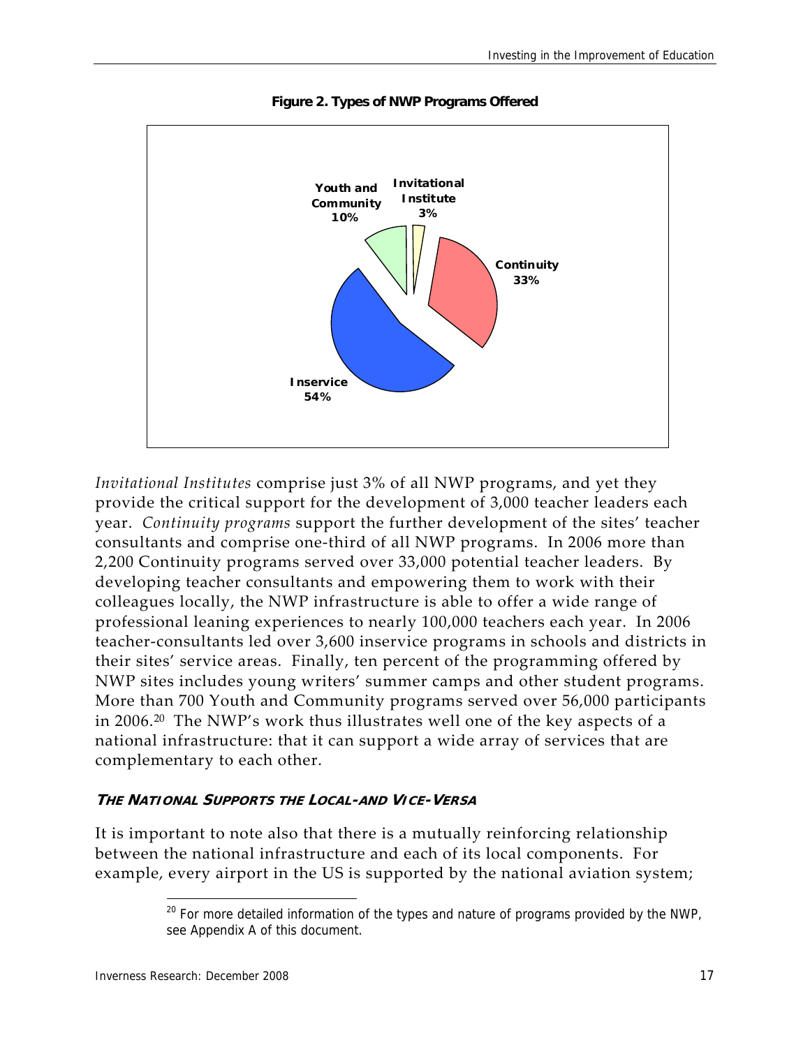**Figure 2. Types of NWP Programs Offered**

Youth and Community 10%

Invitational Institute 3%

Continuity 33%

Inservice 54%

*Invitational Institutes* comprise just 3% of all NWP programs, and yet they provide the critical support for the development of 3,000 teacher leaders each year. *Continuity programs* support the further development of the sites' teacher consultants and comprise one-third of all NWP programs. In 2006 more than 2,200 Continuity programs served over 33,000 potential teacher leaders. By developing teacher consultants and empowering them to work with their colleagues locally, the NWP infrastructure is able to offer a wide range of professional leaning experiences to nearly 100,000 teachers each year. In 2006 teacher-consultants led over 3,600 inservice programs in schools and districts in their sites' service areas. Finally, ten percent of the programming offered by NWP sites includes young writers' summer camps and other student programs. More than 700 Youth and Community programs served over 56,000 participants in 2006.[20] The NWP's work thus illustrates well one of the key aspects of a national infrastructure: that it can support a wide array of services that are complementary to each other.

#### *THE NATIONAL SUPPORTS THE LOCAL-AND VICE-VERSA*

It is important to note also that there is a mutually reinforcing relationship between the national infrastructure and each of its local components. For example, every airport in the US is supported by the national aviation system;

[20] For more detailed information of the types and nature of programs provided by the NWP, see Appendix A of this document.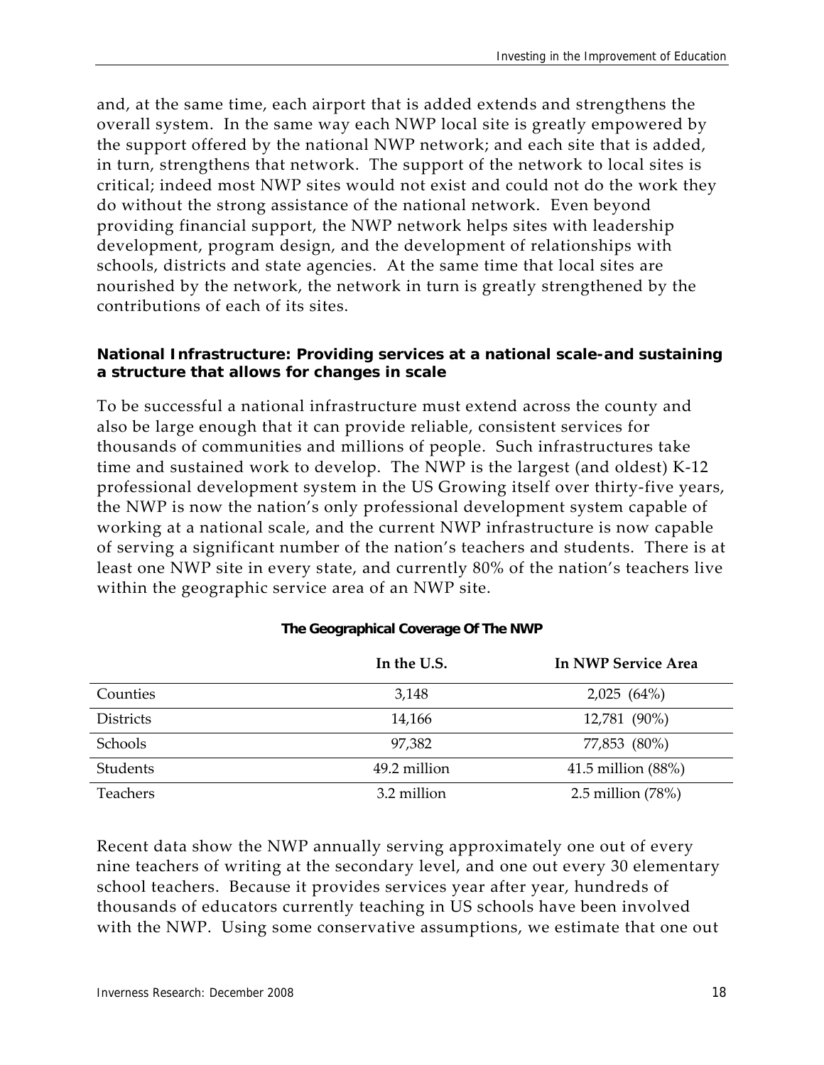and, at the same time, each airport that is added extends and strengthens the overall system. In the same way each NWP local site is greatly empowered by the support offered by the national NWP network; and each site that is added, in turn, strengthens that network. The support of the network to local sites is critical; indeed most NWP sites would not exist and could not do the work they do without the strong assistance of the national network. Even beyond providing financial support, the NWP network helps sites with leadership development, program design, and the development of relationships with schools, districts and state agencies. At the same time that local sites are nourished by the network, the network in turn is greatly strengthened by the contributions of each of its sites.

**National Infrastructure: Providing services at a national scale-and sustaining a structure that allows for changes in scale**

To be successful a national infrastructure must extend across the county and also be large enough that it can provide reliable, consistent services for thousands of communities and millions of people. Such infrastructures take time and sustained work to develop. The NWP is the largest (and oldest) K-12 professional development system in the US Growing itself over thirty-five years, the NWP is now the nation's only professional development system capable of working at a national scale, and the current NWP infrastructure is now capable of serving a significant number of the nation's teachers and students. There is at least one NWP site in every state, and currently 80% of the nation's teachers live within the geographic service area of an NWP site.

**The Geographical Coverage Of The NWP**

| | In the U.S. | In NWP Service Area |
|---|---|---|
| Counties | 3,148 | 2,025 (64%) |
| Districts | 14,166 | 12,781 (90%) |
| Schools | 97,382 | 77,853 (80%) |
| Students | 49.2 million | 41.5 million (88%) |
| Teachers | 3.2 million | 2.5 million (78%) |

Recent data show the NWP annually serving approximately one out of every nine teachers of writing at the secondary level, and one out every 30 elementary school teachers. Because it provides services year after year, hundreds of thousands of educators currently teaching in US schools have been involved with the NWP. Using some conservative assumptions, we estimate that one out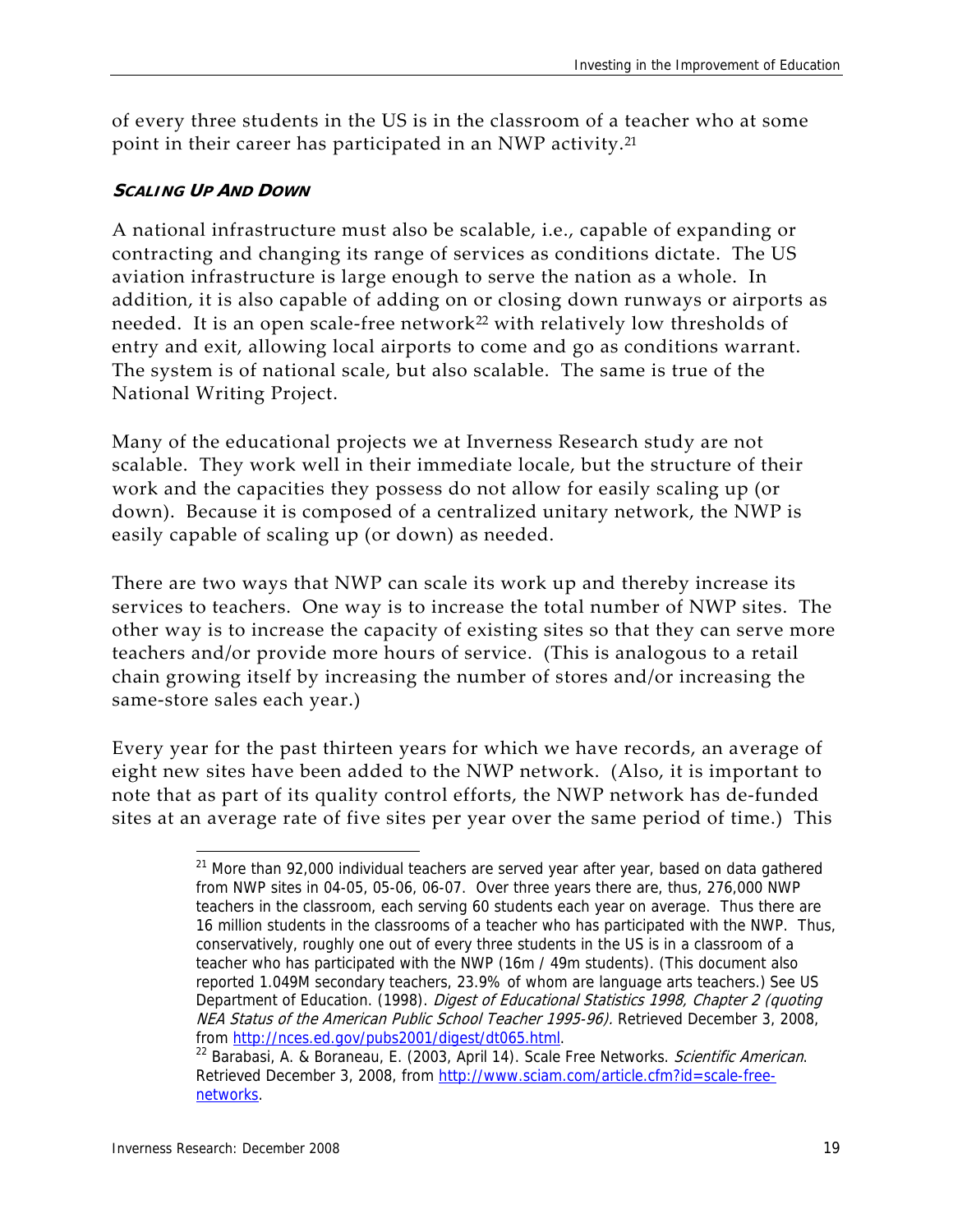of every three students in the US is in the classroom of a teacher who at some point in their career has participated in an NWP activity.[21]

### *Scaling Up And Down*

A national infrastructure must also be scalable, i.e., capable of expanding or contracting and changing its range of services as conditions dictate. The US aviation infrastructure is large enough to serve the nation as a whole. In addition, it is also capable of adding on or closing down runways or airports as needed. It is an open scale-free network[22] with relatively low thresholds of entry and exit, allowing local airports to come and go as conditions warrant. The system is of national scale, but also scalable. The same is true of the National Writing Project.

Many of the educational projects we at Inverness Research study are not scalable. They work well in their immediate locale, but the structure of their work and the capacities they possess do not allow for easily scaling up (or down). Because it is composed of a centralized unitary network, the NWP is easily capable of scaling up (or down) as needed.

There are two ways that NWP can scale its work up and thereby increase its services to teachers. One way is to increase the total number of NWP sites. The other way is to increase the capacity of existing sites so that they can serve more teachers and/or provide more hours of service. (This is analogous to a retail chain growing itself by increasing the number of stores and/or increasing the same-store sales each year.)

Every year for the past thirteen years for which we have records, an average of eight new sites have been added to the NWP network. (Also, it is important to note that as part of its quality control efforts, the NWP network has de-funded sites at an average rate of five sites per year over the same period of time.) This

---

[21] More than 92,000 individual teachers are served year after year, based on data gathered from NWP sites in 04-05, 05-06, 06-07. Over three years there are, thus, 276,000 NWP teachers in the classroom, each serving 60 students each year on average. Thus there are 16 million students in the classrooms of a teacher who has participated with the NWP. Thus, conservatively, roughly one out of every three students in the US is in a classroom of a teacher who has participated with the NWP (16m / 49m students). (This document also reported 1.049M secondary teachers, 23.9% of whom are language arts teachers.) See US Department of Education. (1998). *Digest of Educational Statistics 1998, Chapter 2 (quoting NEA Status of the American Public School Teacher 1995-96).* Retrieved December 3, 2008, from http://nces.ed.gov/pubs2001/digest/dt065.html.

[22] Barabasi, A. & Boraneau, E. (2003, April 14). Scale Free Networks. *Scientific American*. Retrieved December 3, 2008, from http://www.sciam.com/article.cfm?id=scale-free-networks.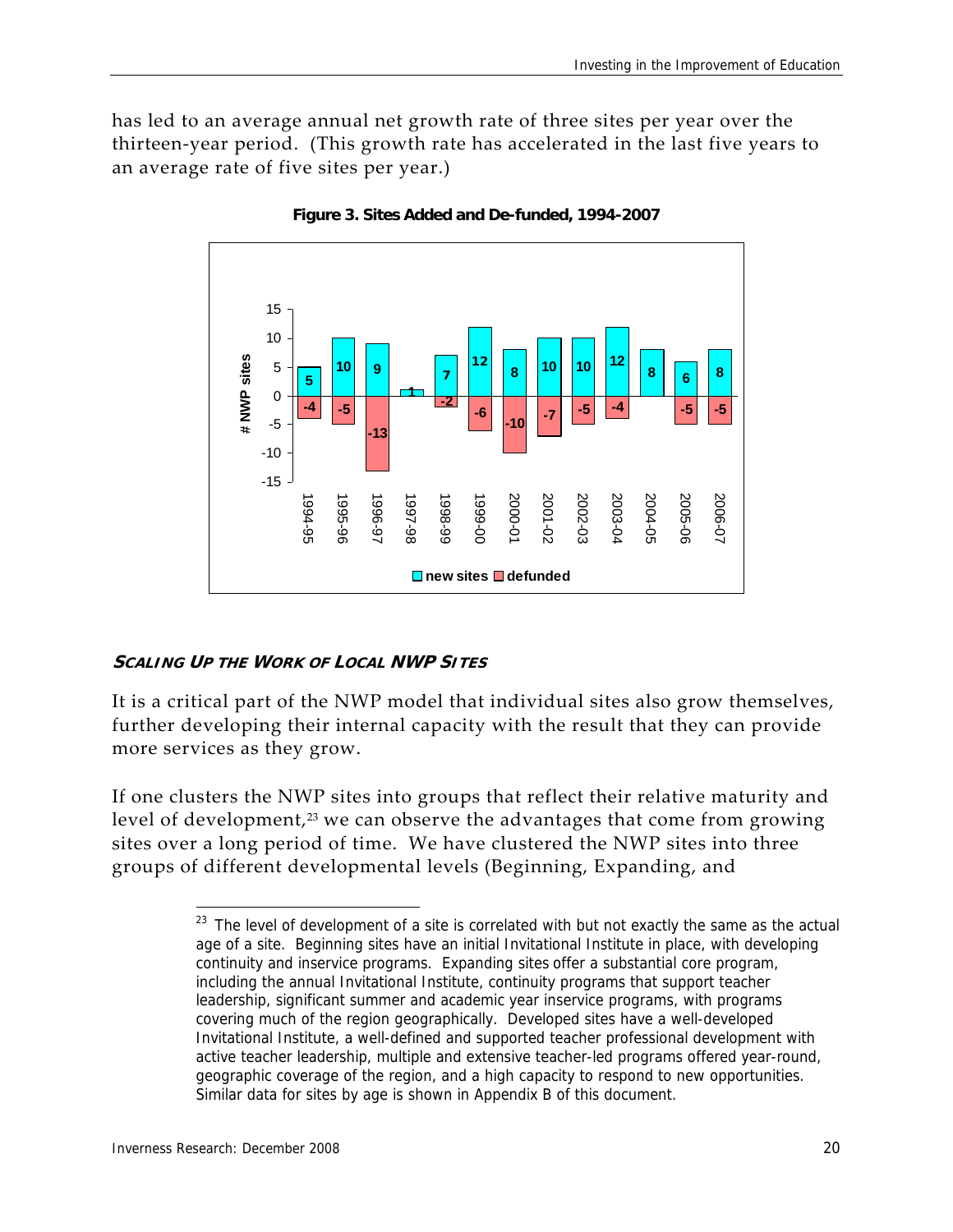has led to an average annual net growth rate of three sites per year over the thirteen-year period. (This growth rate has accelerated in the last five years to an average rate of five sites per year.)

**Figure 3. Sites Added and De-funded, 1994-2007**

| Year | new sites | defunded |
|---|---|---|
| 1994-95 | 5 | -4 |
| 1995-96 | 10 | -5 |
| 1996-97 | 9 | -13 |
| 1997-98 | 1 | |
| 1998-99 | 7 | -2 |
| 1999-00 | 12 | -6 |
| 2000-01 | 8 | -10 |
| 2001-02 | 10 | -7 |
| 2002-03 | 10 | -5 |
| 2003-04 | 12 | -4 |
| 2004-05 | 8 | |
| 2005-06 | 6 | -5 |
| 2006-07 | 8 | -5 |

### *Scaling Up the Work of Local NWP Sites*

It is a critical part of the NWP model that individual sites also grow themselves, further developing their internal capacity with the result that they can provide more services as they grow.

If one clusters the NWP sites into groups that reflect their relative maturity and level of development,[23] we can observe the advantages that come from growing sites over a long period of time. We have clustered the NWP sites into three groups of different developmental levels (Beginning, Expanding, and

[23] The level of development of a site is correlated with but not exactly the same as the actual age of a site. Beginning sites have an initial Invitational Institute in place, with developing continuity and inservice programs. Expanding sites offer a substantial core program, including the annual Invitational Institute, continuity programs that support teacher leadership, significant summer and academic year inservice programs, with programs covering much of the region geographically. Developed sites have a well-developed Invitational Institute, a well-defined and supported teacher professional development with active teacher leadership, multiple and extensive teacher-led programs offered year-round, geographic coverage of the region, and a high capacity to respond to new opportunities. Similar data for sites by age is shown in Appendix B of this document.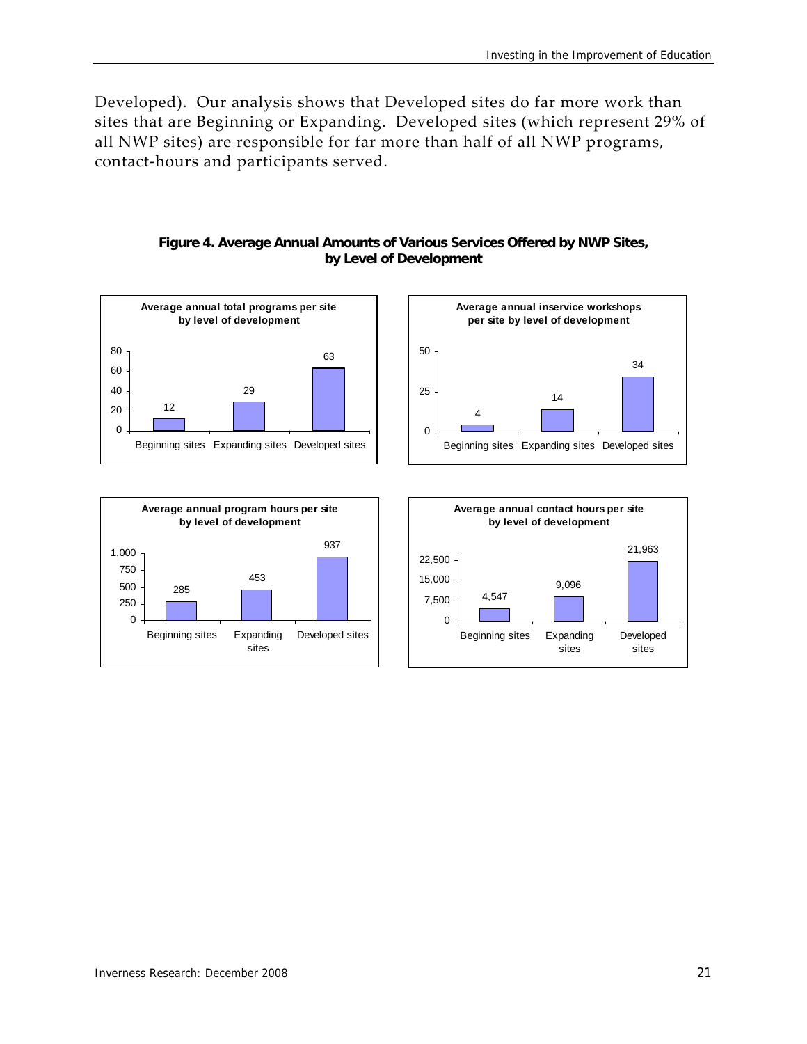Developed). Our analysis shows that Developed sites do far more work than sites that are Beginning or Expanding. Developed sites (which represent 29% of all NWP sites) are responsible for far more than half of all NWP programs, contact-hours and participants served.

**Figure 4. Average Annual Amounts of Various Services Offered by NWP Sites, by Level of Development**

**Average annual total programs per site by level of development**

| | Beginning sites | Expanding sites | Developed sites |
|---|---|---|---|
| Programs | 12 | 29 | 63 |

**Average annual inservice workshops per site by level of development**

| | Beginning sites | Expanding sites | Developed sites |
|---|---|---|---|
| Workshops | 4 | 14 | 34 |

**Average annual program hours per site by level of development**

| | Beginning sites | Expanding sites | Developed sites |
|---|---|---|---|
| Program hours | 285 | 453 | 937 |

**Average annual contact hours per site by level of development**

| | Beginning sites | Expanding sites | Developed sites |
|---|---|---|---|
| Contact hours | 4,547 | 9,096 | 21,963 |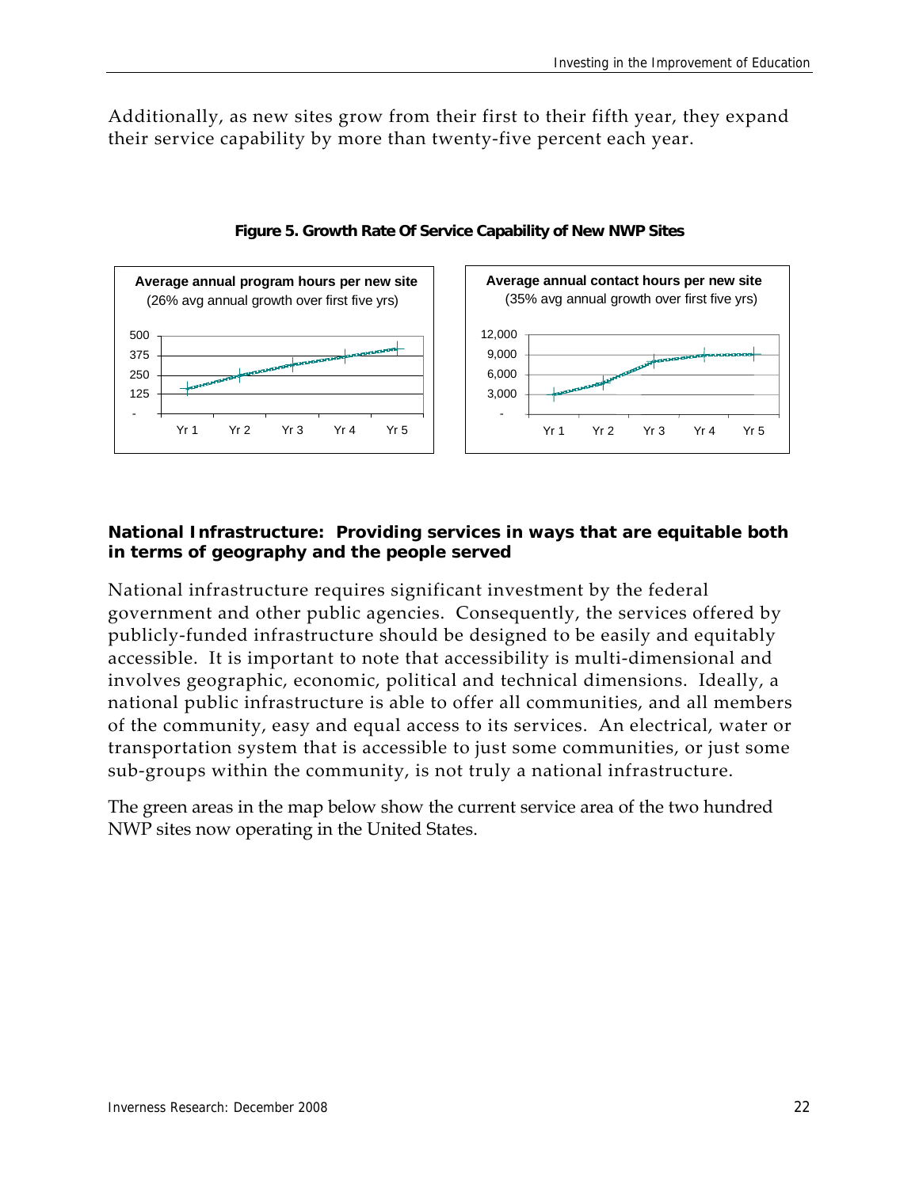Additionally, as new sites grow from their first to their fifth year, they expand their service capability by more than twenty-five percent each year.

**Figure 5. Growth Rate Of Service Capability of New NWP Sites**

**Average annual program hours per new site**
(26% avg annual growth over first five yrs)

**Average annual contact hours per new site**
(35% avg annual growth over first five yrs)

### National Infrastructure: Providing services in ways that are equitable both in terms of geography and the people served

National infrastructure requires significant investment by the federal government and other public agencies. Consequently, the services offered by publicly-funded infrastructure should be designed to be easily and equitably accessible. It is important to note that accessibility is multi-dimensional and involves geographic, economic, political and technical dimensions. Ideally, a national public infrastructure is able to offer all communities, and all members of the community, easy and equal access to its services. An electrical, water or transportation system that is accessible to just some communities, or just some sub-groups within the community, is not truly a national infrastructure.

The green areas in the map below show the current service area of the two hundred NWP sites now operating in the United States.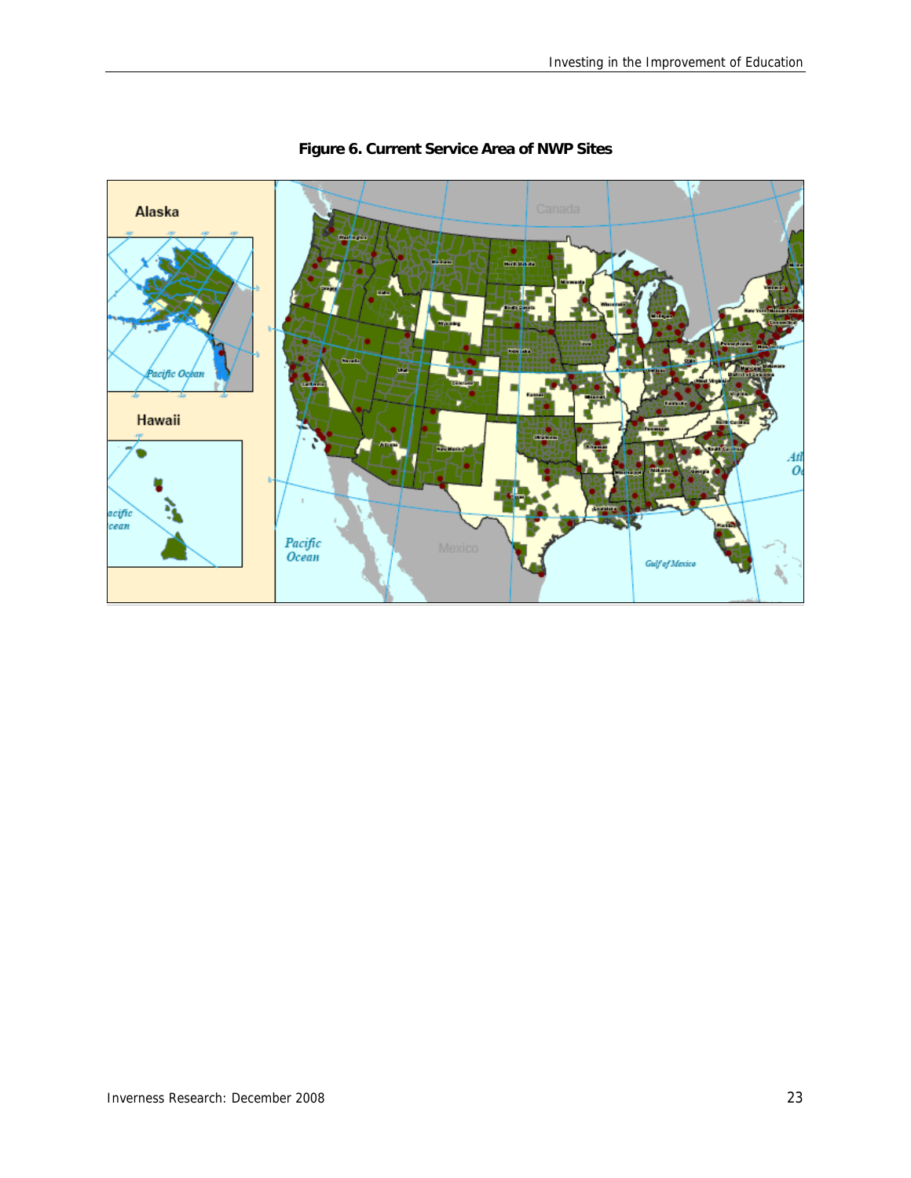**Figure 6. Current Service Area of NWP Sites**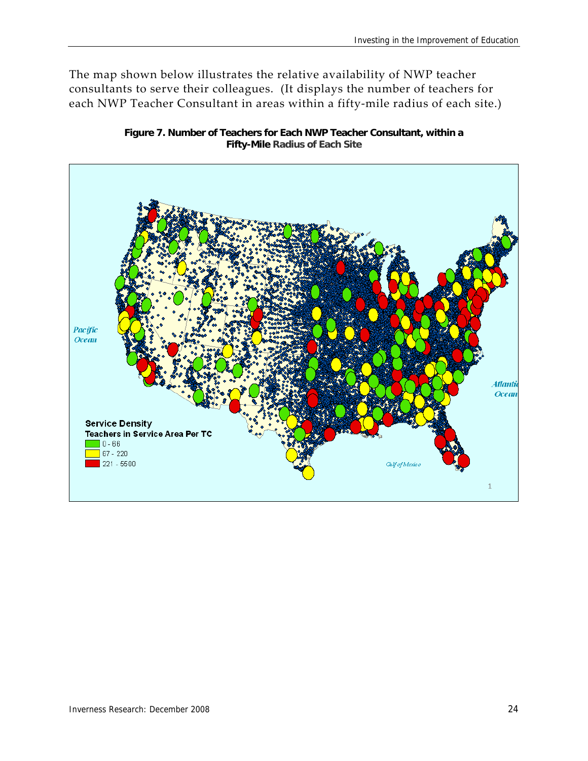The map shown below illustrates the relative availability of NWP teacher consultants to serve their colleagues. (It displays the number of teachers for each NWP Teacher Consultant in areas within a fifty-mile radius of each site.)

**Figure 7. Number of Teachers for Each NWP Teacher Consultant, within a Fifty-Mile Radius of Each Site**

Service Density
Teachers in Service Area Per TC
0 - 66
67 - 220
221 - 5500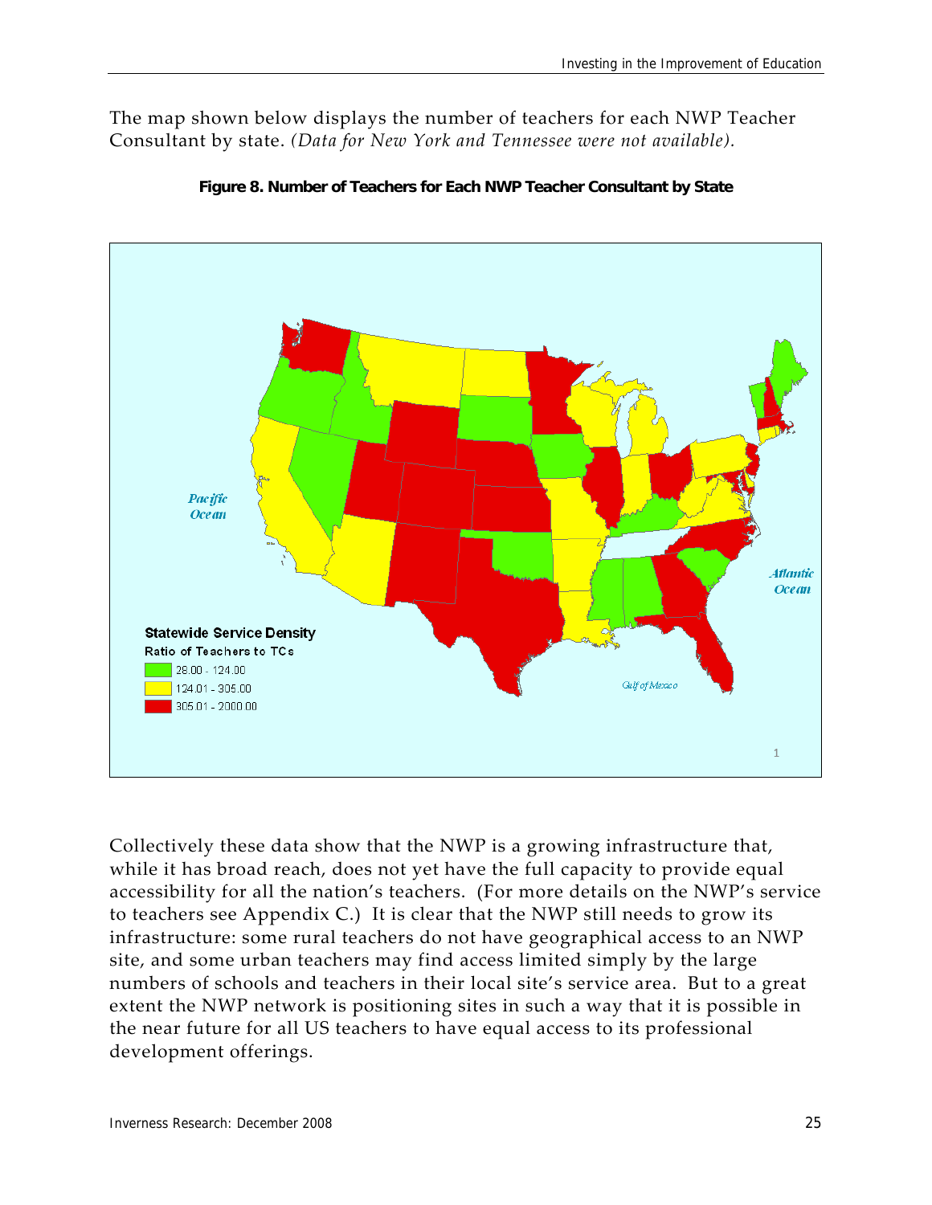The map shown below displays the number of teachers for each NWP Teacher Consultant by state. *(Data for New York and Tennessee were not available).*

**Figure 8. Number of Teachers for Each NWP Teacher Consultant by State**

Statewide Service Density

Ratio of Teachers to TCs

- 28.00 - 124.00
- 124.01 - 305.00
- 305.01 - 2000.00

Collectively these data show that the NWP is a growing infrastructure that, while it has broad reach, does not yet have the full capacity to provide equal accessibility for all the nation's teachers. (For more details on the NWP's service to teachers see Appendix C.) It is clear that the NWP still needs to grow its infrastructure: some rural teachers do not have geographical access to an NWP site, and some urban teachers may find access limited simply by the large numbers of schools and teachers in their local site's service area. But to a great extent the NWP network is positioning sites in such a way that it is possible in the near future for all US teachers to have equal access to its professional development offerings.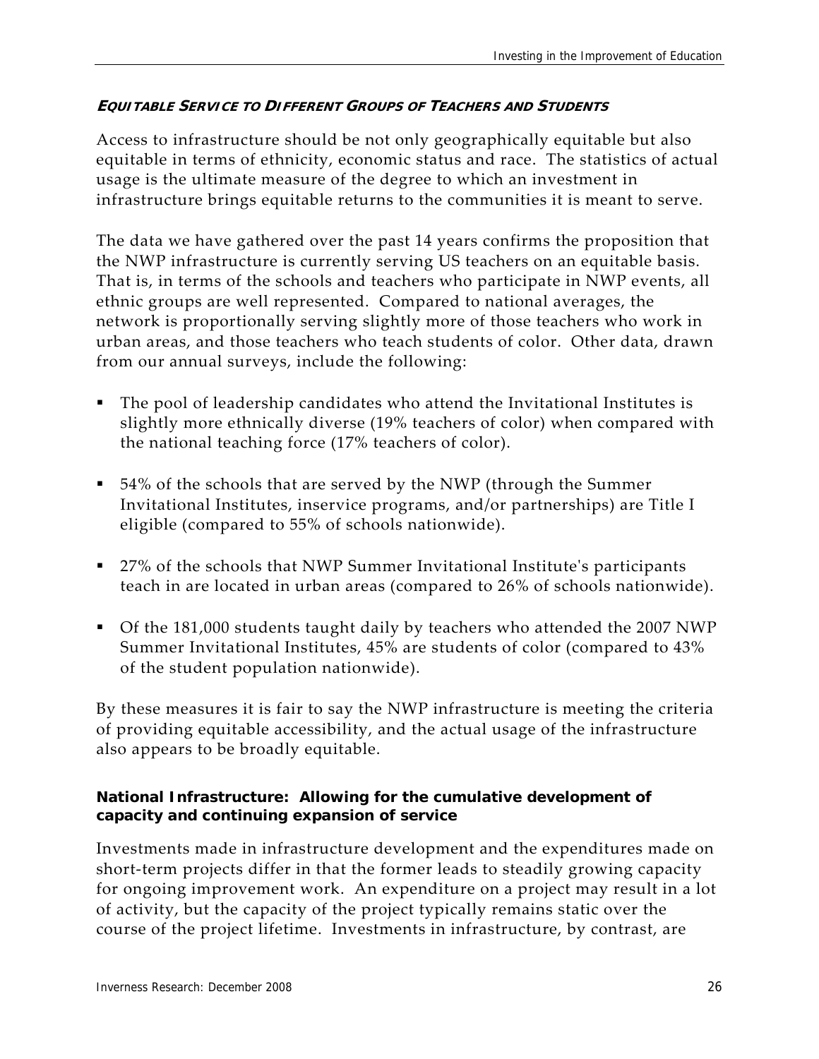#### ***Equitable Service to Different Groups of Teachers and Students***

Access to infrastructure should be not only geographically equitable but also equitable in terms of ethnicity, economic status and race. The statistics of actual usage is the ultimate measure of the degree to which an investment in infrastructure brings equitable returns to the communities it is meant to serve.

The data we have gathered over the past 14 years confirms the proposition that the NWP infrastructure is currently serving US teachers on an equitable basis. That is, in terms of the schools and teachers who participate in NWP events, all ethnic groups are well represented. Compared to national averages, the network is proportionally serving slightly more of those teachers who work in urban areas, and those teachers who teach students of color. Other data, drawn from our annual surveys, include the following:

- The pool of leadership candidates who attend the Invitational Institutes is slightly more ethnically diverse (19% teachers of color) when compared with the national teaching force (17% teachers of color).
- 54% of the schools that are served by the NWP (through the Summer Invitational Institutes, inservice programs, and/or partnerships) are Title I eligible (compared to 55% of schools nationwide).
- 27% of the schools that NWP Summer Invitational Institute's participants teach in are located in urban areas (compared to 26% of schools nationwide).
- Of the 181,000 students taught daily by teachers who attended the 2007 NWP Summer Invitational Institutes, 45% are students of color (compared to 43% of the student population nationwide).

By these measures it is fair to say the NWP infrastructure is meeting the criteria of providing equitable accessibility, and the actual usage of the infrastructure also appears to be broadly equitable.

### **National Infrastructure: Allowing for the cumulative development of capacity and continuing expansion of service**

Investments made in infrastructure development and the expenditures made on short-term projects differ in that the former leads to steadily growing capacity for ongoing improvement work. An expenditure on a project may result in a lot of activity, but the capacity of the project typically remains static over the course of the project lifetime. Investments in infrastructure, by contrast, are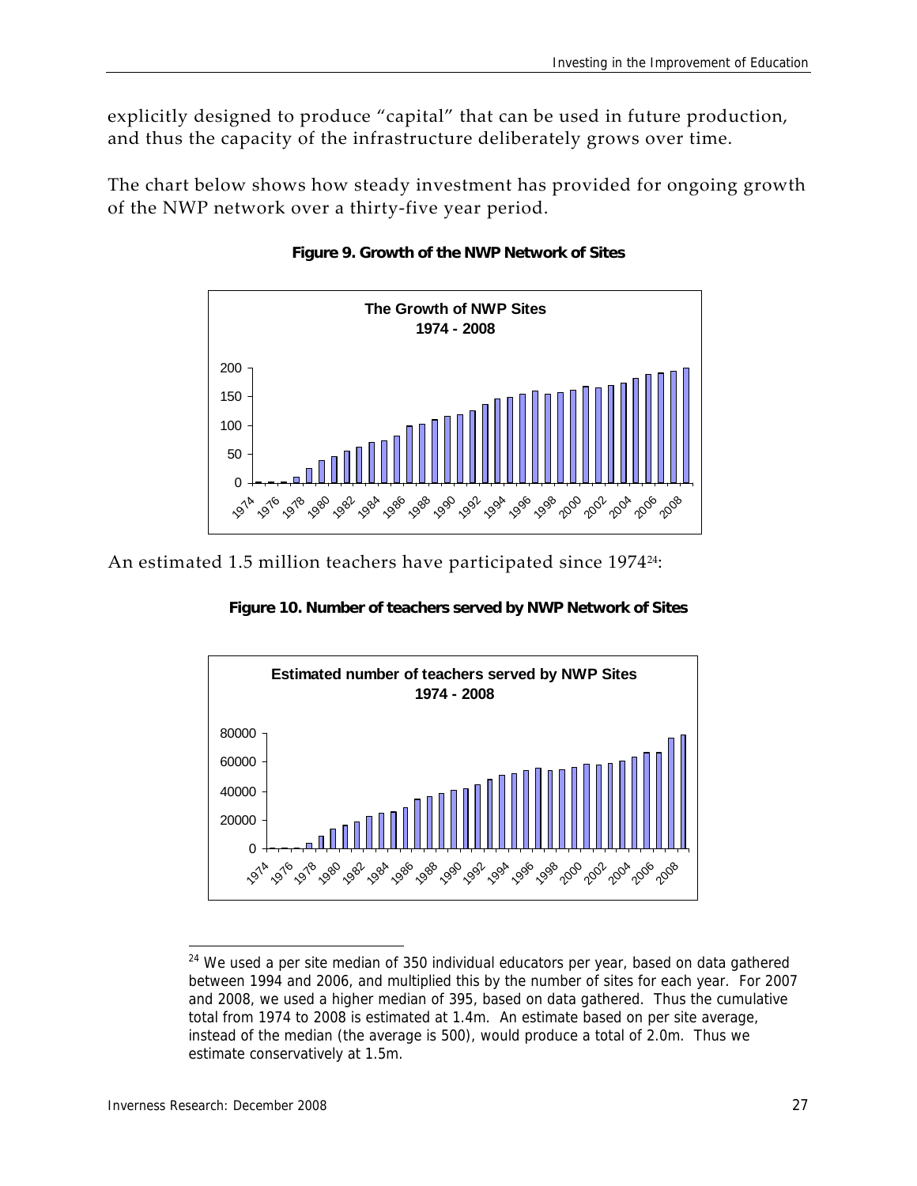explicitly designed to produce "capital" that can be used in future production, and thus the capacity of the infrastructure deliberately grows over time.

The chart below shows how steady investment has provided for ongoing growth of the NWP network over a thirty-five year period.

**Figure 9. Growth of the NWP Network of Sites**

An estimated 1.5 million teachers have participated since 1974[24]:

**Figure 10. Number of teachers served by NWP Network of Sites**

---

[24] We used a per site median of 350 individual educators per year, based on data gathered between 1994 and 2006, and multiplied this by the number of sites for each year. For 2007 and 2008, we used a higher median of 395, based on data gathered. Thus the cumulative total from 1974 to 2008 is estimated at 1.4m. An estimate based on per site average, instead of the median (the average is 500), would produce a total of 2.0m. Thus we estimate conservatively at 1.5m.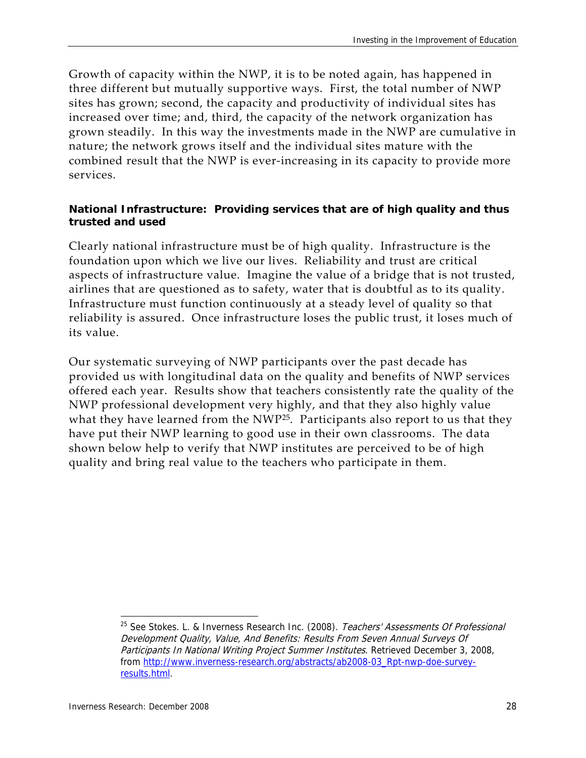Growth of capacity within the NWP, it is to be noted again, has happened in three different but mutually supportive ways. First, the total number of NWP sites has grown; second, the capacity and productivity of individual sites has increased over time; and, third, the capacity of the network organization has grown steadily. In this way the investments made in the NWP are cumulative in nature; the network grows itself and the individual sites mature with the combined result that the NWP is ever-increasing in its capacity to provide more services.

**National Infrastructure: Providing services that are of high quality and thus trusted and used**

Clearly national infrastructure must be of high quality. Infrastructure is the foundation upon which we live our lives. Reliability and trust are critical aspects of infrastructure value. Imagine the value of a bridge that is not trusted, airlines that are questioned as to safety, water that is doubtful as to its quality. Infrastructure must function continuously at a steady level of quality so that reliability is assured. Once infrastructure loses the public trust, it loses much of its value.

Our systematic surveying of NWP participants over the past decade has provided us with longitudinal data on the quality and benefits of NWP services offered each year. Results show that teachers consistently rate the quality of the NWP professional development very highly, and that they also highly value what they have learned from the NWP[25]. Participants also report to us that they have put their NWP learning to good use in their own classrooms. The data shown below help to verify that NWP institutes are perceived to be of high quality and bring real value to the teachers who participate in them.

---

[25] See Stokes. L. & Inverness Research Inc. (2008). *Teachers' Assessments Of Professional Development Quality, Value, And Benefits: Results From Seven Annual Surveys Of Participants In National Writing Project Summer Institutes*. Retrieved December 3, 2008, from http://www.inverness-research.org/abstracts/ab2008-03_Rpt-nwp-doe-survey-results.html.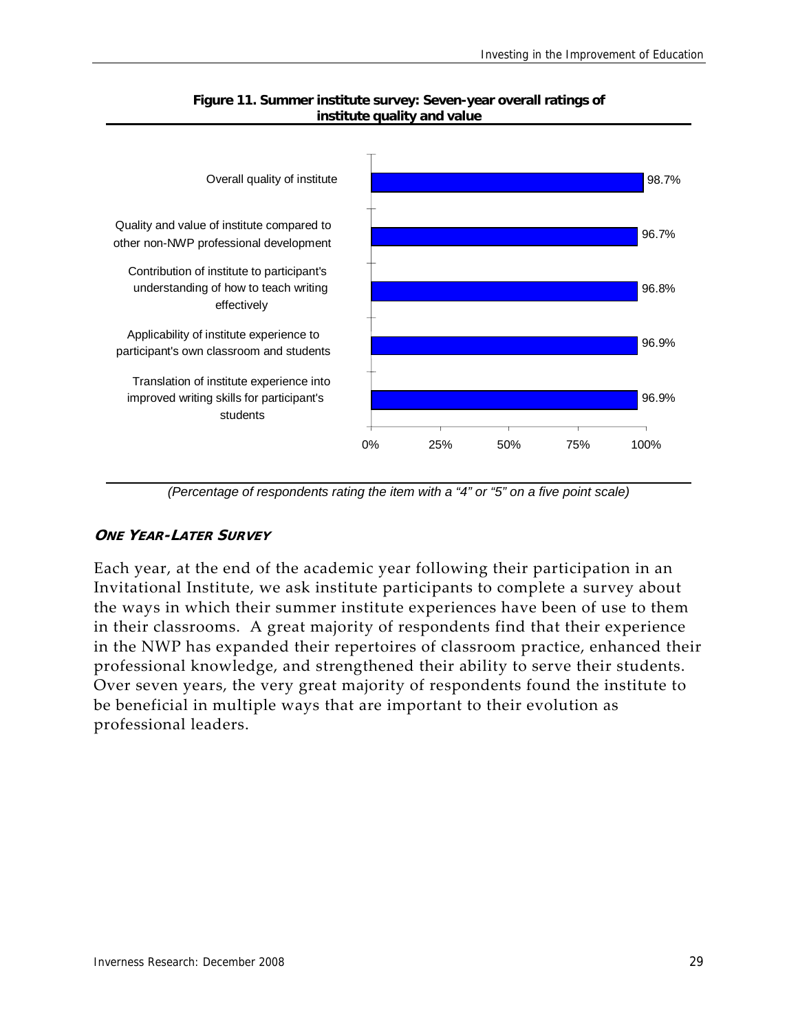**Figure 11. Summer institute survey: Seven-year overall ratings of institute quality and value**

| Item | Percentage |
| --- | --- |
| Overall quality of institute | 98.7% |
| Quality and value of institute compared to other non-NWP professional development | 96.7% |
| Contribution of institute to participant's understanding of how to teach writing effectively | 96.8% |
| Applicability of institute experience to participant's own classroom and students | 96.9% |
| Translation of institute experience into improved writing skills for participant's students | 96.9% |

*(Percentage of respondents rating the item with a "4" or "5" on a five point scale)*

### *ONE YEAR-LATER SURVEY*

Each year, at the end of the academic year following their participation in an Invitational Institute, we ask institute participants to complete a survey about the ways in which their summer institute experiences have been of use to them in their classrooms. A great majority of respondents find that their experience in the NWP has expanded their repertoires of classroom practice, enhanced their professional knowledge, and strengthened their ability to serve their students. Over seven years, the very great majority of respondents found the institute to be beneficial in multiple ways that are important to their evolution as professional leaders.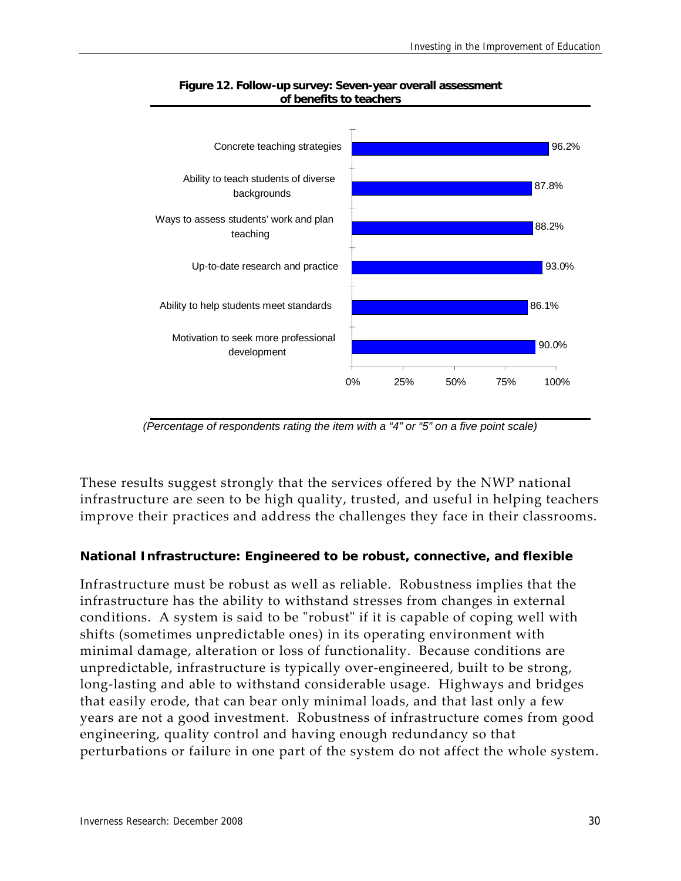**Figure 12. Follow-up survey: Seven-year overall assessment of benefits to teachers**

| Item | Percentage |
|---|---|
| Concrete teaching strategies | 96.2% |
| Ability to teach students of diverse backgrounds | 87.8% |
| Ways to assess students' work and plan teaching | 88.2% |
| Up-to-date research and practice | 93.0% |
| Ability to help students meet standards | 86.1% |
| Motivation to seek more professional development | 90.0% |

*(Percentage of respondents rating the item with a "4" or "5" on a five point scale)*

These results suggest strongly that the services offered by the NWP national infrastructure are seen to be high quality, trusted, and useful in helping teachers improve their practices and address the challenges they face in their classrooms.

**National Infrastructure: Engineered to be robust, connective, and flexible**

Infrastructure must be robust as well as reliable. Robustness implies that the infrastructure has the ability to withstand stresses from changes in external conditions. A system is said to be "robust" if it is capable of coping well with shifts (sometimes unpredictable ones) in its operating environment with minimal damage, alteration or loss of functionality. Because conditions are unpredictable, infrastructure is typically over-engineered, built to be strong, long-lasting and able to withstand considerable usage. Highways and bridges that easily erode, that can bear only minimal loads, and that last only a few years are not a good investment. Robustness of infrastructure comes from good engineering, quality control and having enough redundancy so that perturbations or failure in one part of the system do not affect the whole system.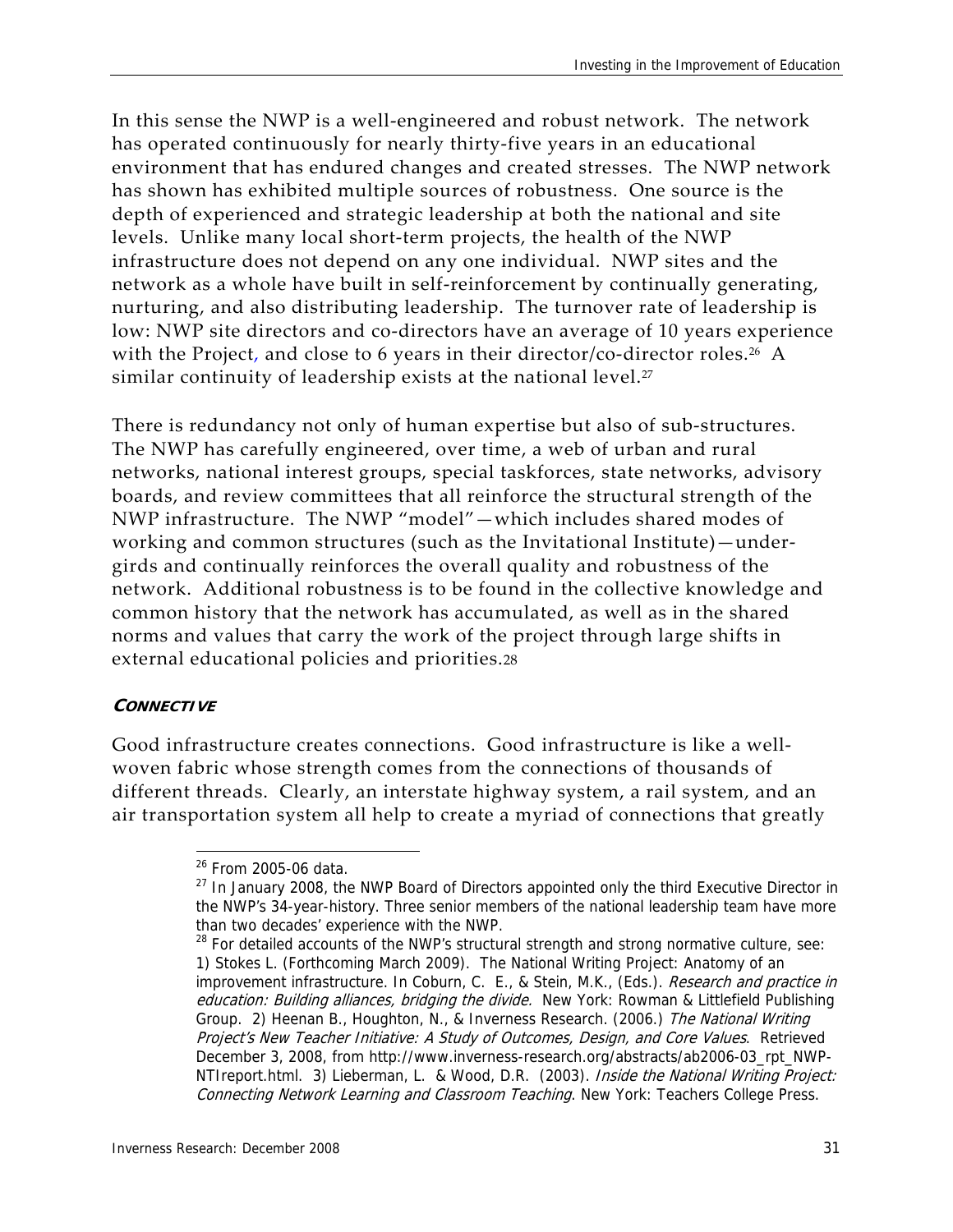In this sense the NWP is a well-engineered and robust network. The network has operated continuously for nearly thirty-five years in an educational environment that has endured changes and created stresses. The NWP network has shown has exhibited multiple sources of robustness. One source is the depth of experienced and strategic leadership at both the national and site levels. Unlike many local short-term projects, the health of the NWP infrastructure does not depend on any one individual. NWP sites and the network as a whole have built in self-reinforcement by continually generating, nurturing, and also distributing leadership. The turnover rate of leadership is low: NWP site directors and co-directors have an average of 10 years experience with the Project, and close to 6 years in their director/co-director roles.[26] A similar continuity of leadership exists at the national level.[27]

There is redundancy not only of human expertise but also of sub-structures. The NWP has carefully engineered, over time, a web of urban and rural networks, national interest groups, special taskforces, state networks, advisory boards, and review committees that all reinforce the structural strength of the NWP infrastructure. The NWP "model"—which includes shared modes of working and common structures (such as the Invitational Institute)—undergirds and continually reinforces the overall quality and robustness of the network. Additional robustness is to be found in the collective knowledge and common history that the network has accumulated, as well as in the shared norms and values that carry the work of the project through large shifts in external educational policies and priorities.[28]

#### **CONNECTIVE**

Good infrastructure creates connections. Good infrastructure is like a well-woven fabric whose strength comes from the connections of thousands of different threads. Clearly, an interstate highway system, a rail system, and an air transportation system all help to create a myriad of connections that greatly

---

[26] From 2005-06 data.

[27] In January 2008, the NWP Board of Directors appointed only the third Executive Director in the NWP's 34-year-history. Three senior members of the national leadership team have more than two decades' experience with the NWP.

[28] For detailed accounts of the NWP's structural strength and strong normative culture, see: 1) Stokes L. (Forthcoming March 2009). The National Writing Project: Anatomy of an improvement infrastructure. In Coburn, C. E., & Stein, M.K., (Eds.). *Research and practice in education: Building alliances, bridging the divide.* New York: Rowman & Littlefield Publishing Group. 2) Heenan B., Houghton, N., & Inverness Research. (2006.) *The National Writing Project's New Teacher Initiative: A Study of Outcomes, Design, and Core Values*. Retrieved December 3, 2008, from http://www.inverness-research.org/abstracts/ab2006-03_rpt_NWP-NTIreport.html. 3) Lieberman, L. & Wood, D.R. (2003). *Inside the National Writing Project: Connecting Network Learning and Classroom Teaching*. New York: Teachers College Press.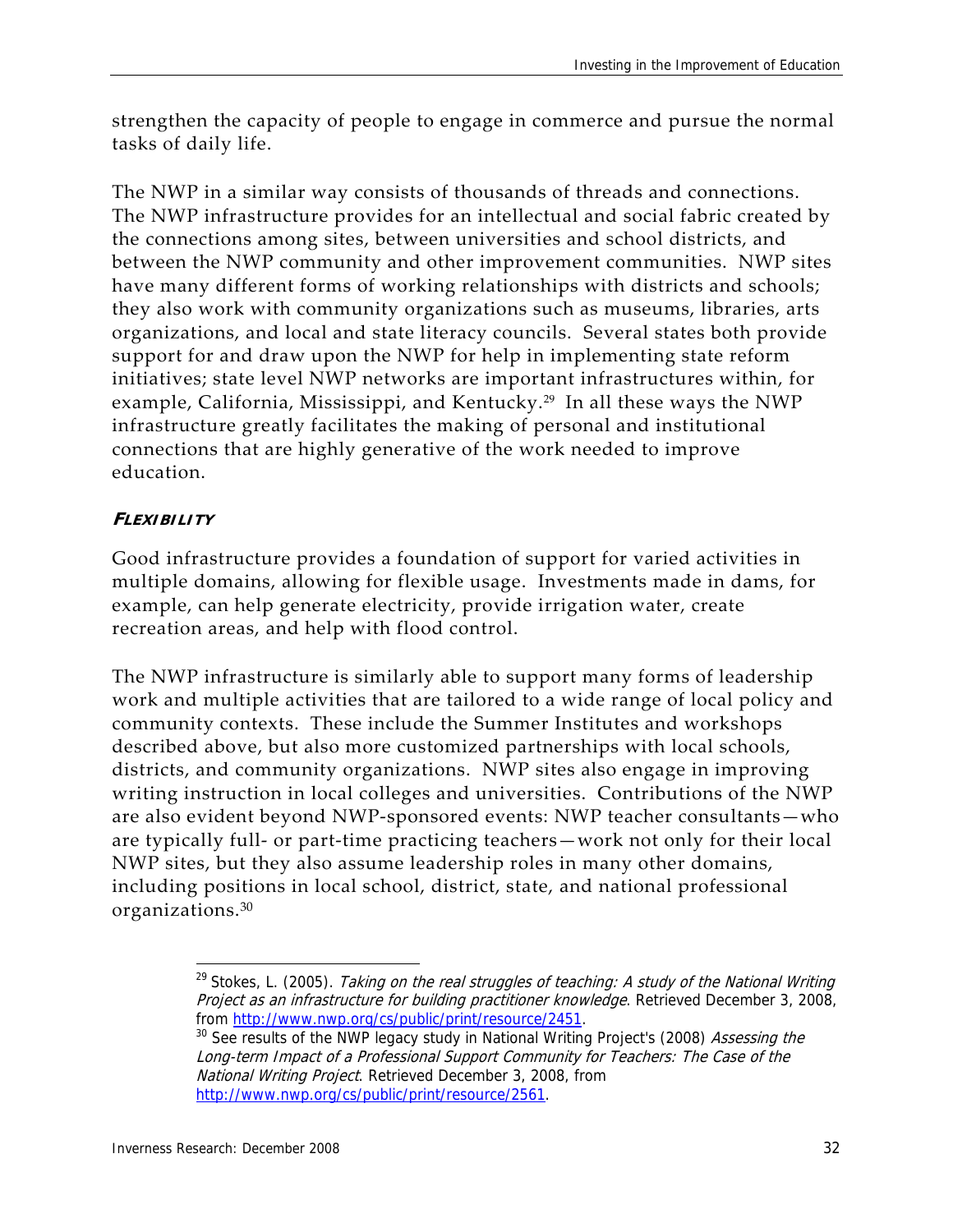strengthen the capacity of people to engage in commerce and pursue the normal tasks of daily life.

The NWP in a similar way consists of thousands of threads and connections. The NWP infrastructure provides for an intellectual and social fabric created by the connections among sites, between universities and school districts, and between the NWP community and other improvement communities. NWP sites have many different forms of working relationships with districts and schools; they also work with community organizations such as museums, libraries, arts organizations, and local and state literacy councils. Several states both provide support for and draw upon the NWP for help in implementing state reform initiatives; state level NWP networks are important infrastructures within, for example, California, Mississippi, and Kentucky.[29] In all these ways the NWP infrastructure greatly facilitates the making of personal and institutional connections that are highly generative of the work needed to improve education.

#### *Flexibility*

Good infrastructure provides a foundation of support for varied activities in multiple domains, allowing for flexible usage. Investments made in dams, for example, can help generate electricity, provide irrigation water, create recreation areas, and help with flood control.

The NWP infrastructure is similarly able to support many forms of leadership work and multiple activities that are tailored to a wide range of local policy and community contexts. These include the Summer Institutes and workshops described above, but also more customized partnerships with local schools, districts, and community organizations. NWP sites also engage in improving writing instruction in local colleges and universities. Contributions of the NWP are also evident beyond NWP-sponsored events: NWP teacher consultants—who are typically full- or part-time practicing teachers—work not only for their local NWP sites, but they also assume leadership roles in many other domains, including positions in local school, district, state, and national professional organizations.[30]

---

[29] Stokes, L. (2005). *Taking on the real struggles of teaching: A study of the National Writing Project as an infrastructure for building practitioner knowledge*. Retrieved December 3, 2008, from http://www.nwp.org/cs/public/print/resource/2451.

[30] See results of the NWP legacy study in National Writing Project's (2008) *Assessing the Long-term Impact of a Professional Support Community for Teachers: The Case of the National Writing Project*. Retrieved December 3, 2008, from http://www.nwp.org/cs/public/print/resource/2561.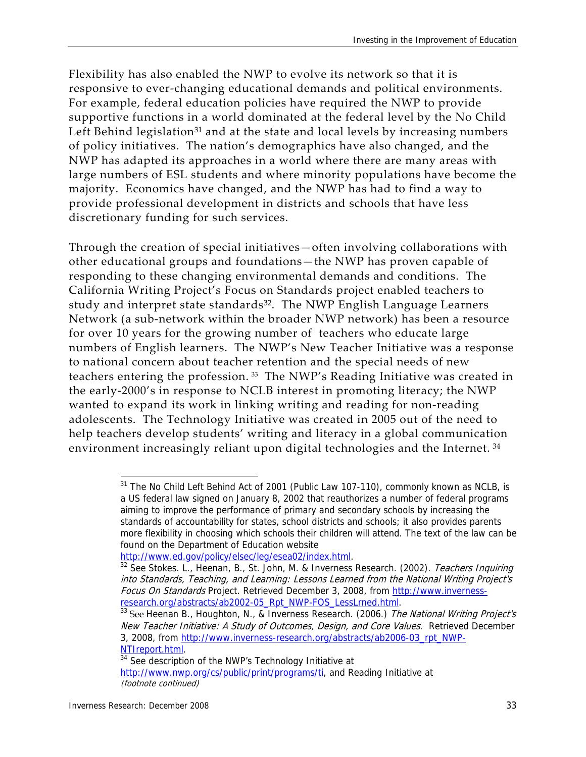Flexibility has also enabled the NWP to evolve its network so that it is responsive to ever-changing educational demands and political environments. For example, federal education policies have required the NWP to provide supportive functions in a world dominated at the federal level by the No Child Left Behind legislation[31] and at the state and local levels by increasing numbers of policy initiatives. The nation's demographics have also changed, and the NWP has adapted its approaches in a world where there are many areas with large numbers of ESL students and where minority populations have become the majority. Economics have changed, and the NWP has had to find a way to provide professional development in districts and schools that have less discretionary funding for such services.

Through the creation of special initiatives—often involving collaborations with other educational groups and foundations—the NWP has proven capable of responding to these changing environmental demands and conditions. The California Writing Project's Focus on Standards project enabled teachers to study and interpret state standards[32]. The NWP English Language Learners Network (a sub-network within the broader NWP network) has been a resource for over 10 years for the growing number of teachers who educate large numbers of English learners. The NWP's New Teacher Initiative was a response to national concern about teacher retention and the special needs of new teachers entering the profession. [33] The NWP's Reading Initiative was created in the early-2000's in response to NCLB interest in promoting literacy; the NWP wanted to expand its work in linking writing and reading for non-reading adolescents. The Technology Initiative was created in 2005 out of the need to help teachers develop students' writing and literacy in a global communication environment increasingly reliant upon digital technologies and the Internet. [34]

---

[31] The No Child Left Behind Act of 2001 (Public Law 107-110), commonly known as NCLB, is a US federal law signed on January 8, 2002 that reauthorizes a number of federal programs aiming to improve the performance of primary and secondary schools by increasing the standards of accountability for states, school districts and schools; it also provides parents more flexibility in choosing which schools their children will attend. The text of the law can be found on the Department of Education website http://www.ed.gov/policy/elsec/leg/esea02/index.html.

[32] See Stokes. L., Heenan, B., St. John, M. & Inverness Research. (2002). *Teachers Inquiring into Standards, Teaching, and Learning: Lessons Learned from the National Writing Project's Focus On Standards* Project. Retrieved December 3, 2008, from http://www.inverness-research.org/abstracts/ab2002-05_Rpt_NWP-FOS_LessLrned.html.

[33] See Heenan B., Houghton, N., & Inverness Research. (2006.) *The National Writing Project's New Teacher Initiative: A Study of Outcomes, Design, and Core Values*. Retrieved December 3, 2008, from http://www.inverness-research.org/abstracts/ab2006-03_rpt_NWP-NTIreport.html.

[34] See description of the NWP's Technology Initiative at http://www.nwp.org/cs/public/print/programs/ti, and Reading Initiative at *(footnote continued)*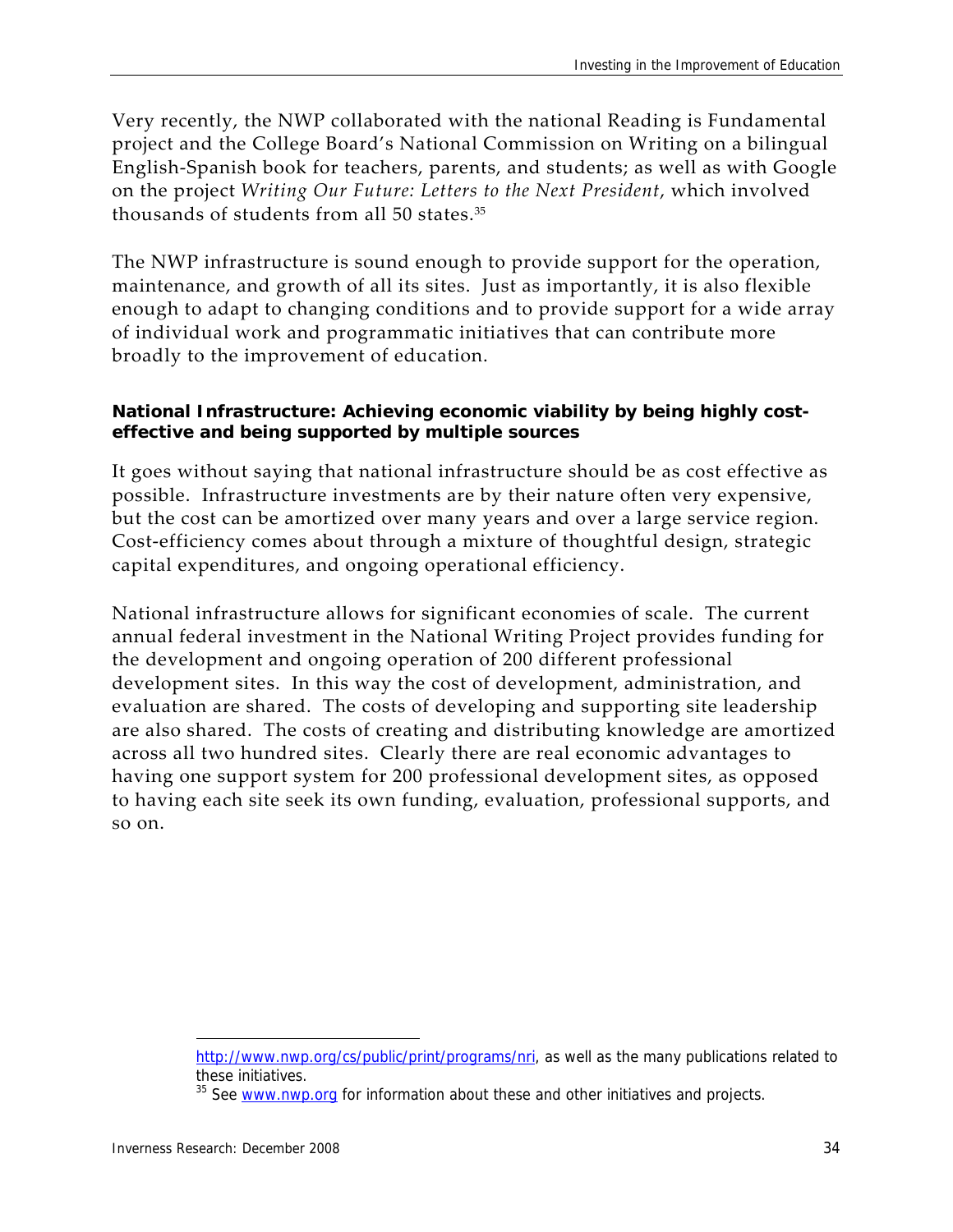Very recently, the NWP collaborated with the national Reading is Fundamental project and the College Board's National Commission on Writing on a bilingual English-Spanish book for teachers, parents, and students; as well as with Google on the project *Writing Our Future: Letters to the Next President*, which involved thousands of students from all 50 states.[35]

The NWP infrastructure is sound enough to provide support for the operation, maintenance, and growth of all its sites. Just as importantly, it is also flexible enough to adapt to changing conditions and to provide support for a wide array of individual work and programmatic initiatives that can contribute more broadly to the improvement of education.

**National Infrastructure: Achieving economic viability by being highly cost-effective and being supported by multiple sources**

It goes without saying that national infrastructure should be as cost effective as possible. Infrastructure investments are by their nature often very expensive, but the cost can be amortized over many years and over a large service region. Cost-efficiency comes about through a mixture of thoughtful design, strategic capital expenditures, and ongoing operational efficiency.

National infrastructure allows for significant economies of scale. The current annual federal investment in the National Writing Project provides funding for the development and ongoing operation of 200 different professional development sites. In this way the cost of development, administration, and evaluation are shared. The costs of developing and supporting site leadership are also shared. The costs of creating and distributing knowledge are amortized across all two hundred sites. Clearly there are real economic advantages to having one support system for 200 professional development sites, as opposed to having each site seek its own funding, evaluation, professional supports, and so on.

---

http://www.nwp.org/cs/public/print/programs/nri, as well as the many publications related to these initiatives.

[35] See www.nwp.org for information about these and other initiatives and projects.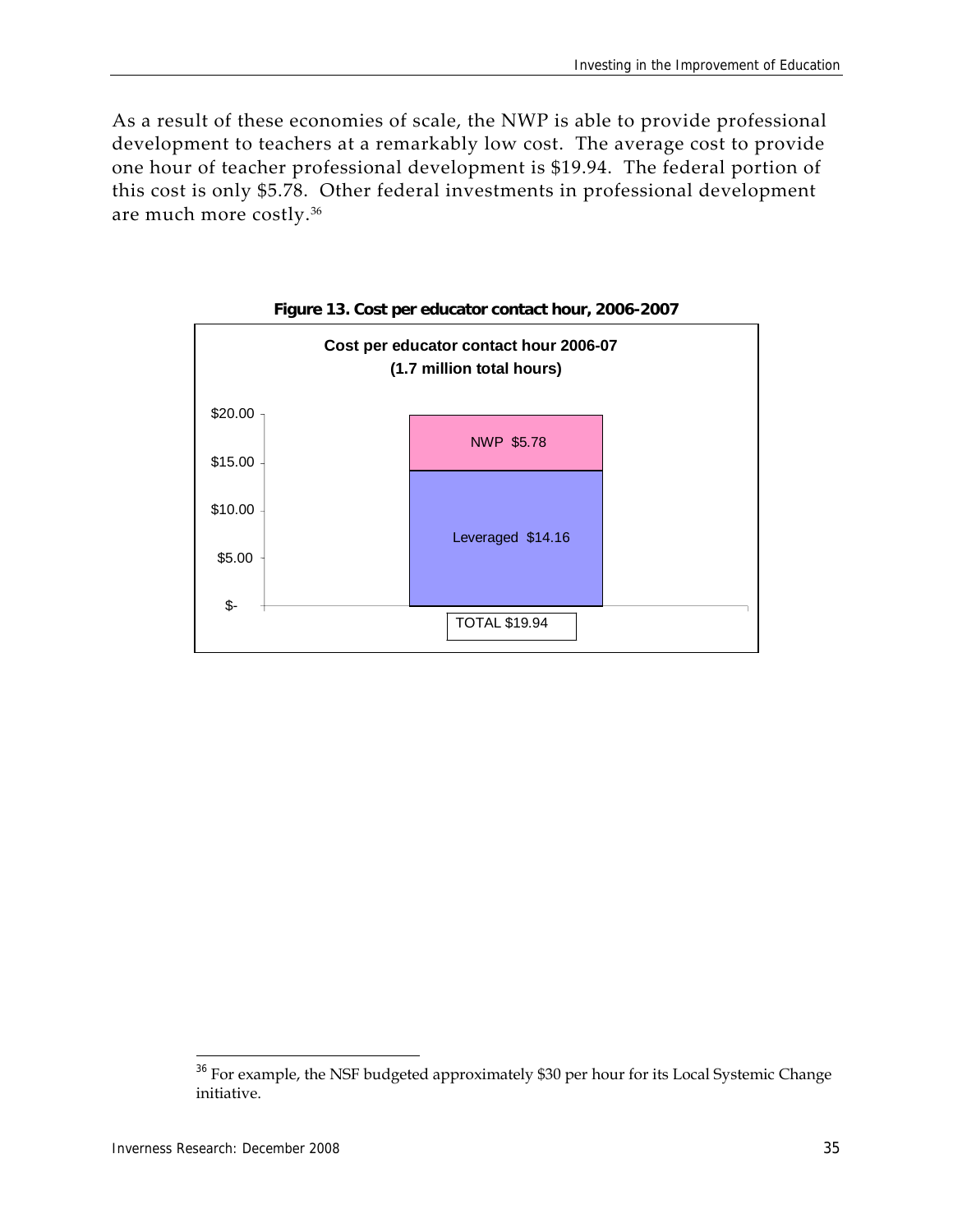As a result of these economies of scale, the NWP is able to provide professional development to teachers at a remarkably low cost. The average cost to provide one hour of teacher professional development is $19.94. The federal portion of this cost is only $5.78. Other federal investments in professional development are much more costly.[36]

**Figure 13. Cost per educator contact hour, 2006-2007**

**Cost per educator contact hour 2006-07**
**(1.7 million total hours)**

| Component | Cost |
|---|---|
| NWP | $5.78 |
| Leveraged | $14.16 |
| TOTAL | $19.94 |

[36] For example, the NSF budgeted approximately $30 per hour for its Local Systemic Change initiative.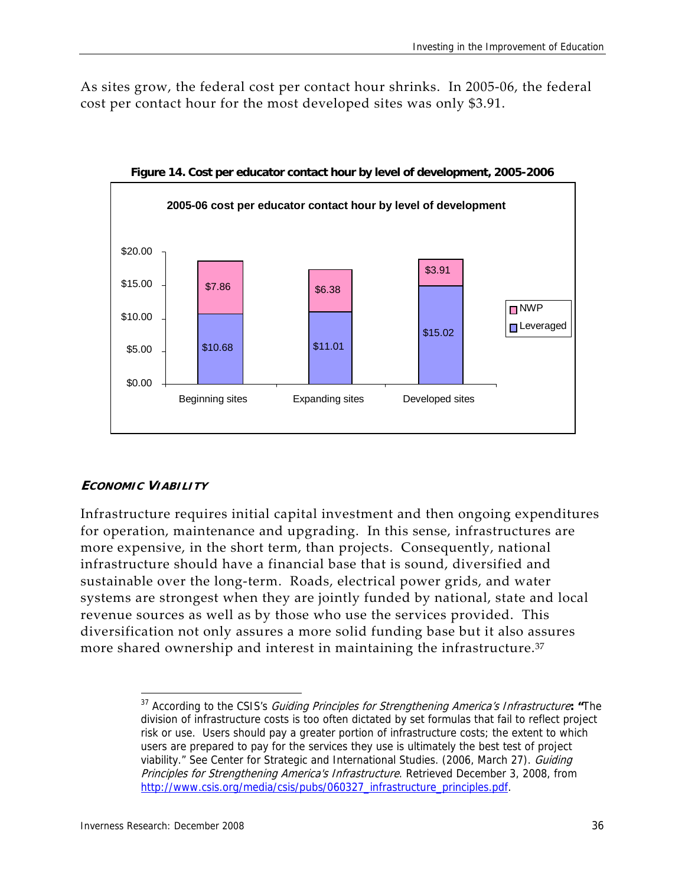As sites grow, the federal cost per contact hour shrinks. In 2005-06, the federal cost per contact hour for the most developed sites was only $3.91.

**Figure 14. Cost per educator contact hour by level of development, 2005-2006**

**2005-06 cost per educator contact hour by level of development**

| | Beginning sites | Expanding sites | Developed sites |
|---|---|---|---|
| NWP | $7.86 | $6.38 | $3.91 |
| Leveraged | $10.68 | $11.01 | $15.02 |

### *Economic Viability*

Infrastructure requires initial capital investment and then ongoing expenditures for operation, maintenance and upgrading. In this sense, infrastructures are more expensive, in the short term, than projects. Consequently, national infrastructure should have a financial base that is sound, diversified and sustainable over the long-term. Roads, electrical power grids, and water systems are strongest when they are jointly funded by national, state and local revenue sources as well as by those who use the services provided. This diversification not only assures a more solid funding base but it also assures more shared ownership and interest in maintaining the infrastructure.[37]

---

[37] According to the CSIS's *Guiding Principles for Strengthening America's Infrastructure*: "The division of infrastructure costs is too often dictated by set formulas that fail to reflect project risk or use. Users should pay a greater portion of infrastructure costs; the extent to which users are prepared to pay for the services they use is ultimately the best test of project viability." See Center for Strategic and International Studies. (2006, March 27). *Guiding Principles for Strengthening America's Infrastructure*. Retrieved December 3, 2008, from http://www.csis.org/media/csis/pubs/060327_infrastructure_principles.pdf.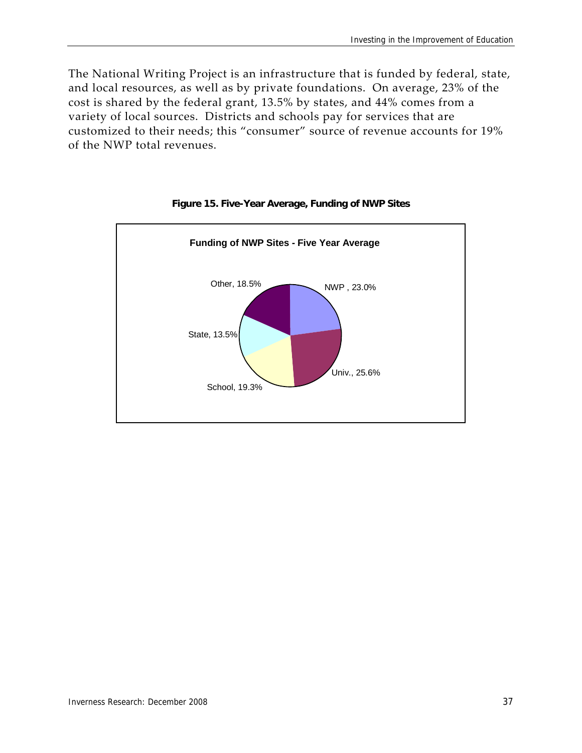The National Writing Project is an infrastructure that is funded by federal, state, and local resources, as well as by private foundations. On average, 23% of the cost is shared by the federal grant, 13.5% by states, and 44% comes from a variety of local sources. Districts and schools pay for services that are customized to their needs; this "consumer" source of revenue accounts for 19% of the NWP total revenues.

**Figure 15. Five-Year Average, Funding of NWP Sites**

**Funding of NWP Sites - Five Year Average**

| Source | Percentage |
|---|---|
| NWP | 23.0% |
| Univ. | 25.6% |
| School | 19.3% |
| State | 13.5% |
| Other | 18.5% |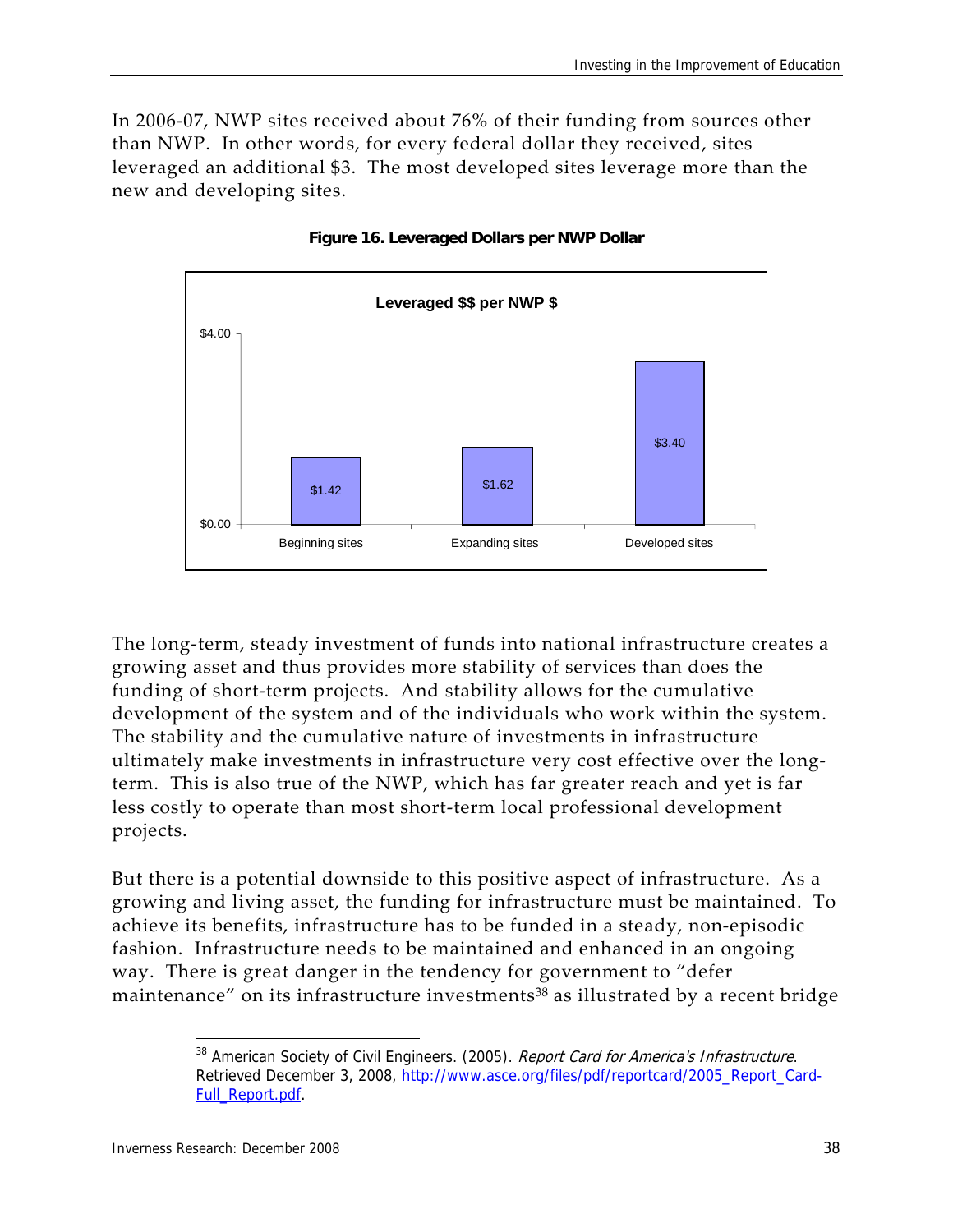In 2006-07, NWP sites received about 76% of their funding from sources other than NWP. In other words, for every federal dollar they received, sites leveraged an additional $3. The most developed sites leverage more than the new and developing sites.

**Figure 16. Leveraged Dollars per NWP Dollar**

| Leveraged $$ per NWP $ | |
|---|---|
| Beginning sites | $1.42 |
| Expanding sites | $1.62 |
| Developed sites | $3.40 |

The long-term, steady investment of funds into national infrastructure creates a growing asset and thus provides more stability of services than does the funding of short-term projects. And stability allows for the cumulative development of the system and of the individuals who work within the system. The stability and the cumulative nature of investments in infrastructure ultimately make investments in infrastructure very cost effective over the long-term. This is also true of the NWP, which has far greater reach and yet is far less costly to operate than most short-term local professional development projects.

But there is a potential downside to this positive aspect of infrastructure. As a growing and living asset, the funding for infrastructure must be maintained. To achieve its benefits, infrastructure has to be funded in a steady, non-episodic fashion. Infrastructure needs to be maintained and enhanced in an ongoing way. There is great danger in the tendency for government to "defer maintenance" on its infrastructure investments[38] as illustrated by a recent bridge

[38] American Society of Civil Engineers. (2005). *Report Card for America's Infrastructure*. Retrieved December 3, 2008, http://www.asce.org/files/pdf/reportcard/2005_Report_Card-Full_Report.pdf.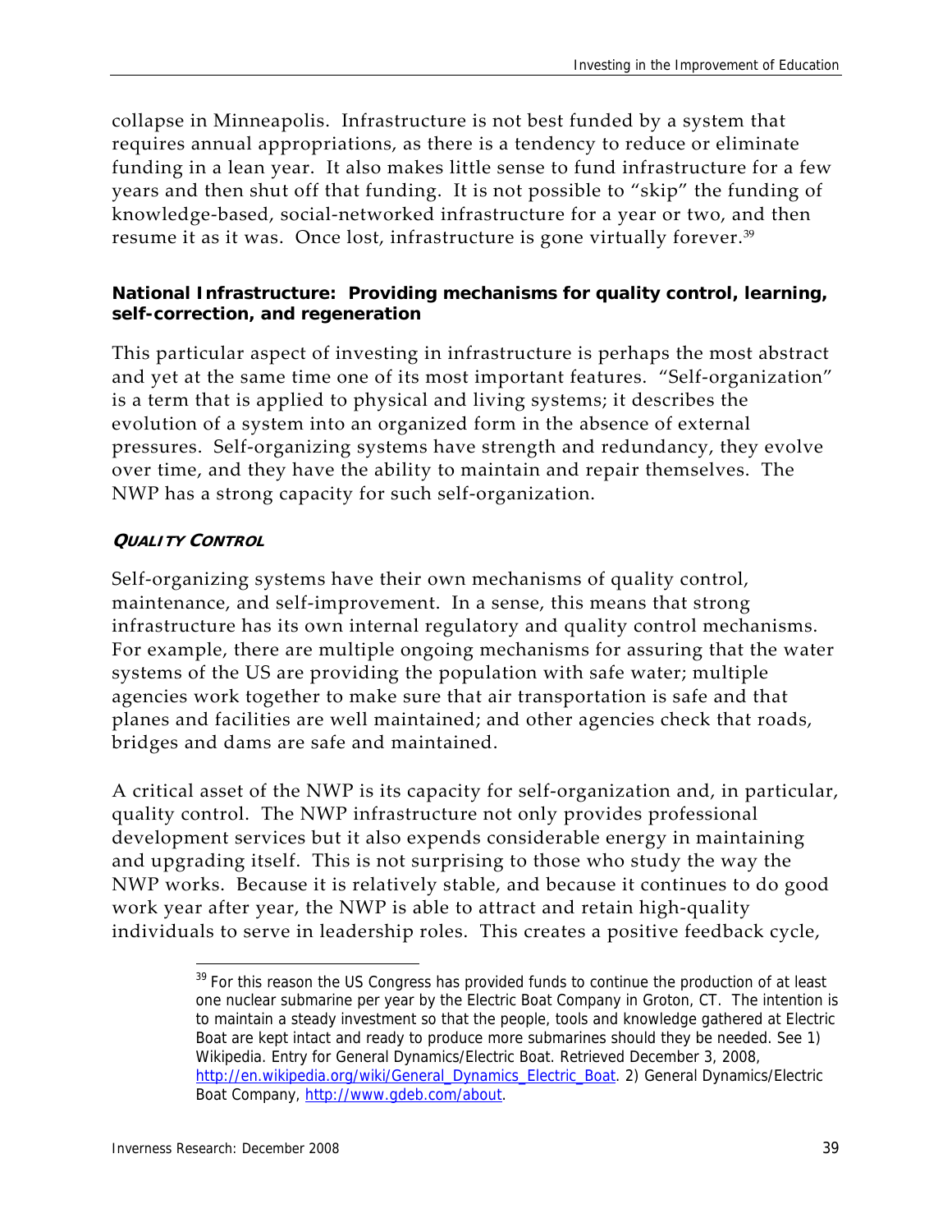collapse in Minneapolis. Infrastructure is not best funded by a system that requires annual appropriations, as there is a tendency to reduce or eliminate funding in a lean year. It also makes little sense to fund infrastructure for a few years and then shut off that funding. It is not possible to "skip" the funding of knowledge-based, social-networked infrastructure for a year or two, and then resume it as it was. Once lost, infrastructure is gone virtually forever.[39]

#### National Infrastructure: Providing mechanisms for quality control, learning, self-correction, and regeneration

This particular aspect of investing in infrastructure is perhaps the most abstract and yet at the same time one of its most important features. "Self-organization" is a term that is applied to physical and living systems; it describes the evolution of a system into an organized form in the absence of external pressures. Self-organizing systems have strength and redundancy, they evolve over time, and they have the ability to maintain and repair themselves. The NWP has a strong capacity for such self-organization.

##### *QUALITY CONTROL*

Self-organizing systems have their own mechanisms of quality control, maintenance, and self-improvement. In a sense, this means that strong infrastructure has its own internal regulatory and quality control mechanisms. For example, there are multiple ongoing mechanisms for assuring that the water systems of the US are providing the population with safe water; multiple agencies work together to make sure that air transportation is safe and that planes and facilities are well maintained; and other agencies check that roads, bridges and dams are safe and maintained.

A critical asset of the NWP is its capacity for self-organization and, in particular, quality control. The NWP infrastructure not only provides professional development services but it also expends considerable energy in maintaining and upgrading itself. This is not surprising to those who study the way the NWP works. Because it is relatively stable, and because it continues to do good work year after year, the NWP is able to attract and retain high-quality individuals to serve in leadership roles. This creates a positive feedback cycle,

---

[39] For this reason the US Congress has provided funds to continue the production of at least one nuclear submarine per year by the Electric Boat Company in Groton, CT. The intention is to maintain a steady investment so that the people, tools and knowledge gathered at Electric Boat are kept intact and ready to produce more submarines should they be needed. See 1) Wikipedia. Entry for General Dynamics/Electric Boat. Retrieved December 3, 2008, http://en.wikipedia.org/wiki/General_Dynamics_Electric_Boat. 2) General Dynamics/Electric Boat Company, http://www.gdeb.com/about.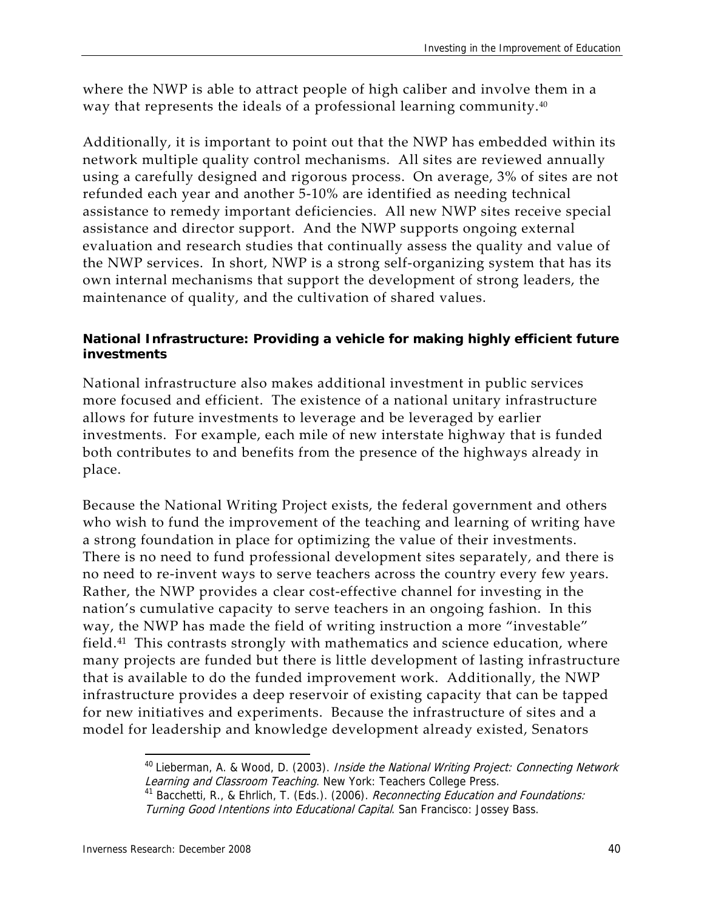where the NWP is able to attract people of high caliber and involve them in a way that represents the ideals of a professional learning community.[40]

Additionally, it is important to point out that the NWP has embedded within its network multiple quality control mechanisms. All sites are reviewed annually using a carefully designed and rigorous process. On average, 3% of sites are not refunded each year and another 5-10% are identified as needing technical assistance to remedy important deficiencies. All new NWP sites receive special assistance and director support. And the NWP supports ongoing external evaluation and research studies that continually assess the quality and value of the NWP services. In short, NWP is a strong self-organizing system that has its own internal mechanisms that support the development of strong leaders, the maintenance of quality, and the cultivation of shared values.

**National Infrastructure: Providing a vehicle for making highly efficient future investments**

National infrastructure also makes additional investment in public services more focused and efficient. The existence of a national unitary infrastructure allows for future investments to leverage and be leveraged by earlier investments. For example, each mile of new interstate highway that is funded both contributes to and benefits from the presence of the highways already in place.

Because the National Writing Project exists, the federal government and others who wish to fund the improvement of the teaching and learning of writing have a strong foundation in place for optimizing the value of their investments. There is no need to fund professional development sites separately, and there is no need to re-invent ways to serve teachers across the country every few years. Rather, the NWP provides a clear cost-effective channel for investing in the nation's cumulative capacity to serve teachers in an ongoing fashion. In this way, the NWP has made the field of writing instruction a more "investable" field.[41] This contrasts strongly with mathematics and science education, where many projects are funded but there is little development of lasting infrastructure that is available to do the funded improvement work. Additionally, the NWP infrastructure provides a deep reservoir of existing capacity that can be tapped for new initiatives and experiments. Because the infrastructure of sites and a model for leadership and knowledge development already existed, Senators

---

[40] Lieberman, A. & Wood, D. (2003). *Inside the National Writing Project: Connecting Network Learning and Classroom Teaching*. New York: Teachers College Press.

[41] Bacchetti, R., & Ehrlich, T. (Eds.). (2006). *Reconnecting Education and Foundations: Turning Good Intentions into Educational Capital*. San Francisco: Jossey Bass.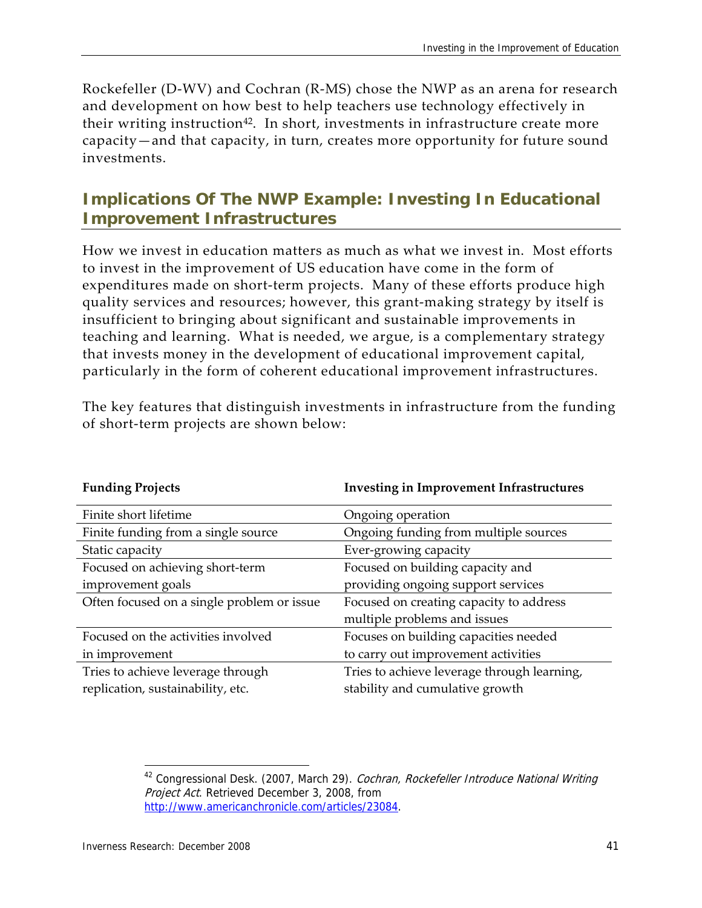Rockefeller (D-WV) and Cochran (R-MS) chose the NWP as an arena for research and development on how best to help teachers use technology effectively in their writing instruction[42]. In short, investments in infrastructure create more capacity—and that capacity, in turn, creates more opportunity for future sound investments.

## Implications Of The NWP Example: Investing In Educational Improvement Infrastructures

How we invest in education matters as much as what we invest in. Most efforts to invest in the improvement of US education have come in the form of expenditures made on short-term projects. Many of these efforts produce high quality services and resources; however, this grant-making strategy by itself is insufficient to bringing about significant and sustainable improvements in teaching and learning. What is needed, we argue, is a complementary strategy that invests money in the development of educational improvement capital, particularly in the form of coherent educational improvement infrastructures.

The key features that distinguish investments in infrastructure from the funding of short-term projects are shown below:

| Funding Projects | Investing in Improvement Infrastructures |
|---|---|
| Finite short lifetime | Ongoing operation |
| Finite funding from a single source | Ongoing funding from multiple sources |
| Static capacity | Ever-growing capacity |
| Focused on achieving short-term improvement goals | Focused on building capacity and providing ongoing support services |
| Often focused on a single problem or issue | Focused on creating capacity to address multiple problems and issues |
| Focused on the activities involved in improvement | Focuses on building capacities needed to carry out improvement activities |
| Tries to achieve leverage through replication, sustainability, etc. | Tries to achieve leverage through learning, stability and cumulative growth |

[42] Congressional Desk. (2007, March 29). *Cochran, Rockefeller Introduce National Writing Project Act*. Retrieved December 3, 2008, from http://www.americanchronicle.com/articles/23084.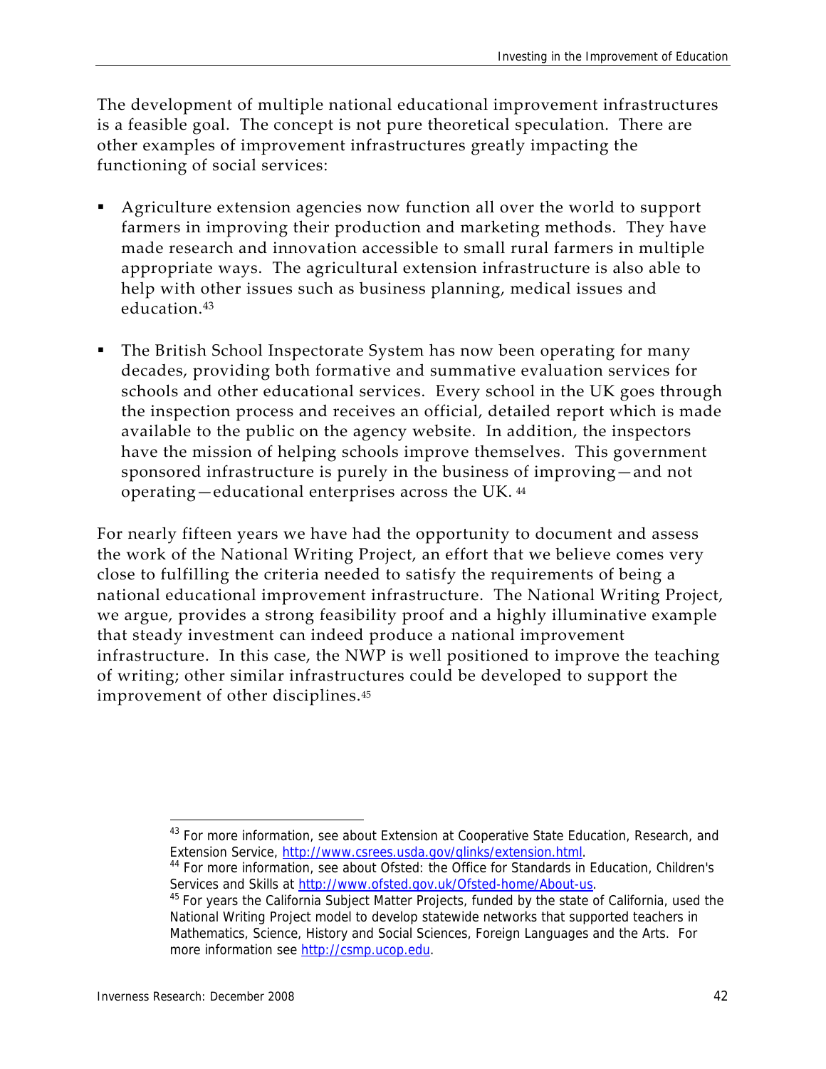The development of multiple national educational improvement infrastructures is a feasible goal. The concept is not pure theoretical speculation. There are other examples of improvement infrastructures greatly impacting the functioning of social services:

- Agriculture extension agencies now function all over the world to support farmers in improving their production and marketing methods. They have made research and innovation accessible to small rural farmers in multiple appropriate ways. The agricultural extension infrastructure is also able to help with other issues such as business planning, medical issues and education.[43]

- The British School Inspectorate System has now been operating for many decades, providing both formative and summative evaluation services for schools and other educational services. Every school in the UK goes through the inspection process and receives an official, detailed report which is made available to the public on the agency website. In addition, the inspectors have the mission of helping schools improve themselves. This government sponsored infrastructure is purely in the business of improving—and not operating—educational enterprises across the UK. [44]

For nearly fifteen years we have had the opportunity to document and assess the work of the National Writing Project, an effort that we believe comes very close to fulfilling the criteria needed to satisfy the requirements of being a national educational improvement infrastructure. The National Writing Project, we argue, provides a strong feasibility proof and a highly illuminative example that steady investment can indeed produce a national improvement infrastructure. In this case, the NWP is well positioned to improve the teaching of writing; other similar infrastructures could be developed to support the improvement of other disciplines.[45]

---

[43] For more information, see about Extension at Cooperative State Education, Research, and Extension Service, http://www.csrees.usda.gov/qlinks/extension.html.

[44] For more information, see about Ofsted: the Office for Standards in Education, Children's Services and Skills at http://www.ofsted.gov.uk/Ofsted-home/About-us.

[45] For years the California Subject Matter Projects, funded by the state of California, used the National Writing Project model to develop statewide networks that supported teachers in Mathematics, Science, History and Social Sciences, Foreign Languages and the Arts. For more information see http://csmp.ucop.edu.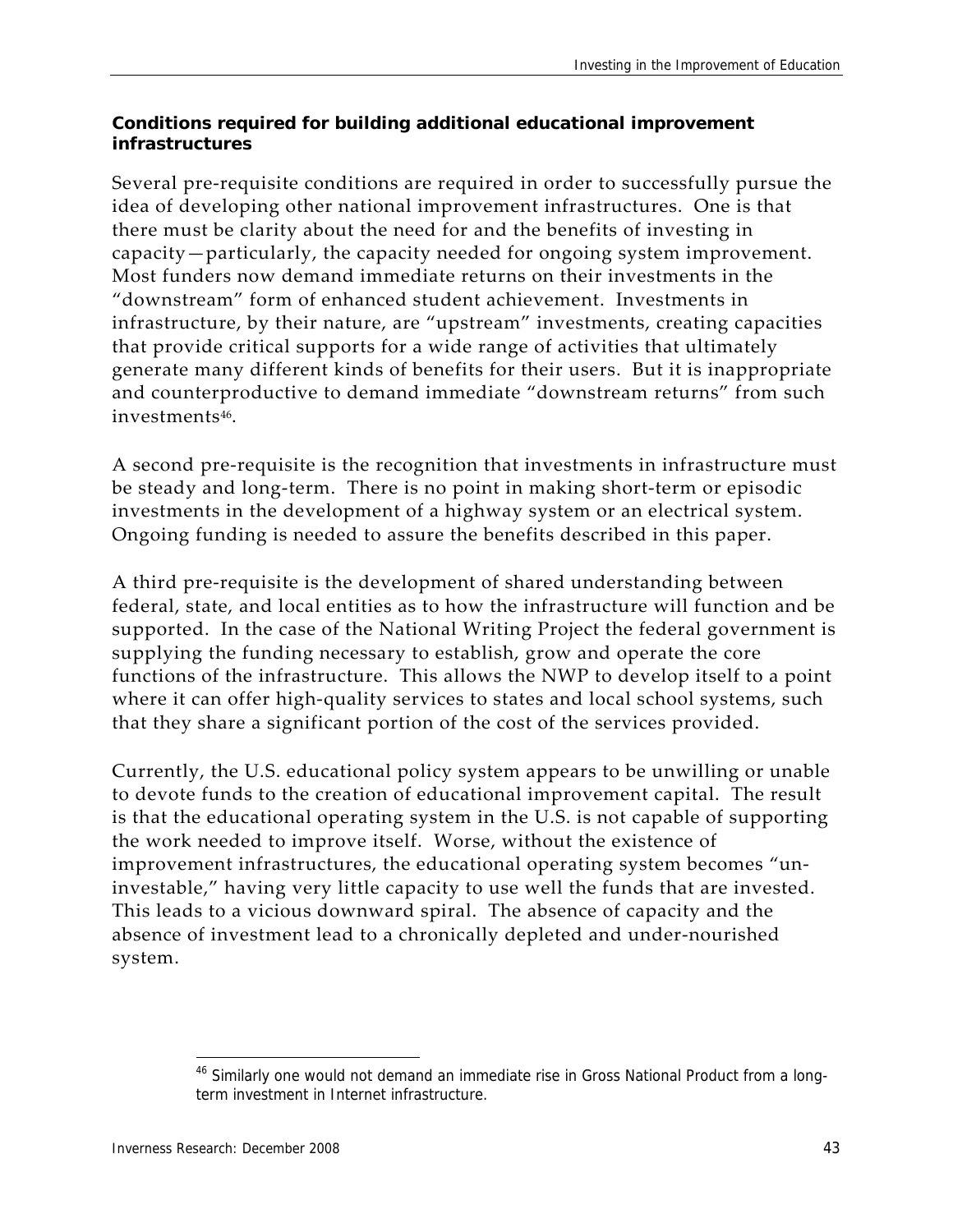### Conditions required for building additional educational improvement infrastructures

Several pre-requisite conditions are required in order to successfully pursue the idea of developing other national improvement infrastructures. One is that there must be clarity about the need for and the benefits of investing in capacity—particularly, the capacity needed for ongoing system improvement. Most funders now demand immediate returns on their investments in the "downstream" form of enhanced student achievement. Investments in infrastructure, by their nature, are "upstream" investments, creating capacities that provide critical supports for a wide range of activities that ultimately generate many different kinds of benefits for their users. But it is inappropriate and counterproductive to demand immediate "downstream returns" from such investments[46].

A second pre-requisite is the recognition that investments in infrastructure must be steady and long-term. There is no point in making short-term or episodic investments in the development of a highway system or an electrical system. Ongoing funding is needed to assure the benefits described in this paper.

A third pre-requisite is the development of shared understanding between federal, state, and local entities as to how the infrastructure will function and be supported. In the case of the National Writing Project the federal government is supplying the funding necessary to establish, grow and operate the core functions of the infrastructure. This allows the NWP to develop itself to a point where it can offer high-quality services to states and local school systems, such that they share a significant portion of the cost of the services provided.

Currently, the U.S. educational policy system appears to be unwilling or unable to devote funds to the creation of educational improvement capital. The result is that the educational operating system in the U.S. is not capable of supporting the work needed to improve itself. Worse, without the existence of improvement infrastructures, the educational operating system becomes "un-investable," having very little capacity to use well the funds that are invested. This leads to a vicious downward spiral. The absence of capacity and the absence of investment lead to a chronically depleted and under-nourished system.

[46] Similarly one would not demand an immediate rise in Gross National Product from a long-term investment in Internet infrastructure.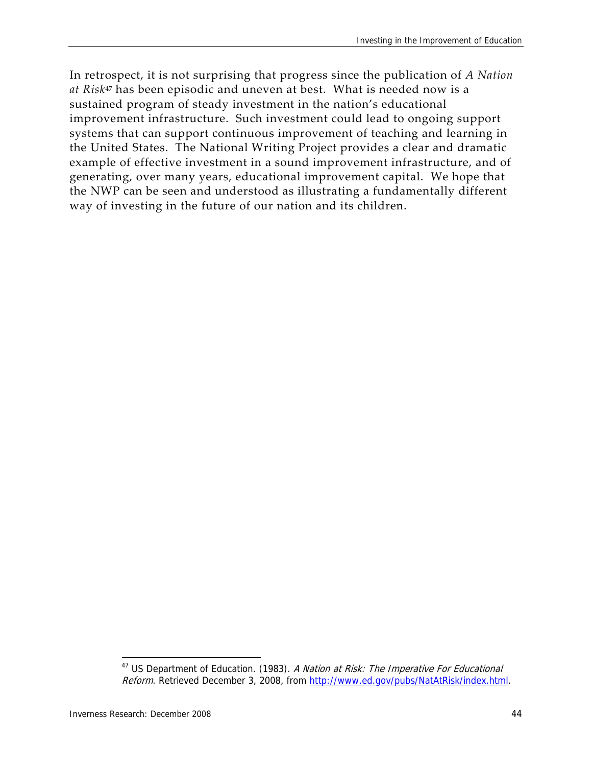In retrospect, it is not surprising that progress since the publication of *A Nation at Risk*[47] has been episodic and uneven at best. What is needed now is a sustained program of steady investment in the nation's educational improvement infrastructure. Such investment could lead to ongoing support systems that can support continuous improvement of teaching and learning in the United States. The National Writing Project provides a clear and dramatic example of effective investment in a sound improvement infrastructure, and of generating, over many years, educational improvement capital. We hope that the NWP can be seen and understood as illustrating a fundamentally different way of investing in the future of our nation and its children.

---

[47] US Department of Education. (1983). *A Nation at Risk: The Imperative For Educational Reform*. Retrieved December 3, 2008, from http://www.ed.gov/pubs/NatAtRisk/index.html.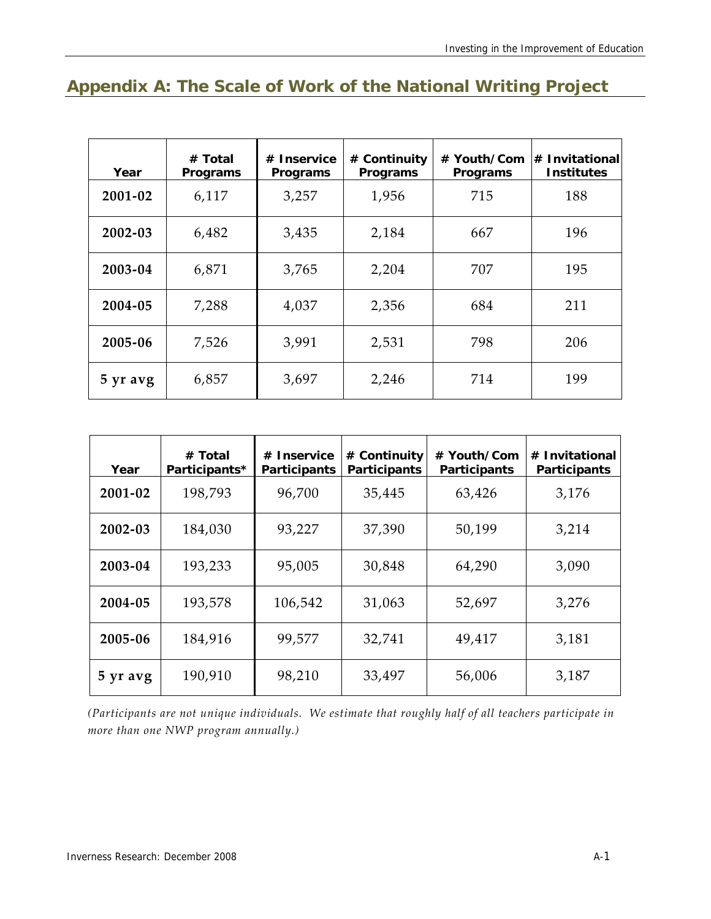## Appendix A: The Scale of Work of the National Writing Project

| Year | # Total Programs | # Inservice Programs | # Continuity Programs | # Youth/Com Programs | # Invitational Institutes |
|---|---|---|---|---|---|
| **2001-02** | 6,117 | 3,257 | 1,956 | 715 | 188 |
| **2002-03** | 6,482 | 3,435 | 2,184 | 667 | 196 |
| **2003-04** | 6,871 | 3,765 | 2,204 | 707 | 195 |
| **2004-05** | 7,288 | 4,037 | 2,356 | 684 | 211 |
| **2005-06** | 7,526 | 3,991 | 2,531 | 798 | 206 |
| **5 yr avg** | 6,857 | 3,697 | 2,246 | 714 | 199 |

| Year | # Total Participants* | # Inservice Participants | # Continuity Participants | # Youth/Com Participants | # Invitational Participants |
|---|---|---|---|---|---|
| **2001-02** | 198,793 | 96,700 | 35,445 | 63,426 | 3,176 |
| **2002-03** | 184,030 | 93,227 | 37,390 | 50,199 | 3,214 |
| **2003-04** | 193,233 | 95,005 | 30,848 | 64,290 | 3,090 |
| **2004-05** | 193,578 | 106,542 | 31,063 | 52,697 | 3,276 |
| **2005-06** | 184,916 | 99,577 | 32,741 | 49,417 | 3,181 |
| **5 yr avg** | 190,910 | 98,210 | 33,497 | 56,006 | 3,187 |

*(Participants are not unique individuals. We estimate that roughly half of all teachers participate in more than one NWP program annually.)*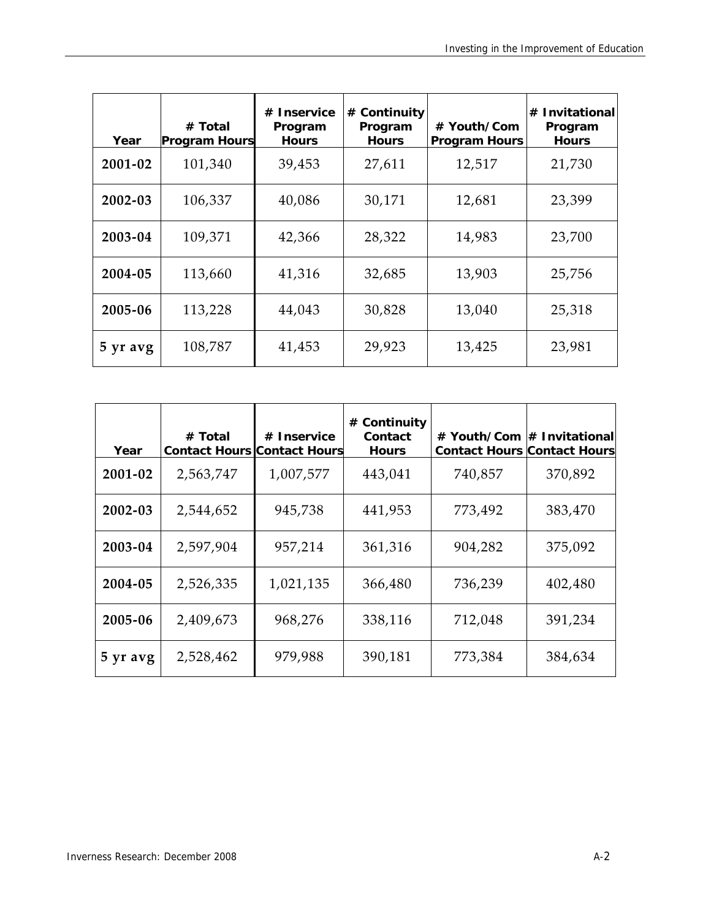| Year | # Total Program Hours | # Inservice Program Hours | # Continuity Program Hours | # Youth/Com Program Hours | # Invitational Program Hours |
|---|---|---|---|---|---|
| **2001-02** | 101,340 | 39,453 | 27,611 | 12,517 | 21,730 |
| **2002-03** | 106,337 | 40,086 | 30,171 | 12,681 | 23,399 |
| **2003-04** | 109,371 | 42,366 | 28,322 | 14,983 | 23,700 |
| **2004-05** | 113,660 | 41,316 | 32,685 | 13,903 | 25,756 |
| **2005-06** | 113,228 | 44,043 | 30,828 | 13,040 | 25,318 |
| **5 yr avg** | 108,787 | 41,453 | 29,923 | 13,425 | 23,981 |

| Year | # Total Contact Hours | # Inservice Contact Hours | # Continuity Contact Hours | # Youth/Com Contact Hours | # Invitational Contact Hours |
|---|---|---|---|---|---|
| **2001-02** | 2,563,747 | 1,007,577 | 443,041 | 740,857 | 370,892 |
| **2002-03** | 2,544,652 | 945,738 | 441,953 | 773,492 | 383,470 |
| **2003-04** | 2,597,904 | 957,214 | 361,316 | 904,282 | 375,092 |
| **2004-05** | 2,526,335 | 1,021,135 | 366,480 | 736,239 | 402,480 |
| **2005-06** | 2,409,673 | 968,276 | 338,116 | 712,048 | 391,234 |
| **5 yr avg** | 2,528,462 | 979,988 | 390,181 | 773,384 | 384,634 |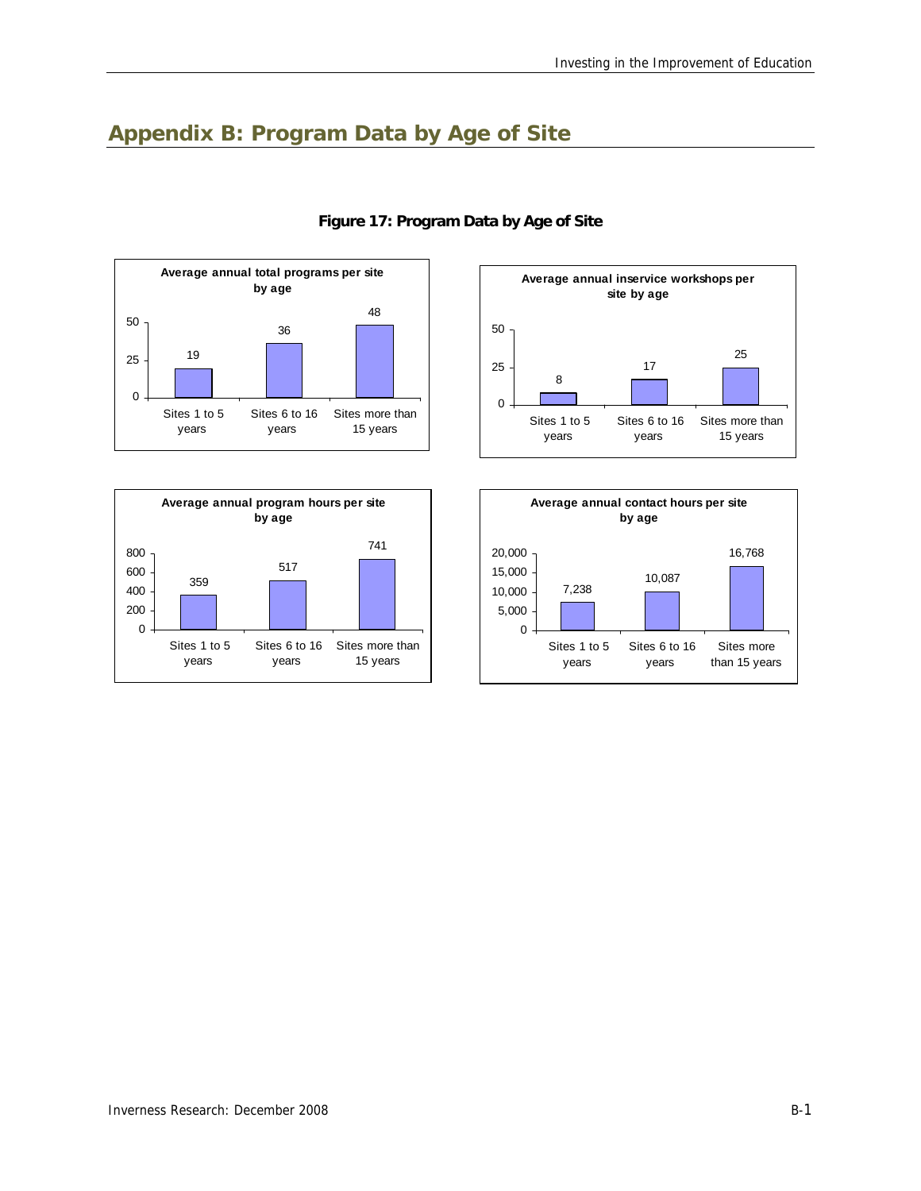# Appendix B: Program Data by Age of Site

**Figure 17: Program Data by Age of Site**

**Average annual total programs per site by age**

| | Sites 1 to 5 years | Sites 6 to 16 years | Sites more than 15 years |
|---|---|---|---|
| Programs | 19 | 36 | 48 |

**Average annual inservice workshops per site by age**

| | Sites 1 to 5 years | Sites 6 to 16 years | Sites more than 15 years |
|---|---|---|---|
| Workshops | 8 | 17 | 25 |

**Average annual program hours per site by age**

| | Sites 1 to 5 years | Sites 6 to 16 years | Sites more than 15 years |
|---|---|---|---|
| Program hours | 359 | 517 | 741 |

**Average annual contact hours per site by age**

| | Sites 1 to 5 years | Sites 6 to 16 years | Sites more than 15 years |
|---|---|---|---|
| Contact hours | 7,238 | 10,087 | 16,768 |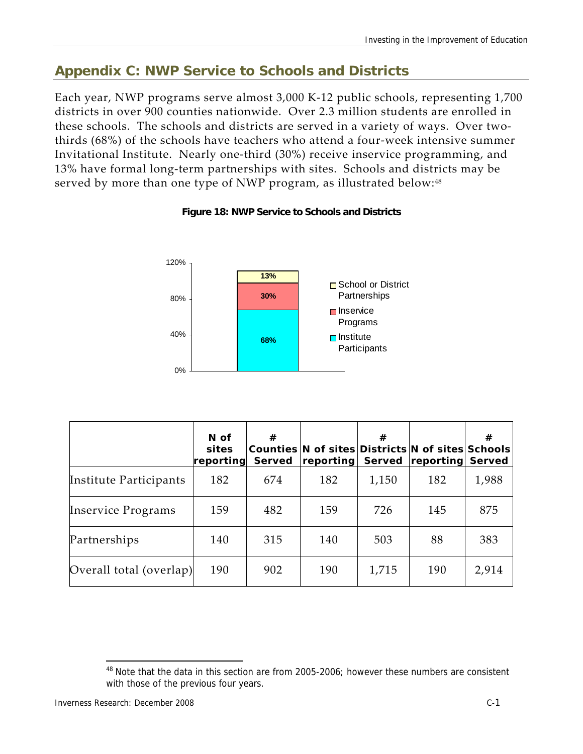## Appendix C: NWP Service to Schools and Districts

Each year, NWP programs serve almost 3,000 K-12 public schools, representing 1,700 districts in over 900 counties nationwide. Over 2.3 million students are enrolled in these schools. The schools and districts are served in a variety of ways. Over two-thirds (68%) of the schools have teachers who attend a four-week intensive summer Invitational Institute. Nearly one-third (30%) receive inservice programming, and 13% have formal long-term partnerships with sites. Schools and districts may be served by more than one type of NWP program, as illustrated below:[48]

**Figure 18: NWP Service to Schools and Districts**

| | N of sites reporting | # Counties Served | N of sites reporting | # Districts Served | N of sites reporting | # Schools Served |
|---|---|---|---|---|---|---|
| Institute Participants | 182 | 674 | 182 | 1,150 | 182 | 1,988 |
| Inservice Programs | 159 | 482 | 159 | 726 | 145 | 875 |
| Partnerships | 140 | 315 | 140 | 503 | 88 | 383 |
| Overall total (overlap) | 190 | 902 | 190 | 1,715 | 190 | 2,914 |

[48] Note that the data in this section are from 2005-2006; however these numbers are consistent with those of the previous four years.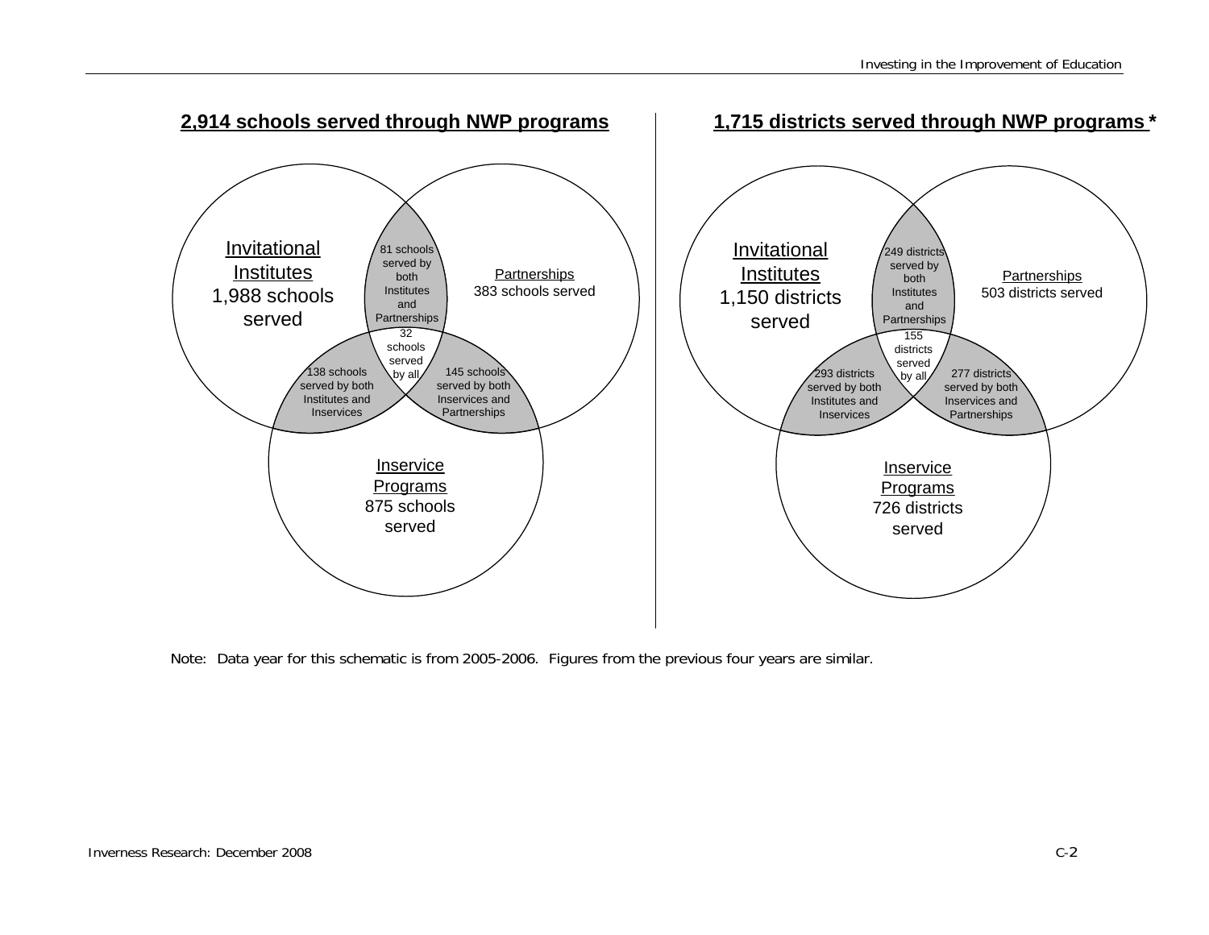## 2,914 schools served through NWP programs

Invitational Institutes
1,988 schools served

Partnerships
383 schools served

Inservice Programs
875 schools served

81 schools served by both Institutes and Partnerships

138 schools served by both Institutes and Inservices

145 schools served by both Inservices and Partnerships

32 schools served by all

## 1,715 districts served through NWP programs *

Invitational Institutes
1,150 districts served

Partnerships
503 districts served

Inservice Programs
726 districts served

249 districts served by both Institutes and Partnerships

293 districts served by both Institutes and Inservices

277 districts served by both Inservices and Partnerships

155 districts served by all

Note: Data year for this schematic is from 2005-2006. Figures from the previous four years are similar.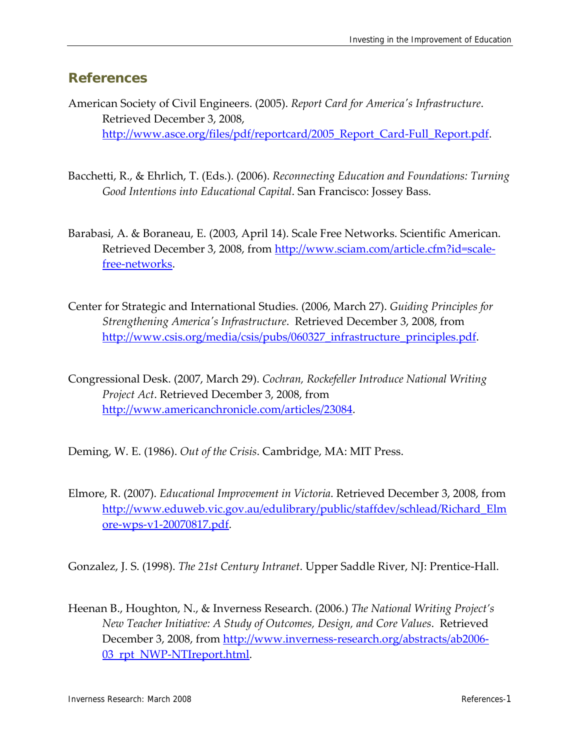## References

American Society of Civil Engineers. (2005). *Report Card for America's Infrastructure*. Retrieved December 3, 2008, http://www.asce.org/files/pdf/reportcard/2005_Report_Card-Full_Report.pdf.

Bacchetti, R., & Ehrlich, T. (Eds.). (2006). *Reconnecting Education and Foundations: Turning Good Intentions into Educational Capital*. San Francisco: Jossey Bass.

Barabasi, A. & Boraneau, E. (2003, April 14). Scale Free Networks. Scientific American. Retrieved December 3, 2008, from http://www.sciam.com/article.cfm?id=scale-free-networks.

Center for Strategic and International Studies. (2006, March 27). *Guiding Principles for Strengthening America's Infrastructure*. Retrieved December 3, 2008, from http://www.csis.org/media/csis/pubs/060327_infrastructure_principles.pdf.

Congressional Desk. (2007, March 29). *Cochran, Rockefeller Introduce National Writing Project Act*. Retrieved December 3, 2008, from http://www.americanchronicle.com/articles/23084.

Deming, W. E. (1986). *Out of the Crisis*. Cambridge, MA: MIT Press.

Elmore, R. (2007). *Educational Improvement in Victoria*. Retrieved December 3, 2008, from http://www.eduweb.vic.gov.au/edulibrary/public/staffdev/schlead/Richard_Elmore-wps-v1-20070817.pdf.

Gonzalez, J. S. (1998). *The 21st Century Intranet*. Upper Saddle River, NJ: Prentice-Hall.

Heenan B., Houghton, N., & Inverness Research. (2006.) *The National Writing Project's New Teacher Initiative: A Study of Outcomes, Design, and Core Values*. Retrieved December 3, 2008, from http://www.inverness-research.org/abstracts/ab2006-03_rpt_NWP-NTIreport.html.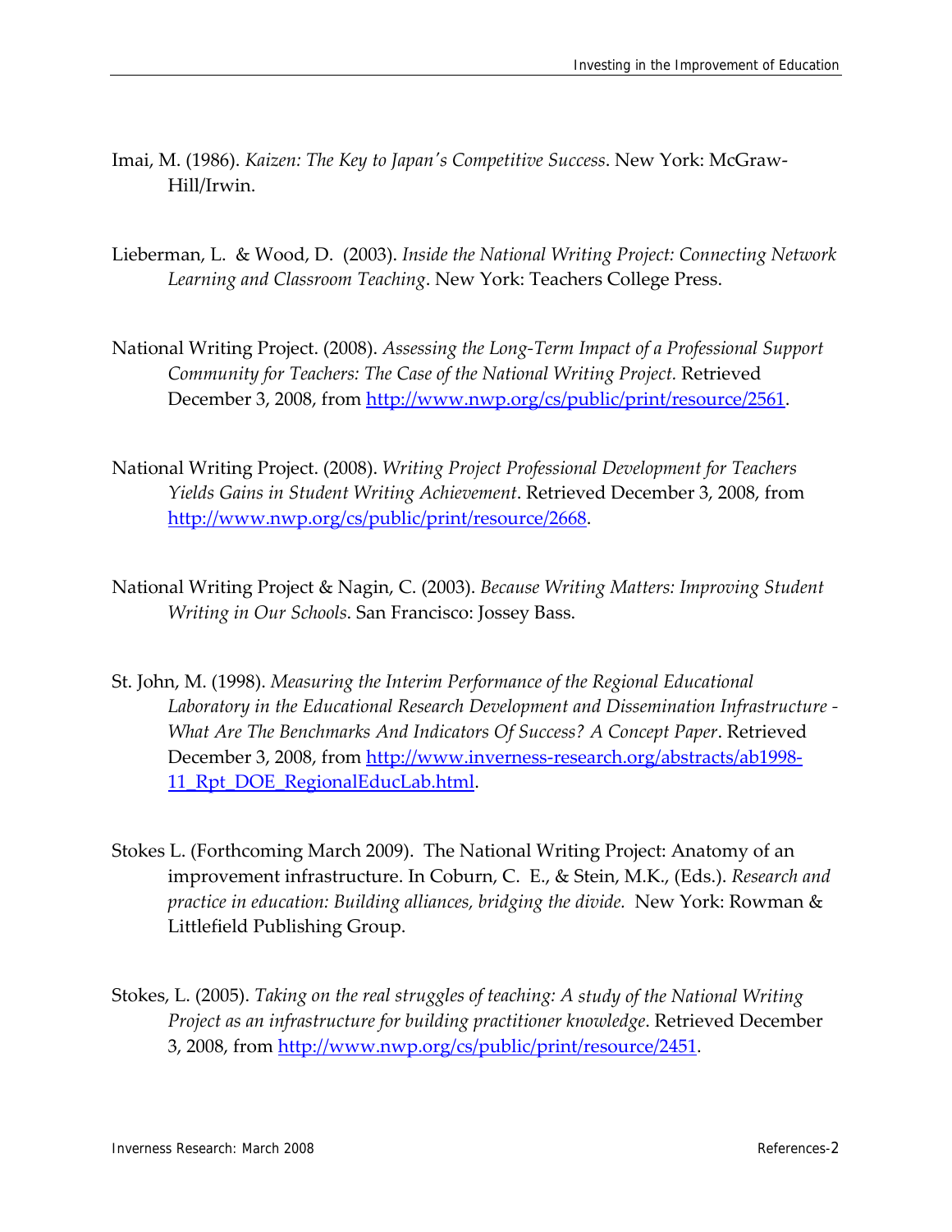Imai, M. (1986). *Kaizen: The Key to Japan's Competitive Success*. New York: McGraw-Hill/Irwin.

Lieberman, L. & Wood, D. (2003). *Inside the National Writing Project: Connecting Network Learning and Classroom Teaching*. New York: Teachers College Press.

National Writing Project. (2008). *Assessing the Long-Term Impact of a Professional Support Community for Teachers: The Case of the National Writing Project.* Retrieved December 3, 2008, from http://www.nwp.org/cs/public/print/resource/2561.

National Writing Project. (2008). *Writing Project Professional Development for Teachers Yields Gains in Student Writing Achievement*. Retrieved December 3, 2008, from http://www.nwp.org/cs/public/print/resource/2668.

National Writing Project & Nagin, C. (2003). *Because Writing Matters: Improving Student Writing in Our Schools*. San Francisco: Jossey Bass.

St. John, M. (1998). *Measuring the Interim Performance of the Regional Educational Laboratory in the Educational Research Development and Dissemination Infrastructure - What Are The Benchmarks And Indicators Of Success? A Concept Paper*. Retrieved December 3, 2008, from http://www.inverness-research.org/abstracts/ab1998-11_Rpt_DOE_RegionalEducLab.html.

Stokes L. (Forthcoming March 2009). The National Writing Project: Anatomy of an improvement infrastructure. In Coburn, C. E., & Stein, M.K., (Eds.). *Research and practice in education: Building alliances, bridging the divide.* New York: Rowman & Littlefield Publishing Group.

Stokes, L. (2005). *Taking on the real struggles of teaching: A study of the National Writing Project as an infrastructure for building practitioner knowledge*. Retrieved December 3, 2008, from http://www.nwp.org/cs/public/print/resource/2451.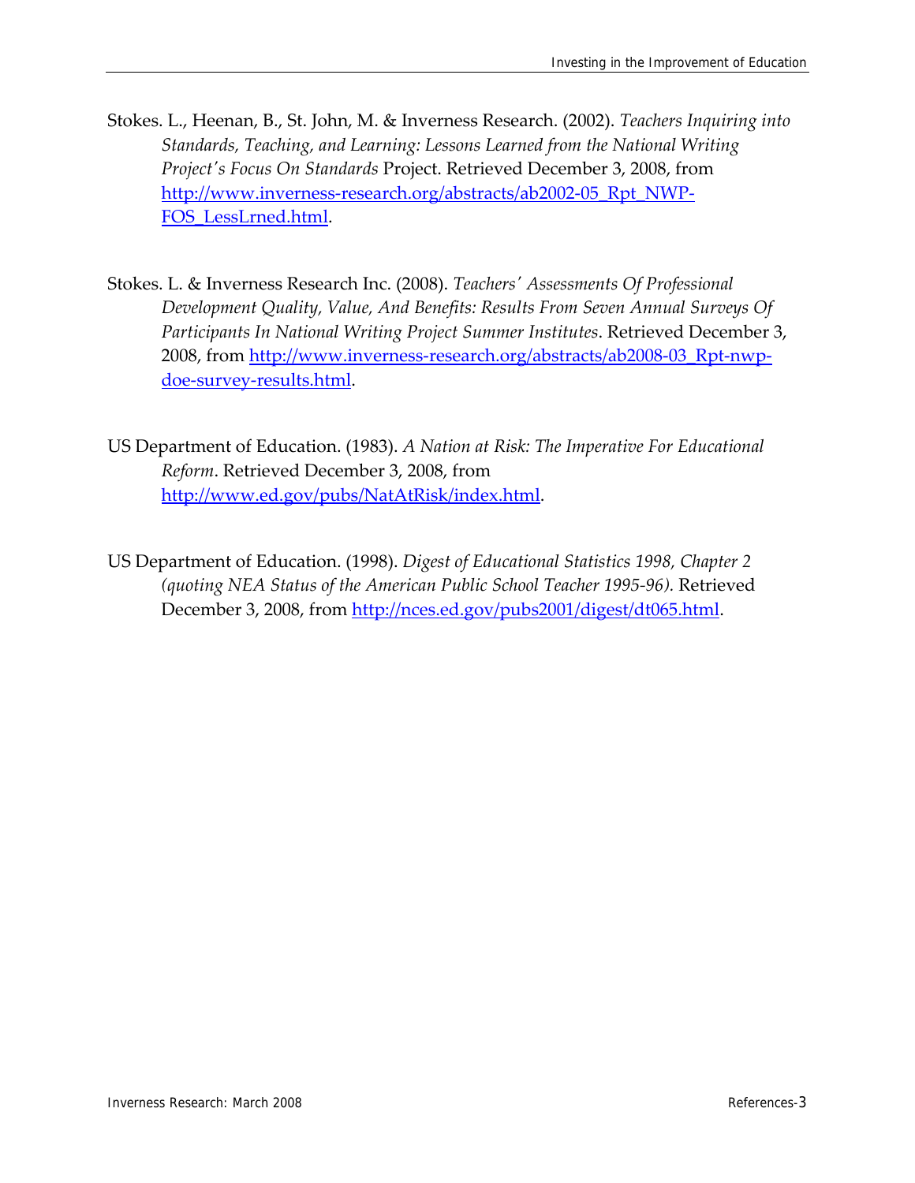Stokes. L., Heenan, B., St. John, M. & Inverness Research. (2002). *Teachers Inquiring into Standards, Teaching, and Learning: Lessons Learned from the National Writing Project's Focus On Standards* Project. Retrieved December 3, 2008, from http://www.inverness-research.org/abstracts/ab2002-05_Rpt_NWP-FOS_LessLrned.html.

Stokes. L. & Inverness Research Inc. (2008). *Teachers' Assessments Of Professional Development Quality, Value, And Benefits: Results From Seven Annual Surveys Of Participants In National Writing Project Summer Institutes*. Retrieved December 3, 2008, from http://www.inverness-research.org/abstracts/ab2008-03_Rpt-nwp-doe-survey-results.html.

US Department of Education. (1983). *A Nation at Risk: The Imperative For Educational Reform*. Retrieved December 3, 2008, from http://www.ed.gov/pubs/NatAtRisk/index.html.

US Department of Education. (1998). *Digest of Educational Statistics 1998, Chapter 2 (quoting NEA Status of the American Public School Teacher 1995-96).* Retrieved December 3, 2008, from http://nces.ed.gov/pubs2001/digest/dt065.html.